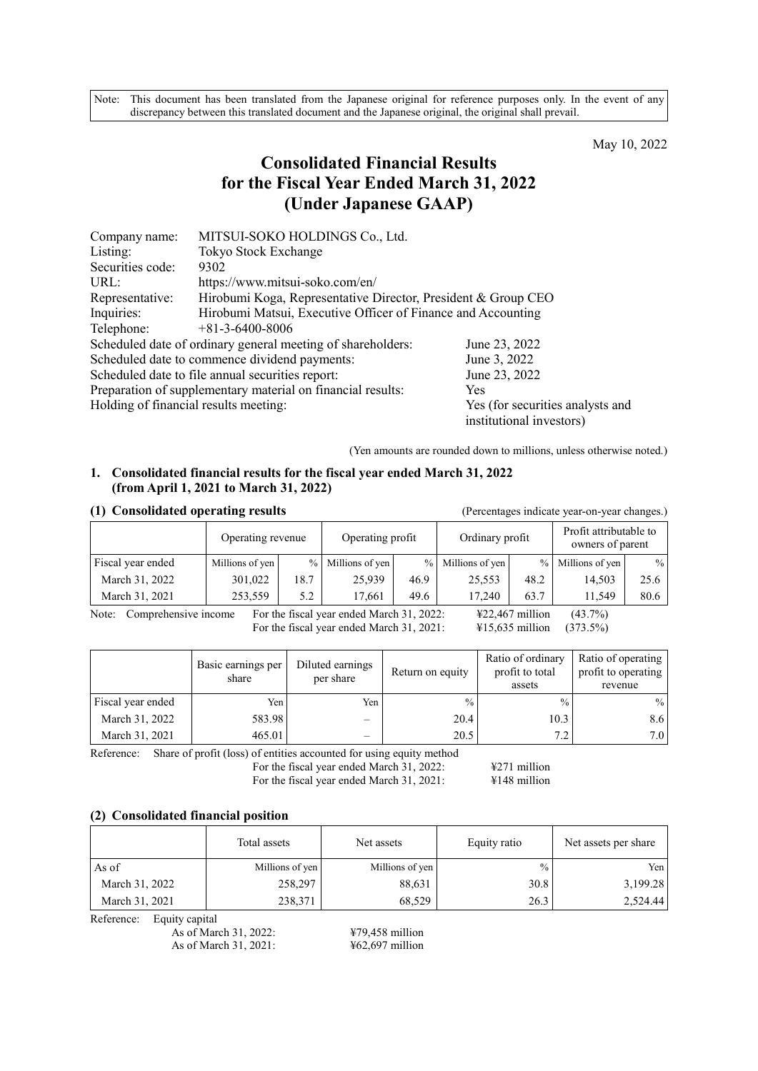Note: This document has been translated from the Japanese original for reference purposes only. In the event of any discrepancy between this translated document and the Japanese original, the original shall prevail.

May 10, 2022

# Consolidated Financial Results for the Fiscal Year Ended March 31, 2022 (Under Japanese GAAP)

| | |
|---|---|
| Company name: | MITSUI-SOKO HOLDINGS Co., Ltd. |
| Listing: | Tokyo Stock Exchange |
| Securities code: | 9302 |
| URL: | https://www.mitsui-soko.com/en/ |
| Representative: | Hirobumi Koga, Representative Director, President & Group CEO |
| Inquiries: | Hirobumi Matsui, Executive Officer of Finance and Accounting |
| Telephone: | +81-3-6400-8006 |

| | |
|---|---|
| Scheduled date of ordinary general meeting of shareholders: | June 23, 2022 |
| Scheduled date to commence dividend payments: | June 3, 2022 |
| Scheduled date to file annual securities report: | June 23, 2022 |
| Preparation of supplementary material on financial results: | Yes |
| Holding of financial results meeting: | Yes (for securities analysts and institutional investors) |

(Yen amounts are rounded down to millions, unless otherwise noted.)

## 1. Consolidated financial results for the fiscal year ended March 31, 2022 (from April 1, 2021 to March 31, 2022)

### (1) Consolidated operating results

(Percentages indicate year-on-year changes.)

| | Operating revenue | | Operating profit | | Ordinary profit | | Profit attributable to owners of parent | |
|---|---|---|---|---|---|---|---|---|
| Fiscal year ended | Millions of yen | % | Millions of yen | % | Millions of yen | % | Millions of yen | % |
| March 31, 2022 | 301,022 | 18.7 | 25,939 | 46.9 | 25,553 | 48.2 | 14,503 | 25.6 |
| March 31, 2021 | 253,559 | 5.2 | 17,661 | 49.6 | 17,240 | 63.7 | 11,549 | 80.6 |

Note: Comprehensive income For the fiscal year ended March 31, 2022: ¥22,467 million (43.7%)
For the fiscal year ended March 31, 2021: ¥15,635 million (373.5%)

| | Basic earnings per share | Diluted earnings per share | Return on equity | Ratio of ordinary profit to total assets | Ratio of operating profit to operating revenue |
|---|---|---|---|---|---|
| Fiscal year ended | Yen | Yen | % | % | % |
| March 31, 2022 | 583.98 | – | 20.4 | 10.3 | 8.6 |
| March 31, 2021 | 465.01 | – | 20.5 | 7.2 | 7.0 |

Reference: Share of profit (loss) of entities accounted for using equity method
For the fiscal year ended March 31, 2022: ¥271 million
For the fiscal year ended March 31, 2021: ¥148 million

### (2) Consolidated financial position

| | Total assets | Net assets | Equity ratio | Net assets per share |
|---|---|---|---|---|
| As of | Millions of yen | Millions of yen | % | Yen |
| March 31, 2022 | 258,297 | 88,631 | 30.8 | 3,199.28 |
| March 31, 2021 | 238,371 | 68,529 | 26.3 | 2,524.44 |

Reference: Equity capital
As of March 31, 2022: ¥79,458 million
As of March 31, 2021: ¥62,697 million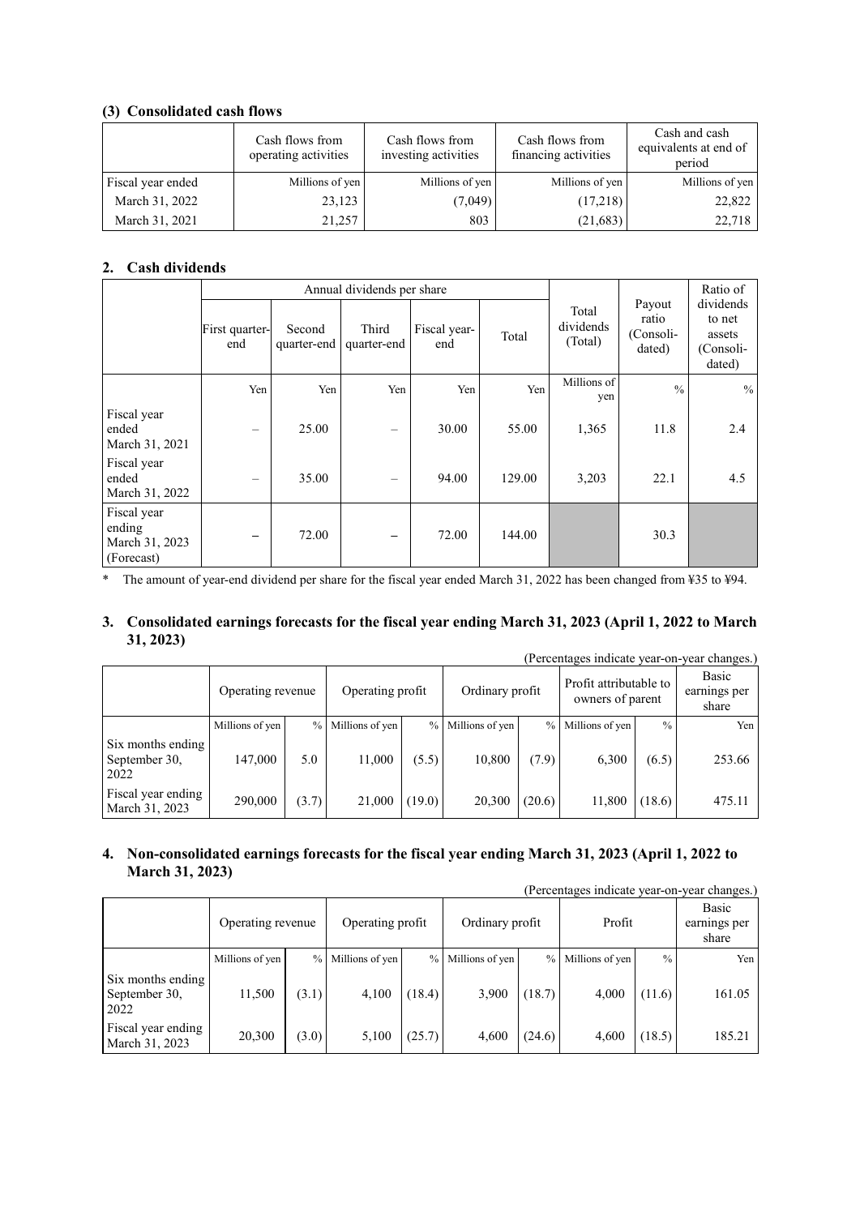### (3) Consolidated cash flows

| | Cash flows from operating activities | Cash flows from investing activities | Cash flows from financing activities | Cash and cash equivalents at end of period |
|---|---|---|---|---|
| Fiscal year ended | Millions of yen | Millions of yen | Millions of yen | Millions of yen |
| March 31, 2022 | 23,123 | (7,049) | (17,218) | 22,822 |
| March 31, 2021 | 21,257 | 803 | (21,683) | 22,718 |

## 2. Cash dividends

| | Annual dividends per share | | | | | Total dividends (Total) | Payout ratio (Consoli-dated) | Ratio of dividends to net assets (Consoli-dated) |
|---|---|---|---|---|---|---|---|---|
| | First quarter-end | Second quarter-end | Third quarter-end | Fiscal year-end | Total | | | |
| | Yen | Yen | Yen | Yen | Yen | Millions of yen | % | % |
| Fiscal year ended March 31, 2021 | – | 25.00 | – | 30.00 | 55.00 | 1,365 | 11.8 | 2.4 |
| Fiscal year ended March 31, 2022 | – | 35.00 | – | 94.00 | 129.00 | 3,203 | 22.1 | 4.5 |
| Fiscal year ending March 31, 2023 (Forecast) | – | 72.00 | – | 72.00 | 144.00 | | 30.3 | |

\* The amount of year-end dividend per share for the fiscal year ended March 31, 2022 has been changed from ¥35 to ¥94.

## 3. Consolidated earnings forecasts for the fiscal year ending March 31, 2023 (April 1, 2022 to March 31, 2023)

(Percentages indicate year-on-year changes.)

| | Operating revenue | | Operating profit | | Ordinary profit | | Profit attributable to owners of parent | | Basic earnings per share |
|---|---|---|---|---|---|---|---|---|---|
| | Millions of yen | % | Millions of yen | % | Millions of yen | % | Millions of yen | % | Yen |
| Six months ending September 30, 2022 | 147,000 | 5.0 | 11,000 | (5.5) | 10,800 | (7.9) | 6,300 | (6.5) | 253.66 |
| Fiscal year ending March 31, 2023 | 290,000 | (3.7) | 21,000 | (19.0) | 20,300 | (20.6) | 11,800 | (18.6) | 475.11 |

## 4. Non-consolidated earnings forecasts for the fiscal year ending March 31, 2023 (April 1, 2022 to March 31, 2023)

(Percentages indicate year-on-year changes.)

| | Operating revenue | | Operating profit | | Ordinary profit | | Profit | | Basic earnings per share |
|---|---|---|---|---|---|---|---|---|---|
| | Millions of yen | % | Millions of yen | % | Millions of yen | % | Millions of yen | % | Yen |
| Six months ending September 30, 2022 | 11,500 | (3.1) | 4,100 | (18.4) | 3,900 | (18.7) | 4,000 | (11.6) | 161.05 |
| Fiscal year ending March 31, 2023 | 20,300 | (3.0) | 5,100 | (25.7) | 4,600 | (24.6) | 4,600 | (18.5) | 185.21 |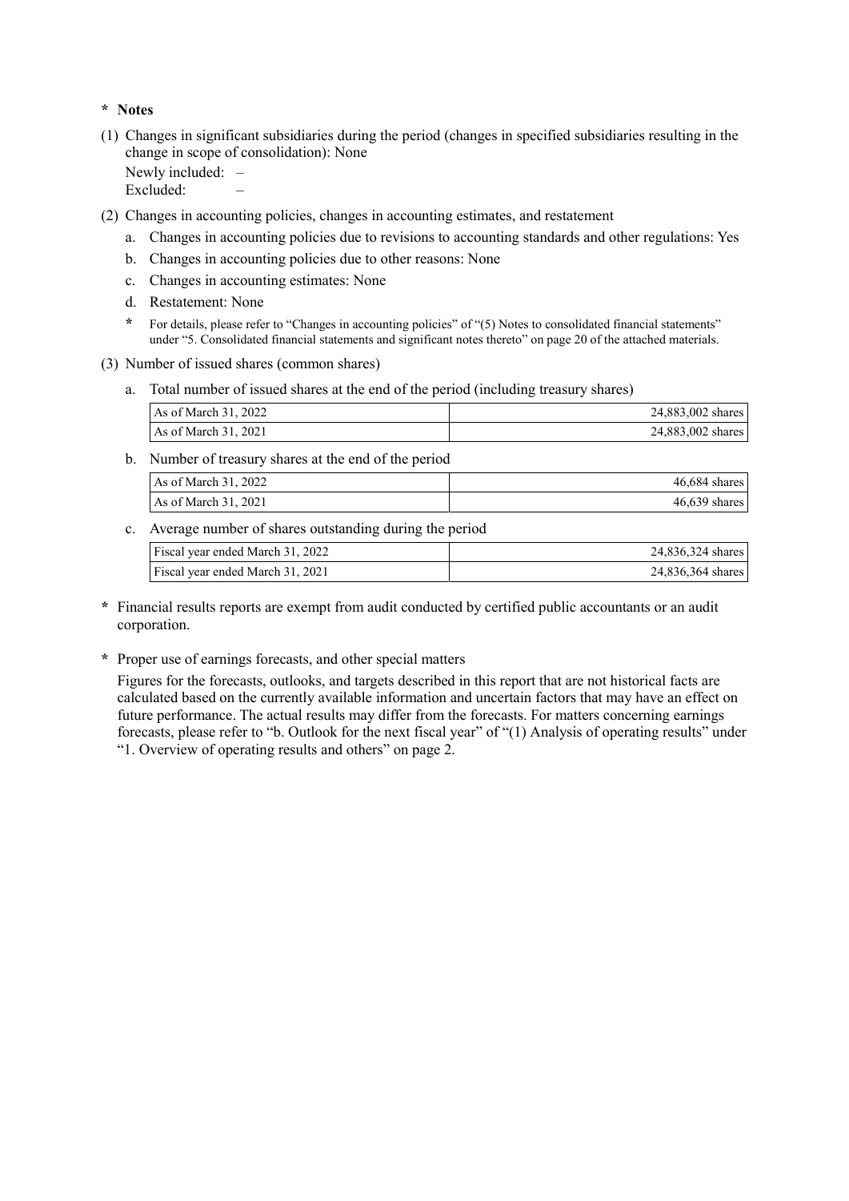**\* Notes**

(1) Changes in significant subsidiaries during the period (changes in specified subsidiaries resulting in the change in scope of consolidation): None

Newly included: –
Excluded: –

(2) Changes in accounting policies, changes in accounting estimates, and restatement

a. Changes in accounting policies due to revisions to accounting standards and other regulations: Yes
b. Changes in accounting policies due to other reasons: None
c. Changes in accounting estimates: None
d. Restatement: None

\* For details, please refer to "Changes in accounting policies" of "(5) Notes to consolidated financial statements" under "5. Consolidated financial statements and significant notes thereto" on page 20 of the attached materials.

(3) Number of issued shares (common shares)

a. Total number of issued shares at the end of the period (including treasury shares)

| | |
|---|---|
| As of March 31, 2022 | 24,883,002 shares |
| As of March 31, 2021 | 24,883,002 shares |

b. Number of treasury shares at the end of the period

| | |
|---|---|
| As of March 31, 2022 | 46,684 shares |
| As of March 31, 2021 | 46,639 shares |

c. Average number of shares outstanding during the period

| | |
|---|---|
| Fiscal year ended March 31, 2022 | 24,836,324 shares |
| Fiscal year ended March 31, 2021 | 24,836,364 shares |

\* Financial results reports are exempt from audit conducted by certified public accountants or an audit corporation.

\* Proper use of earnings forecasts, and other special matters

Figures for the forecasts, outlooks, and targets described in this report that are not historical facts are calculated based on the currently available information and uncertain factors that may have an effect on future performance. The actual results may differ from the forecasts. For matters concerning earnings forecasts, please refer to "b. Outlook for the next fiscal year" of "(1) Analysis of operating results" under "1. Overview of operating results and others" on page 2.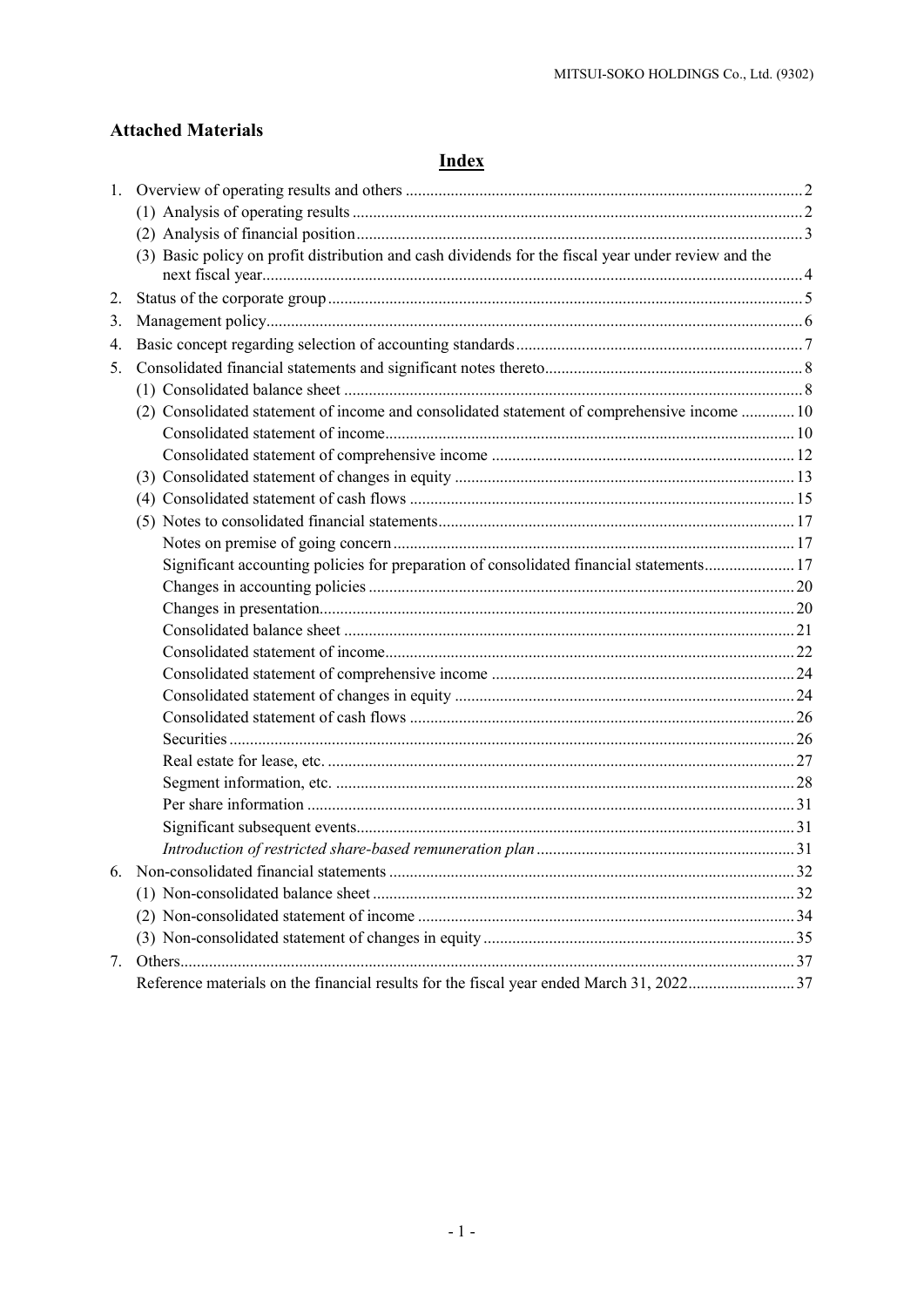## Attached Materials

# Index

1. Overview of operating results and others .......... 2
   - (1) Analysis of operating results .......... 2
   - (2) Analysis of financial position .......... 3
   - (3) Basic policy on profit distribution and cash dividends for the fiscal year under review and the next fiscal year .......... 4
2. Status of the corporate group .......... 5
3. Management policy .......... 6
4. Basic concept regarding selection of accounting standards .......... 7
5. Consolidated financial statements and significant notes thereto .......... 8
   - (1) Consolidated balance sheet .......... 8
   - (2) Consolidated statement of income and consolidated statement of comprehensive income .......... 10
     - Consolidated statement of income .......... 10
     - Consolidated statement of comprehensive income .......... 12
   - (3) Consolidated statement of changes in equity .......... 13
   - (4) Consolidated statement of cash flows .......... 15
   - (5) Notes to consolidated financial statements .......... 17
     - Notes on premise of going concern .......... 17
     - Significant accounting policies for preparation of consolidated financial statements .......... 17
     - Changes in accounting policies .......... 20
     - Changes in presentation .......... 20
     - Consolidated balance sheet .......... 21
     - Consolidated statement of income .......... 22
     - Consolidated statement of comprehensive income .......... 24
     - Consolidated statement of changes in equity .......... 24
     - Consolidated statement of cash flows .......... 26
     - Securities .......... 26
     - Real estate for lease, etc. .......... 27
     - Segment information, etc. .......... 28
     - Per share information .......... 31
     - Significant subsequent events .......... 31
     - *Introduction of restricted share-based remuneration plan* .......... 31
6. Non-consolidated financial statements .......... 32
   - (1) Non-consolidated balance sheet .......... 32
   - (2) Non-consolidated statement of income .......... 34
   - (3) Non-consolidated statement of changes in equity .......... 35
7. Others .......... 37
   - Reference materials on the financial results for the fiscal year ended March 31, 2022 .......... 37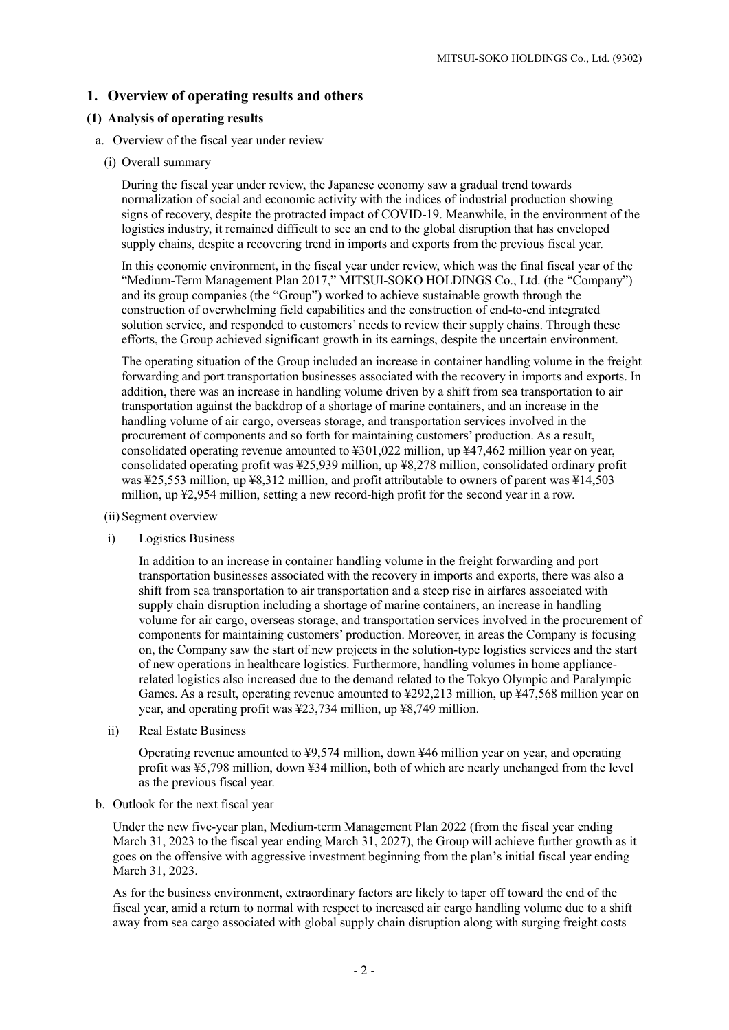## 1. Overview of operating results and others

### (1) Analysis of operating results

a. Overview of the fiscal year under review

(i) Overall summary

During the fiscal year under review, the Japanese economy saw a gradual trend towards normalization of social and economic activity with the indices of industrial production showing signs of recovery, despite the protracted impact of COVID-19. Meanwhile, in the environment of the logistics industry, it remained difficult to see an end to the global disruption that has enveloped supply chains, despite a recovering trend in imports and exports from the previous fiscal year.

In this economic environment, in the fiscal year under review, which was the final fiscal year of the "Medium-Term Management Plan 2017," MITSUI-SOKO HOLDINGS Co., Ltd. (the "Company") and its group companies (the "Group") worked to achieve sustainable growth through the construction of overwhelming field capabilities and the construction of end-to-end integrated solution service, and responded to customers' needs to review their supply chains. Through these efforts, the Group achieved significant growth in its earnings, despite the uncertain environment.

The operating situation of the Group included an increase in container handling volume in the freight forwarding and port transportation businesses associated with the recovery in imports and exports. In addition, there was an increase in handling volume driven by a shift from sea transportation to air transportation against the backdrop of a shortage of marine containers, and an increase in the handling volume of air cargo, overseas storage, and transportation services involved in the procurement of components and so forth for maintaining customers' production. As a result, consolidated operating revenue amounted to ¥301,022 million, up ¥47,462 million year on year, consolidated operating profit was ¥25,939 million, up ¥8,278 million, consolidated ordinary profit was ¥25,553 million, up ¥8,312 million, and profit attributable to owners of parent was ¥14,503 million, up ¥2,954 million, setting a new record-high profit for the second year in a row.

(ii) Segment overview

i) Logistics Business

In addition to an increase in container handling volume in the freight forwarding and port transportation businesses associated with the recovery in imports and exports, there was also a shift from sea transportation to air transportation and a steep rise in airfares associated with supply chain disruption including a shortage of marine containers, an increase in handling volume for air cargo, overseas storage, and transportation services involved in the procurement of components for maintaining customers' production. Moreover, in areas the Company is focusing on, the Company saw the start of new projects in the solution-type logistics services and the start of new operations in healthcare logistics. Furthermore, handling volumes in home appliance-related logistics also increased due to the demand related to the Tokyo Olympic and Paralympic Games. As a result, operating revenue amounted to ¥292,213 million, up ¥47,568 million year on year, and operating profit was ¥23,734 million, up ¥8,749 million.

ii) Real Estate Business

Operating revenue amounted to ¥9,574 million, down ¥46 million year on year, and operating profit was ¥5,798 million, down ¥34 million, both of which are nearly unchanged from the level as the previous fiscal year.

b. Outlook for the next fiscal year

Under the new five-year plan, Medium-term Management Plan 2022 (from the fiscal year ending March 31, 2023 to the fiscal year ending March 31, 2027), the Group will achieve further growth as it goes on the offensive with aggressive investment beginning from the plan's initial fiscal year ending March 31, 2023.

As for the business environment, extraordinary factors are likely to taper off toward the end of the fiscal year, amid a return to normal with respect to increased air cargo handling volume due to a shift away from sea cargo associated with global supply chain disruption along with surging freight costs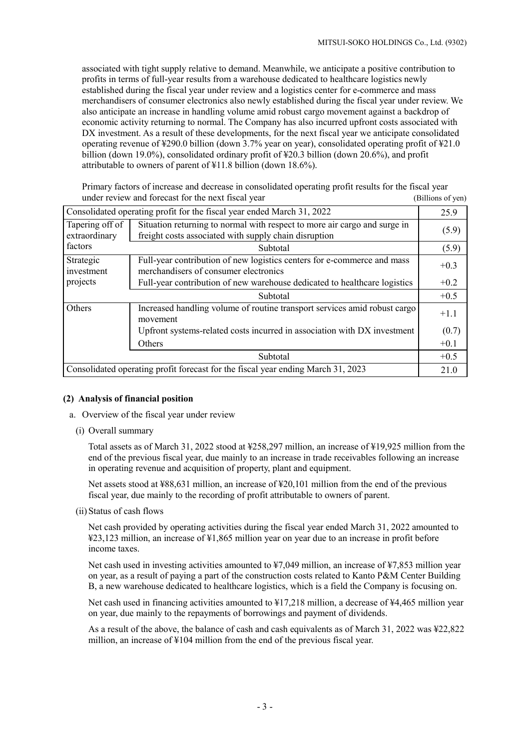associated with tight supply relative to demand. Meanwhile, we anticipate a positive contribution to profits in terms of full-year results from a warehouse dedicated to healthcare logistics newly established during the fiscal year under review and a logistics center for e-commerce and mass merchandisers of consumer electronics also newly established during the fiscal year under review. We also anticipate an increase in handling volume amid robust cargo movement against a backdrop of economic activity returning to normal. The Company has also incurred upfront costs associated with DX investment. As a result of these developments, for the next fiscal year we anticipate consolidated operating revenue of ¥290.0 billion (down 3.7% year on year), consolidated operating profit of ¥21.0 billion (down 19.0%), consolidated ordinary profit of ¥20.3 billion (down 20.6%), and profit attributable to owners of parent of ¥11.8 billion (down 18.6%).

Primary factors of increase and decrease in consolidated operating profit results for the fiscal year under review and forecast for the next fiscal year (Billions of yen)

| Consolidated operating profit for the fiscal year ended March 31, 2022 | | 25.9 |
|---|---|---|
| Tapering off of extraordinary factors | Situation returning to normal with respect to more air cargo and surge in freight costs associated with supply chain disruption | (5.9) |
| | Subtotal | (5.9) |
| Strategic investment projects | Full-year contribution of new logistics centers for e-commerce and mass merchandisers of consumer electronics | +0.3 |
| | Full-year contribution of new warehouse dedicated to healthcare logistics | +0.2 |
| | Subtotal | +0.5 |
| Others | Increased handling volume of routine transport services amid robust cargo movement | +1.1 |
| | Upfront systems-related costs incurred in association with DX investment | (0.7) |
| | Others | +0.1 |
| | Subtotal | +0.5 |
| Consolidated operating profit forecast for the fiscal year ending March 31, 2023 | | 21.0 |

### (2) Analysis of financial position

a. Overview of the fiscal year under review

(i) Overall summary

Total assets as of March 31, 2022 stood at ¥258,297 million, an increase of ¥19,925 million from the end of the previous fiscal year, due mainly to an increase in trade receivables following an increase in operating revenue and acquisition of property, plant and equipment.

Net assets stood at ¥88,631 million, an increase of ¥20,101 million from the end of the previous fiscal year, due mainly to the recording of profit attributable to owners of parent.

(ii) Status of cash flows

Net cash provided by operating activities during the fiscal year ended March 31, 2022 amounted to ¥23,123 million, an increase of ¥1,865 million year on year due to an increase in profit before income taxes.

Net cash used in investing activities amounted to ¥7,049 million, an increase of ¥7,853 million year on year, as a result of paying a part of the construction costs related to Kanto P&M Center Building B, a new warehouse dedicated to healthcare logistics, which is a field the Company is focusing on.

Net cash used in financing activities amounted to ¥17,218 million, a decrease of ¥4,465 million year on year, due mainly to the repayments of borrowings and payment of dividends.

As a result of the above, the balance of cash and cash equivalents as of March 31, 2022 was ¥22,822 million, an increase of ¥104 million from the end of the previous fiscal year.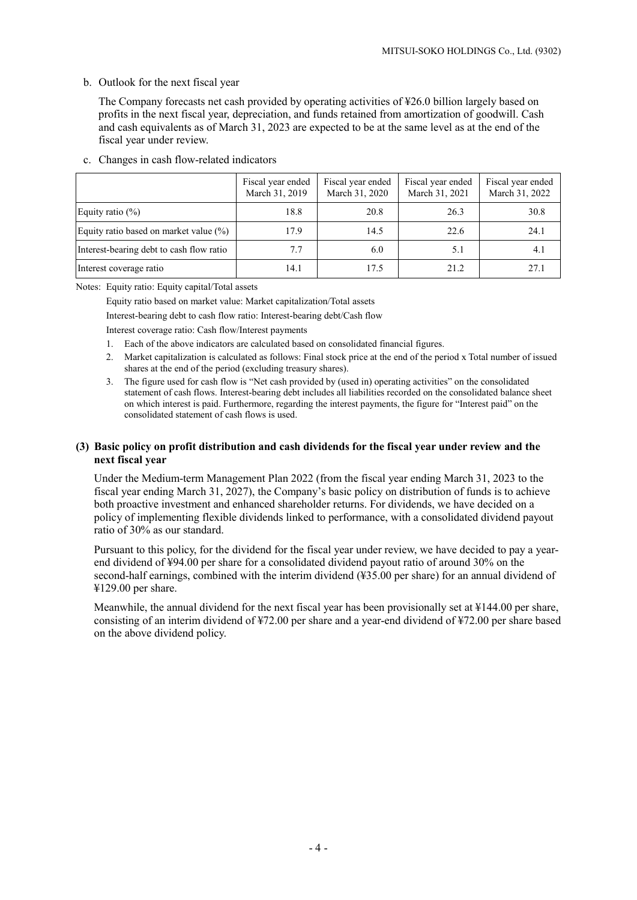b. Outlook for the next fiscal year

The Company forecasts net cash provided by operating activities of ¥26.0 billion largely based on profits in the next fiscal year, depreciation, and funds retained from amortization of goodwill. Cash and cash equivalents as of March 31, 2023 are expected to be at the same level as at the end of the fiscal year under review.

c. Changes in cash flow-related indicators

| | Fiscal year ended March 31, 2019 | Fiscal year ended March 31, 2020 | Fiscal year ended March 31, 2021 | Fiscal year ended March 31, 2022 |
|---|---|---|---|---|
| Equity ratio (%) | 18.8 | 20.8 | 26.3 | 30.8 |
| Equity ratio based on market value (%) | 17.9 | 14.5 | 22.6 | 24.1 |
| Interest-bearing debt to cash flow ratio | 7.7 | 6.0 | 5.1 | 4.1 |
| Interest coverage ratio | 14.1 | 17.5 | 21.2 | 27.1 |

Notes: Equity ratio: Equity capital/Total assets

Equity ratio based on market value: Market capitalization/Total assets

Interest-bearing debt to cash flow ratio: Interest-bearing debt/Cash flow

Interest coverage ratio: Cash flow/Interest payments

1. Each of the above indicators are calculated based on consolidated financial figures.
2. Market capitalization is calculated as follows: Final stock price at the end of the period x Total number of issued shares at the end of the period (excluding treasury shares).
3. The figure used for cash flow is "Net cash provided by (used in) operating activities" on the consolidated statement of cash flows. Interest-bearing debt includes all liabilities recorded on the consolidated balance sheet on which interest is paid. Furthermore, regarding the interest payments, the figure for "Interest paid" on the consolidated statement of cash flows is used.

### (3) Basic policy on profit distribution and cash dividends for the fiscal year under review and the next fiscal year

Under the Medium-term Management Plan 2022 (from the fiscal year ending March 31, 2023 to the fiscal year ending March 31, 2027), the Company's basic policy on distribution of funds is to achieve both proactive investment and enhanced shareholder returns. For dividends, we have decided on a policy of implementing flexible dividends linked to performance, with a consolidated dividend payout ratio of 30% as our standard.

Pursuant to this policy, for the dividend for the fiscal year under review, we have decided to pay a year-end dividend of ¥94.00 per share for a consolidated dividend payout ratio of around 30% on the second-half earnings, combined with the interim dividend (¥35.00 per share) for an annual dividend of ¥129.00 per share.

Meanwhile, the annual dividend for the next fiscal year has been provisionally set at ¥144.00 per share, consisting of an interim dividend of ¥72.00 per share and a year-end dividend of ¥72.00 per share based on the above dividend policy.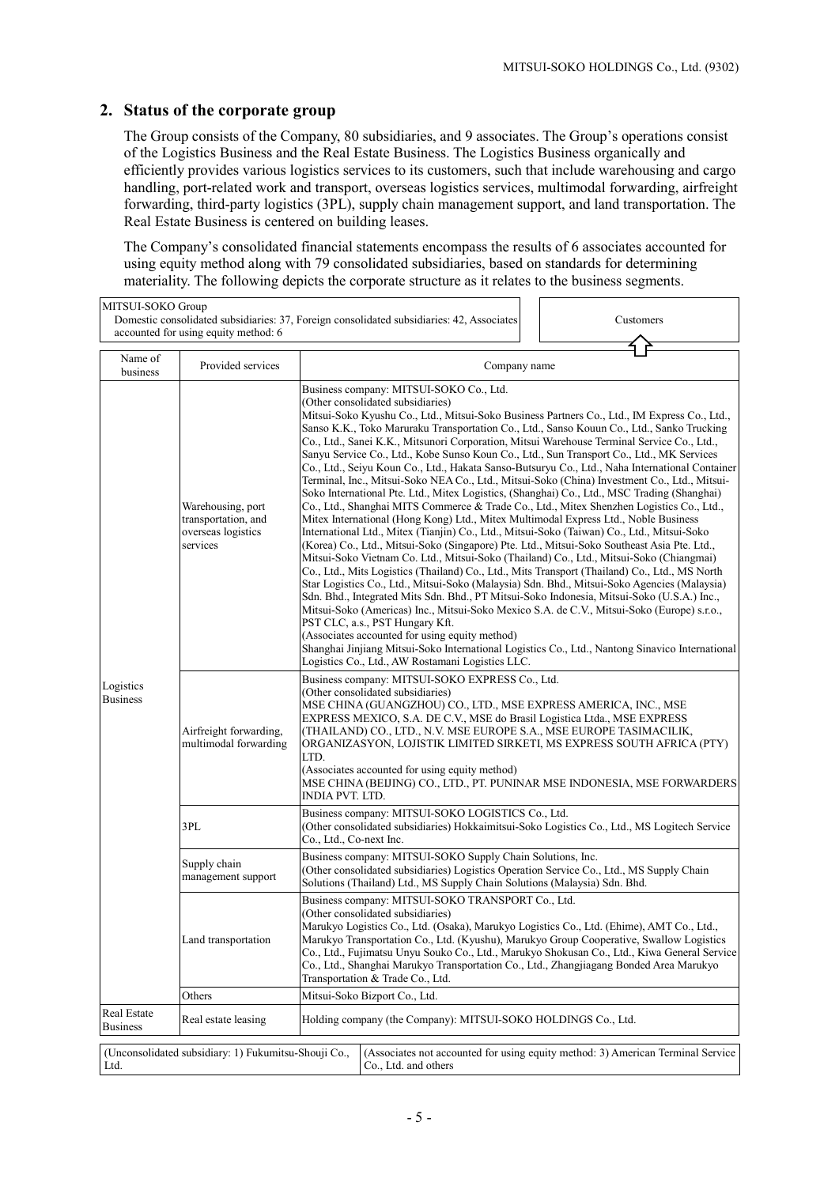## 2. Status of the corporate group

The Group consists of the Company, 80 subsidiaries, and 9 associates. The Group's operations consist of the Logistics Business and the Real Estate Business. The Logistics Business organically and efficiently provides various logistics services to its customers, such that include warehousing and cargo handling, port-related work and transport, overseas logistics services, multimodal forwarding, airfreight forwarding, third-party logistics (3PL), supply chain management support, and land transportation. The Real Estate Business is centered on building leases.

The Company's consolidated financial statements encompass the results of 6 associates accounted for using equity method along with 79 consolidated subsidiaries, based on standards for determining materiality. The following depicts the corporate structure as it relates to the business segments.

MITSUI-SOKO Group
Domestic consolidated subsidiaries: 37, Foreign consolidated subsidiaries: 42, Associates accounted for using equity method: 6

Customers

| Name of business | Provided services | Company name |
|---|---|---|
| Logistics Business | Warehousing, port transportation, and overseas logistics services | Business company: MITSUI-SOKO Co., Ltd.<br>(Other consolidated subsidiaries)<br>Mitsui-Soko Kyushu Co., Ltd., Mitsui-Soko Business Partners Co., Ltd., IM Express Co., Ltd., Sanso K.K., Toko Maruraku Transportation Co., Ltd., Sanso Kouun Co., Ltd., Sanko Trucking Co., Ltd., Sanei K.K., Mitsunori Corporation, Mitsui Warehouse Terminal Service Co., Ltd., Sanyu Service Co., Ltd., Kobe Sunso Koun Co., Ltd., Sun Transport Co., Ltd., MK Services Co., Ltd., Seiyu Koun Co., Ltd., Hakata Sanso-Butsuryu Co., Ltd., Naha International Container Terminal, Inc., Mitsui-Soko NEA Co., Ltd., Mitsui-Soko (China) Investment Co., Ltd., Mitsui-Soko International Pte. Ltd., Mitex Logistics, (Shanghai) Co., Ltd., MSC Trading (Shanghai) Co., Ltd., Shanghai MITS Commerce & Trade Co., Ltd., Mitex Shenzhen Logistics Co., Ltd., Mitex International (Hong Kong) Ltd., Mitex Multimodal Express Ltd., Noble Business International Ltd., Mitex (Tianjin) Co., Ltd., Mitsui-Soko (Taiwan) Co., Ltd., Mitsui-Soko (Korea) Co., Ltd., Mitsui-Soko (Singapore) Pte. Ltd., Mitsui-Soko Southeast Asia Pte. Ltd., Mitsui-Soko Vietnam Co. Ltd., Mitsui-Soko (Thailand) Co., Ltd., Mitsui-Soko (Chiangmai) Co., Ltd., Mits Logistics (Thailand) Co., Ltd., Mits Transport (Thailand) Co., Ltd., MS North Star Logistics Co., Ltd., Mitsui-Soko (Malaysia) Sdn. Bhd., Mitsui-Soko Agencies (Malaysia) Sdn. Bhd., Integrated Mits Sdn. Bhd., PT Mitsui-Soko Indonesia, Mitsui-Soko (U.S.A.) Inc., Mitsui-Soko (Americas) Inc., Mitsui-Soko Mexico S.A. de C.V., Mitsui-Soko (Europe) s.r.o., PST CLC, a.s., PST Hungary Kft.<br>(Associates accounted for using equity method)<br>Shanghai Jinjiang Mitsui-Soko International Logistics Co., Ltd., Nantong Sinavico International Logistics Co., Ltd., AW Rostamani Logistics LLC. |
| | Airfreight forwarding, multimodal forwarding | Business company: MITSUI-SOKO EXPRESS Co., Ltd.<br>(Other consolidated subsidiaries)<br>MSE CHINA (GUANGZHOU) CO., LTD., MSE EXPRESS AMERICA, INC., MSE EXPRESS MEXICO, S.A. DE C.V., MSE do Brasil Logistica Ltda., MSE EXPRESS (THAILAND) CO., LTD., N.V. MSE EUROPE S.A., MSE EUROPE TASIMACILIK, ORGANIZASYON, LOJISTIK LIMITED SIRKETI, MS EXPRESS SOUTH AFRICA (PTY) LTD.<br>(Associates accounted for using equity method)<br>MSE CHINA (BEIJING) CO., LTD., PT. PUNINAR MSE INDONESIA, MSE FORWARDERS INDIA PVT. LTD. |
| | 3PL | Business company: MITSUI-SOKO LOGISTICS Co., Ltd.<br>(Other consolidated subsidiaries) Hokkaimitsui-Soko Logistics Co., Ltd., MS Logitech Service Co., Ltd., Co-next Inc. |
| | Supply chain management support | Business company: MITSUI-SOKO Supply Chain Solutions, Inc.<br>(Other consolidated subsidiaries) Logistics Operation Service Co., Ltd., MS Supply Chain Solutions (Thailand) Ltd., MS Supply Chain Solutions (Malaysia) Sdn. Bhd. |
| | Land transportation | Business company: MITSUI-SOKO TRANSPORT Co., Ltd<br>(Other consolidated subsidiaries)<br>Marukyo Logistics Co., Ltd. (Osaka), Marukyo Logistics Co., Ltd. (Ehime), AMT Co., Ltd., Marukyo Transportation Co., Ltd. (Kyushu), Marukyo Group Cooperative, Swallow Logistics Co., Ltd., Fujimatsu Unyu Souko Co., Ltd., Marukyo Shokusan Co., Ltd., Kiwa General Service Co., Ltd., Shanghai Marukyo Transportation Co., Ltd., Zhangjiagang Bonded Area Marukyo Transportation & Trade Co., Ltd. |
| | Others | Mitsui-Soko Bizport Co., Ltd. |
| Real Estate Business | Real estate leasing | Holding company (the Company): MITSUI-SOKO HOLDINGS Co., Ltd. |

(Unconsolidated subsidiary: 1) Fukumitsu-Shouji Co., Ltd.

(Associates not accounted for using equity method: 3) American Terminal Service Co., Ltd. and others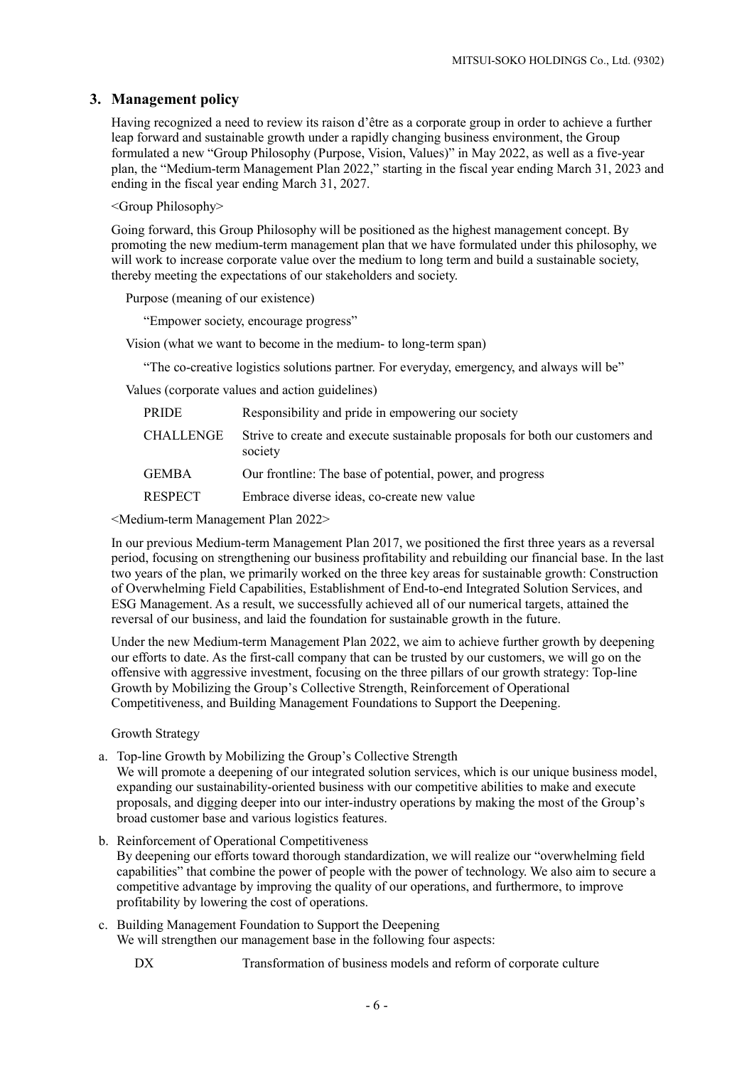## 3. Management policy

Having recognized a need to review its raison d'être as a corporate group in order to achieve a further leap forward and sustainable growth under a rapidly changing business environment, the Group formulated a new "Group Philosophy (Purpose, Vision, Values)" in May 2022, as well as a five-year plan, the "Medium-term Management Plan 2022," starting in the fiscal year ending March 31, 2023 and ending in the fiscal year ending March 31, 2027.

<Group Philosophy>

Going forward, this Group Philosophy will be positioned as the highest management concept. By promoting the new medium-term management plan that we have formulated under this philosophy, we will work to increase corporate value over the medium to long term and build a sustainable society, thereby meeting the expectations of our stakeholders and society.

Purpose (meaning of our existence)

"Empower society, encourage progress"

Vision (what we want to become in the medium- to long-term span)

"The co-creative logistics solutions partner. For everyday, emergency, and always will be"

Values (corporate values and action guidelines)

| | |
|---|---|
| PRIDE | Responsibility and pride in empowering our society |
| CHALLENGE | Strive to create and execute sustainable proposals for both our customers and society |
| GEMBA | Our frontline: The base of potential, power, and progress |
| RESPECT | Embrace diverse ideas, co-create new value |

<Medium-term Management Plan 2022>

In our previous Medium-term Management Plan 2017, we positioned the first three years as a reversal period, focusing on strengthening our business profitability and rebuilding our financial base. In the last two years of the plan, we primarily worked on the three key areas for sustainable growth: Construction of Overwhelming Field Capabilities, Establishment of End-to-end Integrated Solution Services, and ESG Management. As a result, we successfully achieved all of our numerical targets, attained the reversal of our business, and laid the foundation for sustainable growth in the future.

Under the new Medium-term Management Plan 2022, we aim to achieve further growth by deepening our efforts to date. As the first-call company that can be trusted by our customers, we will go on the offensive with aggressive investment, focusing on the three pillars of our growth strategy: Top-line Growth by Mobilizing the Group's Collective Strength, Reinforcement of Operational Competitiveness, and Building Management Foundations to Support the Deepening.

Growth Strategy

a. Top-line Growth by Mobilizing the Group's Collective Strength
   We will promote a deepening of our integrated solution services, which is our unique business model, expanding our sustainability-oriented business with our competitive abilities to make and execute proposals, and digging deeper into our inter-industry operations by making the most of the Group's broad customer base and various logistics features.

b. Reinforcement of Operational Competitiveness
   By deepening our efforts toward thorough standardization, we will realize our "overwhelming field capabilities" that combine the power of people with the power of technology. We also aim to secure a competitive advantage by improving the quality of our operations, and furthermore, to improve profitability by lowering the cost of operations.

c. Building Management Foundation to Support the Deepening
   We will strengthen our management base in the following four aspects:

| | |
|---|---|
| DX | Transformation of business models and reform of corporate culture |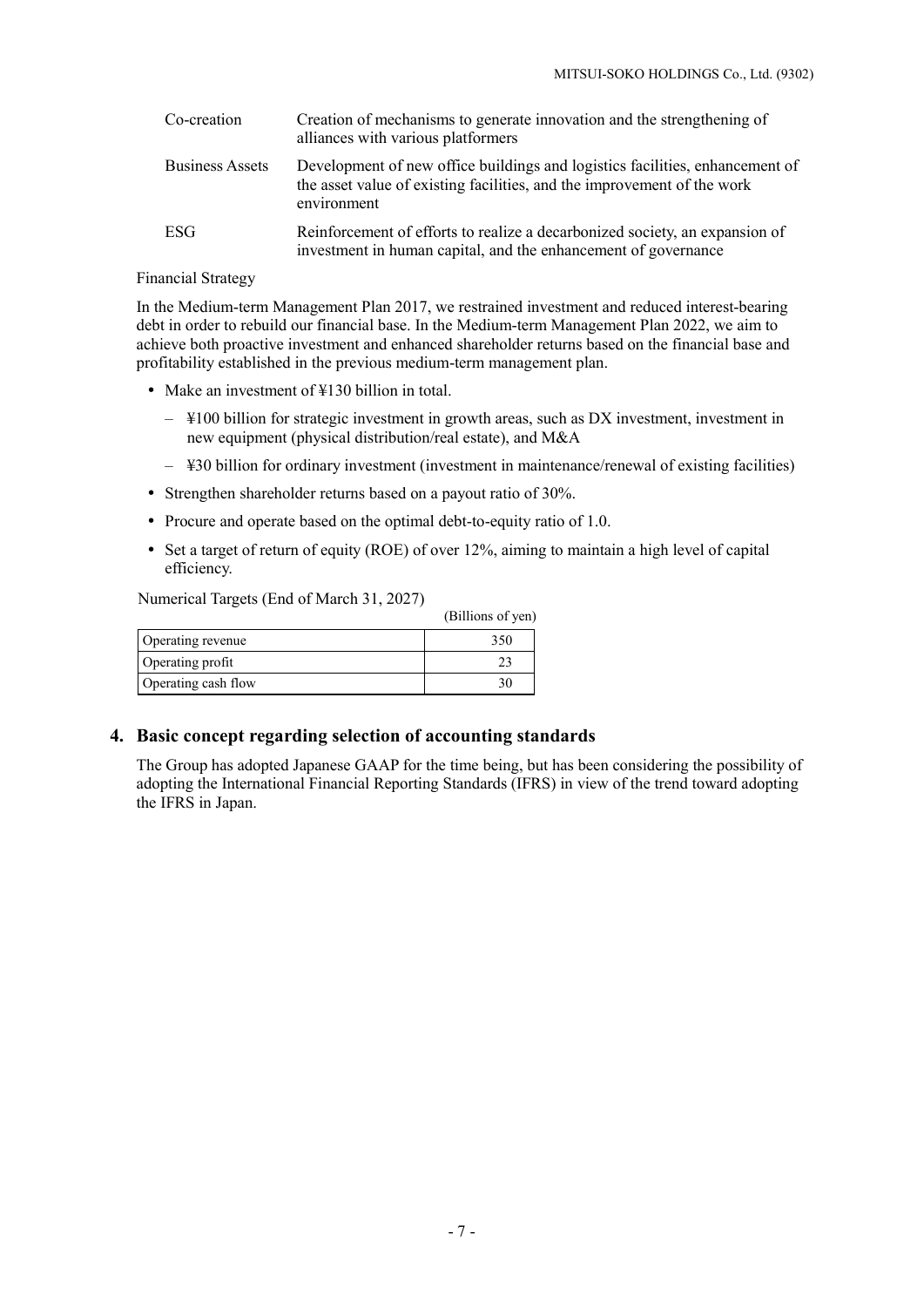| | |
|---|---|
| Co-creation | Creation of mechanisms to generate innovation and the strengthening of alliances with various platformers |
| Business Assets | Development of new office buildings and logistics facilities, enhancement of the asset value of existing facilities, and the improvement of the work environment |
| ESG | Reinforcement of efforts to realize a decarbonized society, an expansion of investment in human capital, and the enhancement of governance |

Financial Strategy

In the Medium-term Management Plan 2017, we restrained investment and reduced interest-bearing debt in order to rebuild our financial base. In the Medium-term Management Plan 2022, we aim to achieve both proactive investment and enhanced shareholder returns based on the financial base and profitability established in the previous medium-term management plan.

- Make an investment of ¥130 billion in total.
  - ¥100 billion for strategic investment in growth areas, such as DX investment, investment in new equipment (physical distribution/real estate), and M&A
  - ¥30 billion for ordinary investment (investment in maintenance/renewal of existing facilities)
- Strengthen shareholder returns based on a payout ratio of 30%.
- Procure and operate based on the optimal debt-to-equity ratio of 1.0.
- Set a target of return of equity (ROE) of over 12%, aiming to maintain a high level of capital efficiency.

Numerical Targets (End of March 31, 2027)

(Billions of yen)

| | |
|---|---|
| Operating revenue | 350 |
| Operating profit | 23 |
| Operating cash flow | 30 |

## 4. Basic concept regarding selection of accounting standards

The Group has adopted Japanese GAAP for the time being, but has been considering the possibility of adopting the International Financial Reporting Standards (IFRS) in view of the trend toward adopting the IFRS in Japan.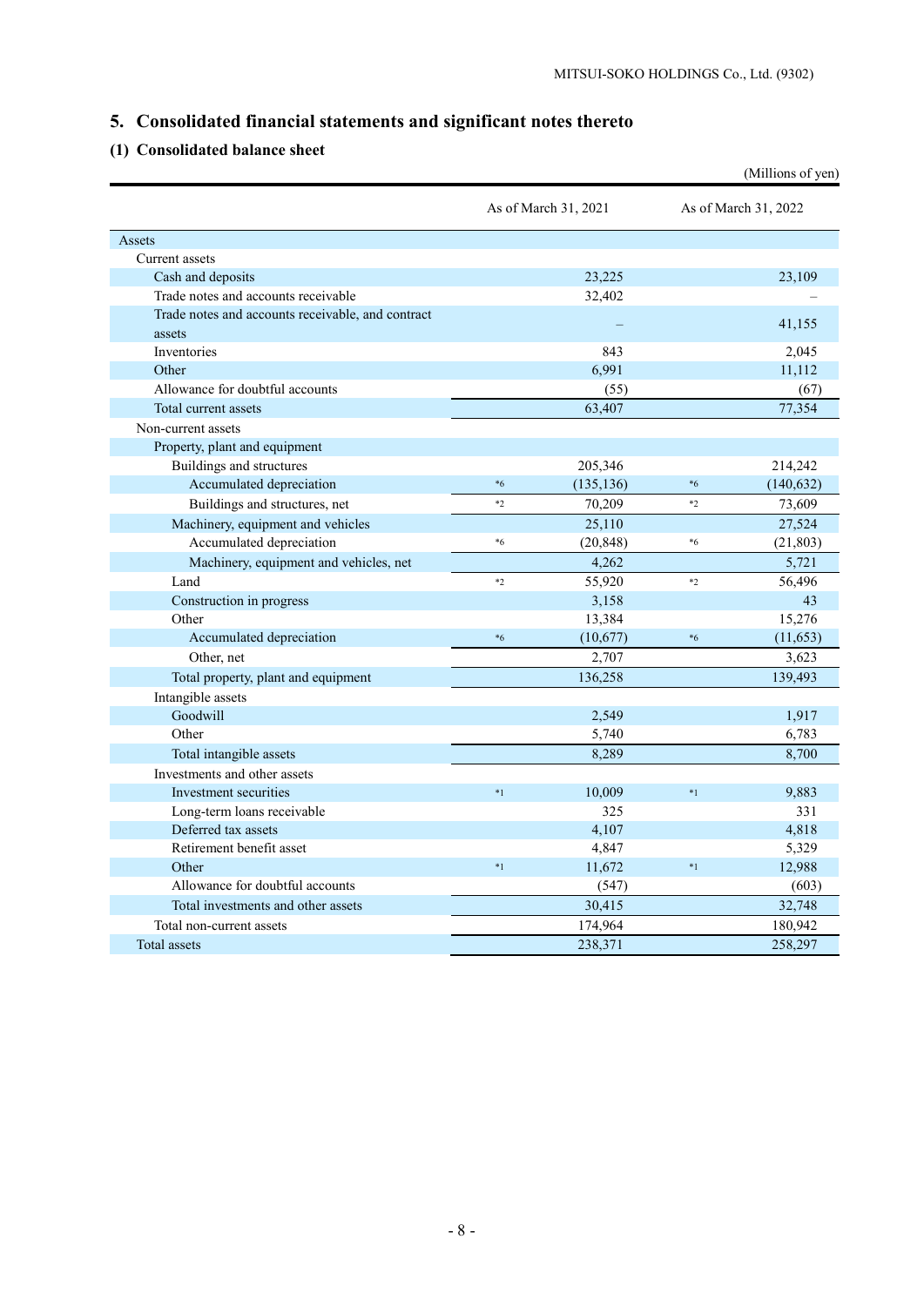# 5. Consolidated financial statements and significant notes thereto

## (1) Consolidated balance sheet

(Millions of yen)

| | | As of March 31, 2021 | | As of March 31, 2022 |
|---|---|---|---|---|
| Assets | | | | |
| Current assets | | | | |
| Cash and deposits | | 23,225 | | 23,109 |
| Trade notes and accounts receivable | | 32,402 | | – |
| Trade notes and accounts receivable, and contract assets | | – | | 41,155 |
| Inventories | | 843 | | 2,045 |
| Other | | 6,991 | | 11,112 |
| Allowance for doubtful accounts | | (55) | | (67) |
| Total current assets | | 63,407 | | 77,354 |
| Non-current assets | | | | |
| Property, plant and equipment | | | | |
| Buildings and structures | | 205,346 | | 214,242 |
| Accumulated depreciation | *6 | (135,136) | *6 | (140,632) |
| Buildings and structures, net | *2 | 70,209 | *2 | 73,609 |
| Machinery, equipment and vehicles | | 25,110 | | 27,524 |
| Accumulated depreciation | *6 | (20,848) | *6 | (21,803) |
| Machinery, equipment and vehicles, net | | 4,262 | | 5,721 |
| Land | *2 | 55,920 | *2 | 56,496 |
| Construction in progress | | 3,158 | | 43 |
| Other | | 13,384 | | 15,276 |
| Accumulated depreciation | *6 | (10,677) | *6 | (11,653) |
| Other, net | | 2,707 | | 3,623 |
| Total property, plant and equipment | | 136,258 | | 139,493 |
| Intangible assets | | | | |
| Goodwill | | 2,549 | | 1,917 |
| Other | | 5,740 | | 6,783 |
| Total intangible assets | | 8,289 | | 8,700 |
| Investments and other assets | | | | |
| Investment securities | *1 | 10,009 | *1 | 9,883 |
| Long-term loans receivable | | 325 | | 331 |
| Deferred tax assets | | 4,107 | | 4,818 |
| Retirement benefit asset | | 4,847 | | 5,329 |
| Other | *1 | 11,672 | *1 | 12,988 |
| Allowance for doubtful accounts | | (547) | | (603) |
| Total investments and other assets | | 30,415 | | 32,748 |
| Total non-current assets | | 174,964 | | 180,942 |
| Total assets | | 238,371 | | 258,297 |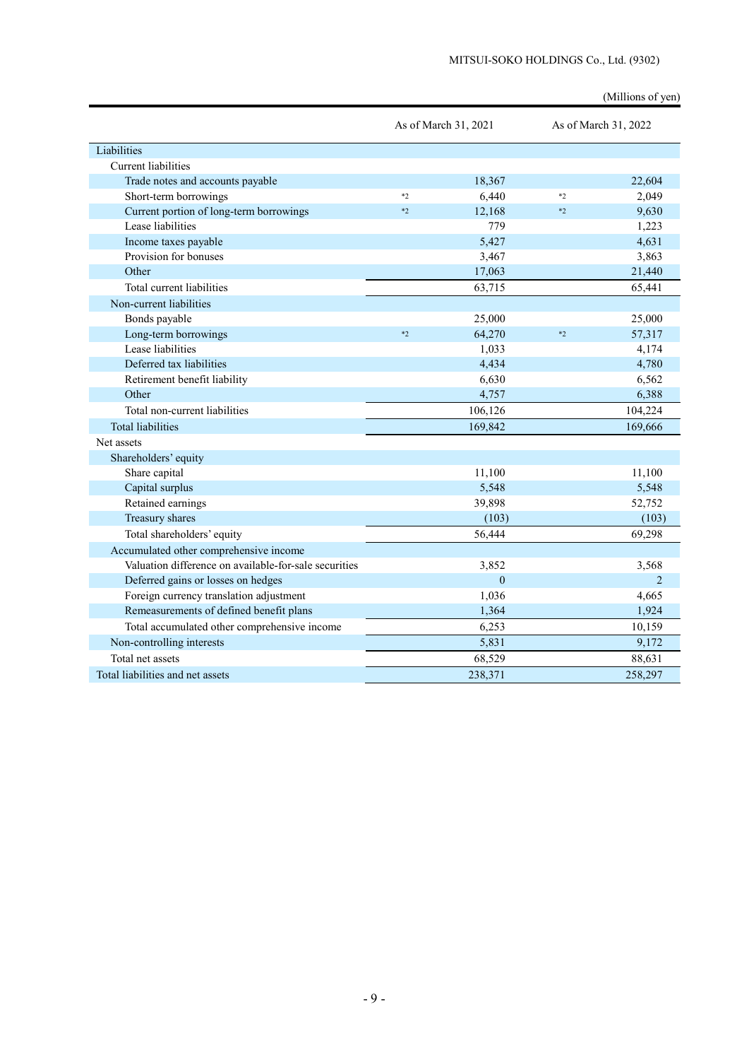(Millions of yen)

| | As of March 31, 2021 | As of March 31, 2022 |
|---|---|---|
| Liabilities | | |
| Current liabilities | | |
| Trade notes and accounts payable | 18,367 | 22,604 |
| Short-term borrowings | *2 6,440 | *2 2,049 |
| Current portion of long-term borrowings | *2 12,168 | *2 9,630 |
| Lease liabilities | 779 | 1,223 |
| Income taxes payable | 5,427 | 4,631 |
| Provision for bonuses | 3,467 | 3,863 |
| Other | 17,063 | 21,440 |
| Total current liabilities | 63,715 | 65,441 |
| Non-current liabilities | | |
| Bonds payable | 25,000 | 25,000 |
| Long-term borrowings | *2 64,270 | *2 57,317 |
| Lease liabilities | 1,033 | 4,174 |
| Deferred tax liabilities | 4,434 | 4,780 |
| Retirement benefit liability | 6,630 | 6,562 |
| Other | 4,757 | 6,388 |
| Total non-current liabilities | 106,126 | 104,224 |
| Total liabilities | 169,842 | 169,666 |
| Net assets | | |
| Shareholders' equity | | |
| Share capital | 11,100 | 11,100 |
| Capital surplus | 5,548 | 5,548 |
| Retained earnings | 39,898 | 52,752 |
| Treasury shares | (103) | (103) |
| Total shareholders' equity | 56,444 | 69,298 |
| Accumulated other comprehensive income | | |
| Valuation difference on available-for-sale securities | 3,852 | 3,568 |
| Deferred gains or losses on hedges | 0 | 2 |
| Foreign currency translation adjustment | 1,036 | 4,665 |
| Remeasurements of defined benefit plans | 1,364 | 1,924 |
| Total accumulated other comprehensive income | 6,253 | 10,159 |
| Non-controlling interests | 5,831 | 9,172 |
| Total net assets | 68,529 | 88,631 |
| Total liabilities and net assets | 238,371 | 258,297 |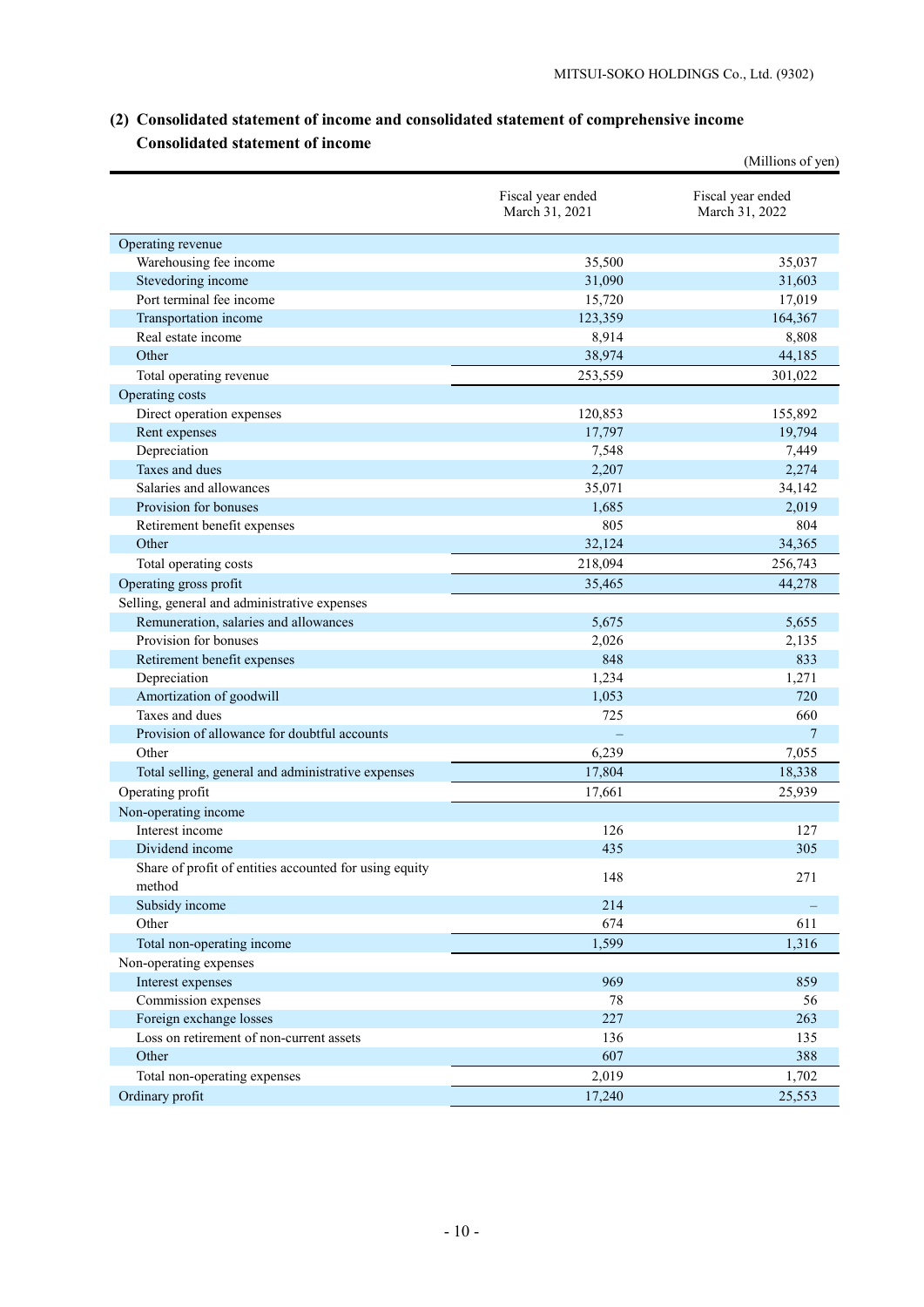## (2) Consolidated statement of income and consolidated statement of comprehensive income

### Consolidated statement of income

(Millions of yen)

| | Fiscal year ended March 31, 2021 | Fiscal year ended March 31, 2022 |
|---|---|---|
| Operating revenue | | |
| Warehousing fee income | 35,500 | 35,037 |
| Stevedoring income | 31,090 | 31,603 |
| Port terminal fee income | 15,720 | 17,019 |
| Transportation income | 123,359 | 164,367 |
| Real estate income | 8,914 | 8,808 |
| Other | 38,974 | 44,185 |
| Total operating revenue | 253,559 | 301,022 |
| Operating costs | | |
| Direct operation expenses | 120,853 | 155,892 |
| Rent expenses | 17,797 | 19,794 |
| Depreciation | 7,548 | 7,449 |
| Taxes and dues | 2,207 | 2,274 |
| Salaries and allowances | 35,071 | 34,142 |
| Provision for bonuses | 1,685 | 2,019 |
| Retirement benefit expenses | 805 | 804 |
| Other | 32,124 | 34,365 |
| Total operating costs | 218,094 | 256,743 |
| Operating gross profit | 35,465 | 44,278 |
| Selling, general and administrative expenses | | |
| Remuneration, salaries and allowances | 5,675 | 5,655 |
| Provision for bonuses | 2,026 | 2,135 |
| Retirement benefit expenses | 848 | 833 |
| Depreciation | 1,234 | 1,271 |
| Amortization of goodwill | 1,053 | 720 |
| Taxes and dues | 725 | 660 |
| Provision of allowance for doubtful accounts | – | 7 |
| Other | 6,239 | 7,055 |
| Total selling, general and administrative expenses | 17,804 | 18,338 |
| Operating profit | 17,661 | 25,939 |
| Non-operating income | | |
| Interest income | 126 | 127 |
| Dividend income | 435 | 305 |
| Share of profit of entities accounted for using equity method | 148 | 271 |
| Subsidy income | 214 | – |
| Other | 674 | 611 |
| Total non-operating income | 1,599 | 1,316 |
| Non-operating expenses | | |
| Interest expenses | 969 | 859 |
| Commission expenses | 78 | 56 |
| Foreign exchange losses | 227 | 263 |
| Loss on retirement of non-current assets | 136 | 135 |
| Other | 607 | 388 |
| Total non-operating expenses | 2,019 | 1,702 |
| Ordinary profit | 17,240 | 25,553 |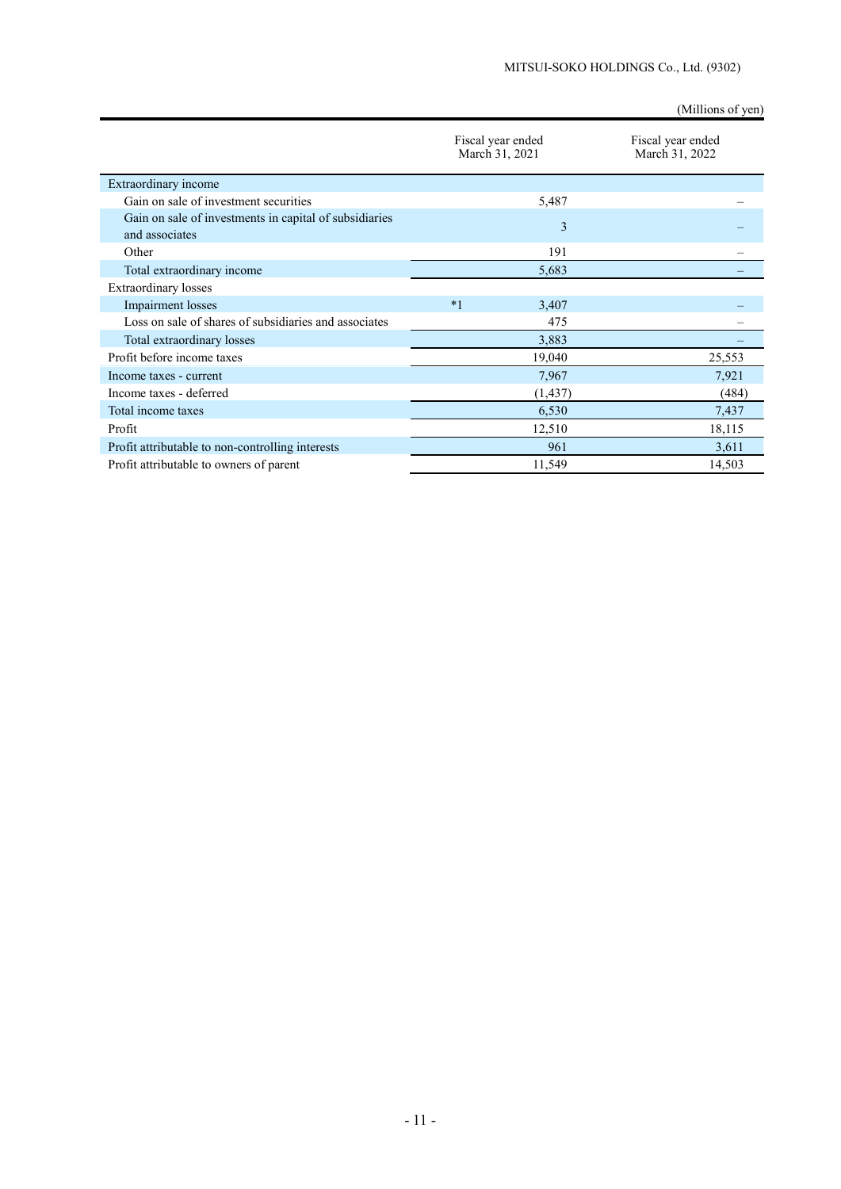(Millions of yen)

| | Fiscal year ended March 31, 2021 | Fiscal year ended March 31, 2022 |
|---|---|---|
| Extraordinary income | | |
| Gain on sale of investment securities | 5,487 | – |
| Gain on sale of investments in capital of subsidiaries and associates | 3 | – |
| Other | 191 | – |
| Total extraordinary income | 5,683 | – |
| Extraordinary losses | | |
| Impairment losses | *1 3,407 | – |
| Loss on sale of shares of subsidiaries and associates | 475 | – |
| Total extraordinary losses | 3,883 | – |
| Profit before income taxes | 19,040 | 25,553 |
| Income taxes - current | 7,967 | 7,921 |
| Income taxes - deferred | (1,437) | (484) |
| Total income taxes | 6,530 | 7,437 |
| Profit | 12,510 | 18,115 |
| Profit attributable to non-controlling interests | 961 | 3,611 |
| Profit attributable to owners of parent | 11,549 | 14,503 |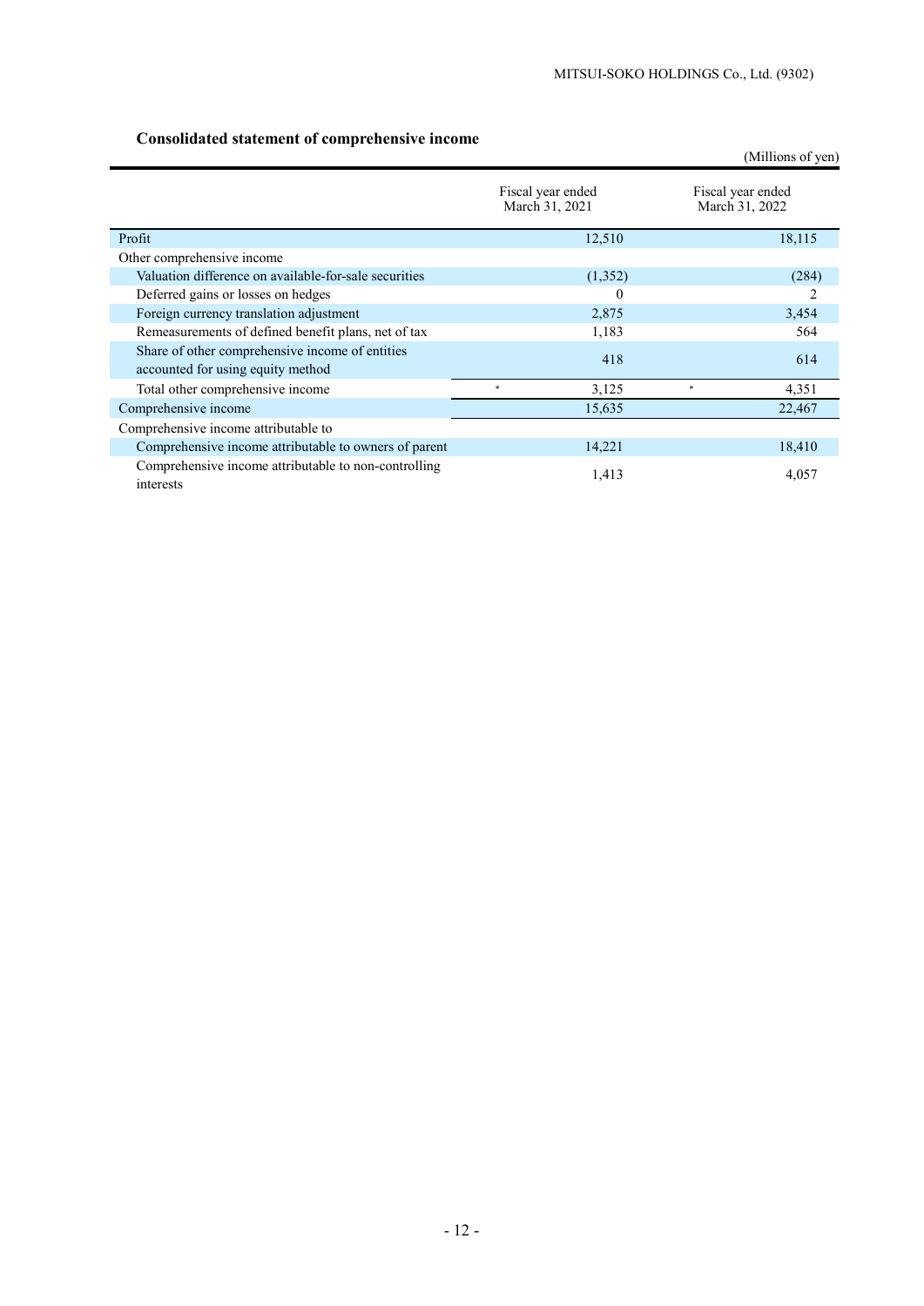### Consolidated statement of comprehensive income

(Millions of yen)

| | Fiscal year ended March 31, 2021 | Fiscal year ended March 31, 2022 |
|---|---|---|
| Profit | 12,510 | 18,115 |
| Other comprehensive income | | |
| Valuation difference on available-for-sale securities | (1,352) | (284) |
| Deferred gains or losses on hedges | 0 | 2 |
| Foreign currency translation adjustment | 2,875 | 3,454 |
| Remeasurements of defined benefit plans, net of tax | 1,183 | 564 |
| Share of other comprehensive income of entities accounted for using equity method | 418 | 614 |
| Total other comprehensive income | * 3,125 | * 4,351 |
| Comprehensive income | 15,635 | 22,467 |
| Comprehensive income attributable to | | |
| Comprehensive income attributable to owners of parent | 14,221 | 18,410 |
| Comprehensive income attributable to non-controlling interests | 1,413 | 4,057 |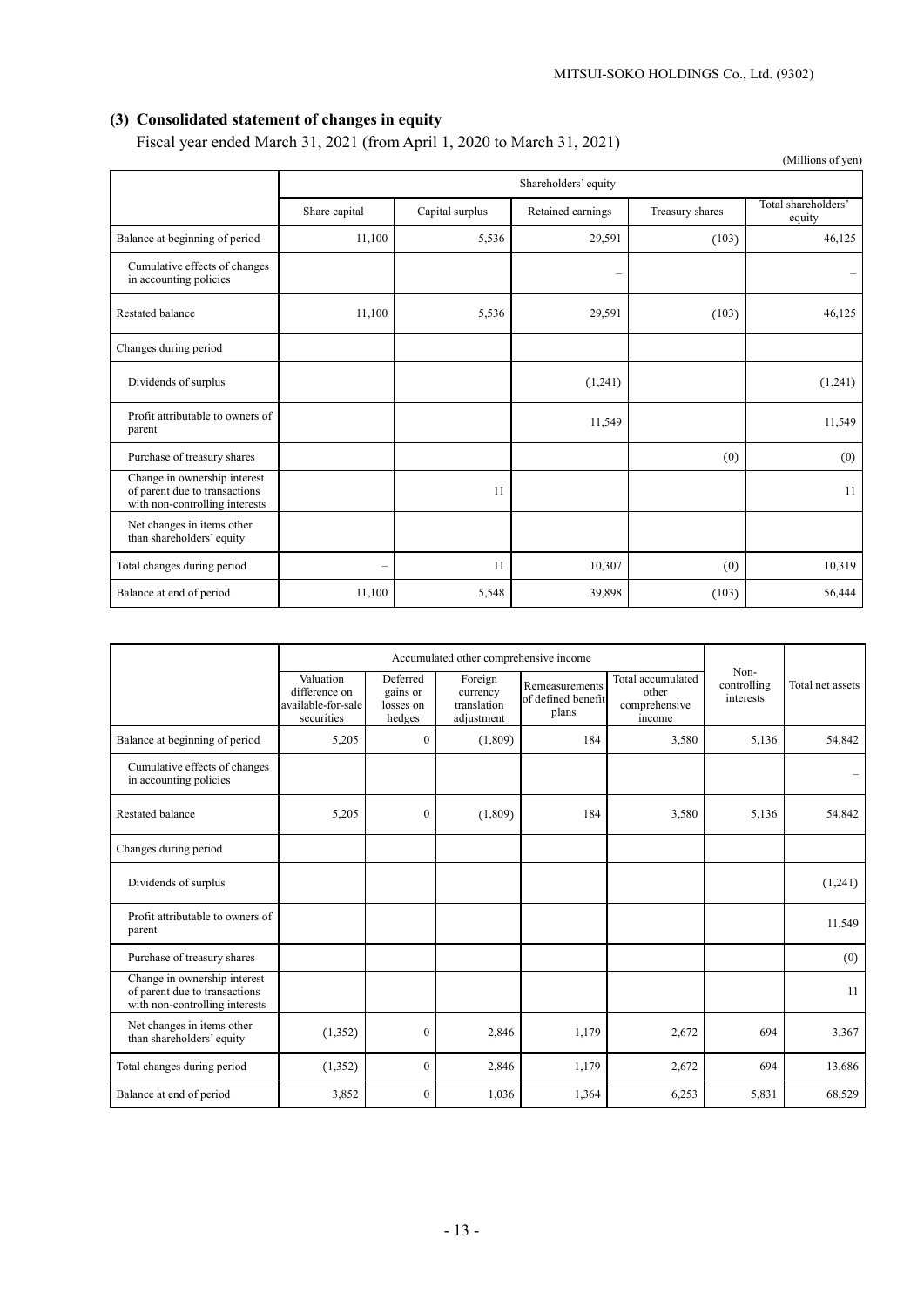## (3) Consolidated statement of changes in equity

Fiscal year ended March 31, 2021 (from April 1, 2020 to March 31, 2021)

(Millions of yen)

| | Shareholders' equity | | | | |
|---|---|---|---|---|---|
| | Share capital | Capital surplus | Retained earnings | Treasury shares | Total shareholders' equity |
| Balance at beginning of period | 11,100 | 5,536 | 29,591 | (103) | 46,125 |
| Cumulative effects of changes in accounting policies | | | – | | – |
| Restated balance | 11,100 | 5,536 | 29,591 | (103) | 46,125 |
| Changes during period | | | | | |
| Dividends of surplus | | | (1,241) | | (1,241) |
| Profit attributable to owners of parent | | | 11,549 | | 11,549 |
| Purchase of treasury shares | | | | (0) | (0) |
| Change in ownership interest of parent due to transactions with non-controlling interests | | 11 | | | 11 |
| Net changes in items other than shareholders' equity | | | | | |
| Total changes during period | – | 11 | 10,307 | (0) | 10,319 |
| Balance at end of period | 11,100 | 5,548 | 39,898 | (103) | 56,444 |

| | Accumulated other comprehensive income | | | | | Non-controlling interests | Total net assets |
|---|---|---|---|---|---|---|---|
| | Valuation difference on available-for-sale securities | Deferred gains or losses on hedges | Foreign currency translation adjustment | Remeasurements of defined benefit plans | Total accumulated other comprehensive income | | |
| Balance at beginning of period | 5,205 | 0 | (1,809) | 184 | 3,580 | 5,136 | 54,842 |
| Cumulative effects of changes in accounting policies | | | | | | | – |
| Restated balance | 5,205 | 0 | (1,809) | 184 | 3,580 | 5,136 | 54,842 |
| Changes during period | | | | | | | |
| Dividends of surplus | | | | | | | (1,241) |
| Profit attributable to owners of parent | | | | | | | 11,549 |
| Purchase of treasury shares | | | | | | | (0) |
| Change in ownership interest of parent due to transactions with non-controlling interests | | | | | | | 11 |
| Net changes in items other than shareholders' equity | (1,352) | 0 | 2,846 | 1,179 | 2,672 | 694 | 3,367 |
| Total changes during period | (1,352) | 0 | 2,846 | 1,179 | 2,672 | 694 | 13,686 |
| Balance at end of period | 3,852 | 0 | 1,036 | 1,364 | 6,253 | 5,831 | 68,529 |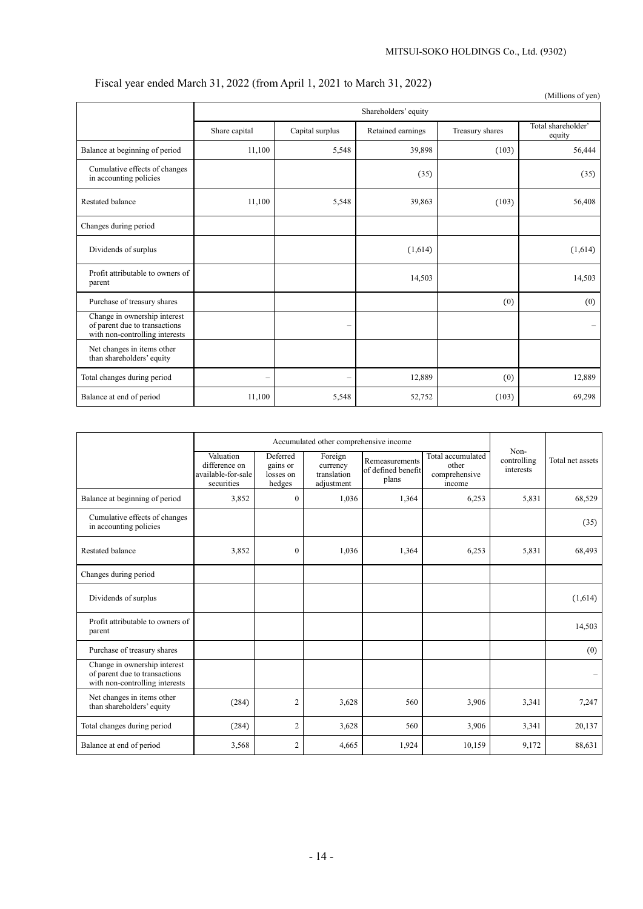Fiscal year ended March 31, 2022 (from April 1, 2021 to March 31, 2022)

(Millions of yen)

| | Shareholders' equity | | | | |
|---|---|---|---|---|---|
| | Share capital | Capital surplus | Retained earnings | Treasury shares | Total shareholder' equity |
| Balance at beginning of period | 11,100 | 5,548 | 39,898 | (103) | 56,444 |
| Cumulative effects of changes in accounting policies | | | (35) | | (35) |
| Restated balance | 11,100 | 5,548 | 39,863 | (103) | 56,408 |
| Changes during period | | | | | |
| Dividends of surplus | | | (1,614) | | (1,614) |
| Profit attributable to owners of parent | | | 14,503 | | 14,503 |
| Purchase of treasury shares | | | | (0) | (0) |
| Change in ownership interest of parent due to transactions with non-controlling interests | | – | | | – |
| Net changes in items other than shareholders' equity | | | | | |
| Total changes during period | – | – | 12,889 | (0) | 12,889 |
| Balance at end of period | 11,100 | 5,548 | 52,752 | (103) | 69,298 |

| | Accumulated other comprehensive income | | | | | Non-controlling interests | Total net assets |
|---|---|---|---|---|---|---|---|
| | Valuation difference on available-for-sale securities | Deferred gains or losses on hedges | Foreign currency translation adjustment | Remeasurements of defined benefit plans | Total accumulated other comprehensive income | | |
| Balance at beginning of period | 3,852 | 0 | 1,036 | 1,364 | 6,253 | 5,831 | 68,529 |
| Cumulative effects of changes in accounting policies | | | | | | | (35) |
| Restated balance | 3,852 | 0 | 1,036 | 1,364 | 6,253 | 5,831 | 68,493 |
| Changes during period | | | | | | | |
| Dividends of surplus | | | | | | | (1,614) |
| Profit attributable to owners of parent | | | | | | | 14,503 |
| Purchase of treasury shares | | | | | | | (0) |
| Change in ownership interest of parent due to transactions with non-controlling interests | | | | | | | – |
| Net changes in items other than shareholders' equity | (284) | 2 | 3,628 | 560 | 3,906 | 3,341 | 7,247 |
| Total changes during period | (284) | 2 | 3,628 | 560 | 3,906 | 3,341 | 20,137 |
| Balance at end of period | 3,568 | 2 | 4,665 | 1,924 | 10,159 | 9,172 | 88,631 |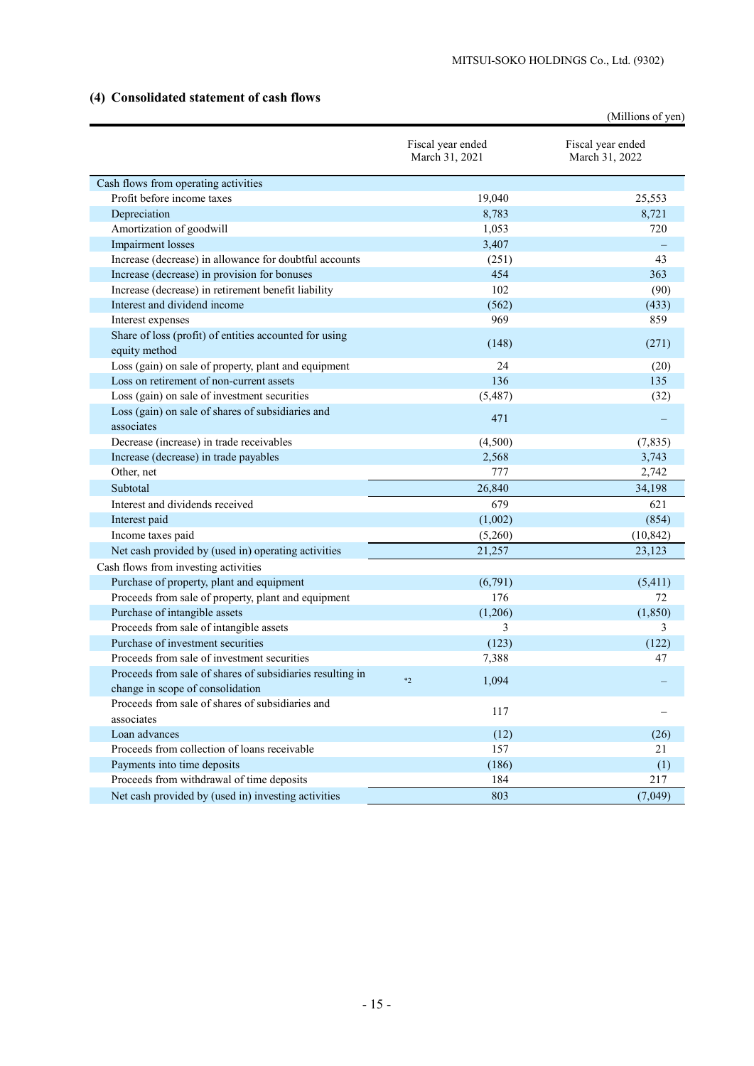## (4) Consolidated statement of cash flows

(Millions of yen)

| | Fiscal year ended March 31, 2021 | Fiscal year ended March 31, 2022 |
|---|---|---|
| Cash flows from operating activities | | |
| Profit before income taxes | 19,040 | 25,553 |
| Depreciation | 8,783 | 8,721 |
| Amortization of goodwill | 1,053 | 720 |
| Impairment losses | 3,407 | – |
| Increase (decrease) in allowance for doubtful accounts | (251) | 43 |
| Increase (decrease) in provision for bonuses | 454 | 363 |
| Increase (decrease) in retirement benefit liability | 102 | (90) |
| Interest and dividend income | (562) | (433) |
| Interest expenses | 969 | 859 |
| Share of loss (profit) of entities accounted for using equity method | (148) | (271) |
| Loss (gain) on sale of property, plant and equipment | 24 | (20) |
| Loss on retirement of non-current assets | 136 | 135 |
| Loss (gain) on sale of investment securities | (5,487) | (32) |
| Loss (gain) on sale of shares of subsidiaries and associates | 471 | – |
| Decrease (increase) in trade receivables | (4,500) | (7,835) |
| Increase (decrease) in trade payables | 2,568 | 3,743 |
| Other, net | 777 | 2,742 |
| Subtotal | 26,840 | 34,198 |
| Interest and dividends received | 679 | 621 |
| Interest paid | (1,002) | (854) |
| Income taxes paid | (5,260) | (10,842) |
| Net cash provided by (used in) operating activities | 21,257 | 23,123 |
| Cash flows from investing activities | | |
| Purchase of property, plant and equipment | (6,791) | (5,411) |
| Proceeds from sale of property, plant and equipment | 176 | 72 |
| Purchase of intangible assets | (1,206) | (1,850) |
| Proceeds from sale of intangible assets | 3 | 3 |
| Purchase of investment securities | (123) | (122) |
| Proceeds from sale of investment securities | 7,388 | 47 |
| Proceeds from sale of shares of subsidiaries resulting in change in scope of consolidation | *2 1,094 | – |
| Proceeds from sale of shares of subsidiaries and associates | 117 | – |
| Loan advances | (12) | (26) |
| Proceeds from collection of loans receivable | 157 | 21 |
| Payments into time deposits | (186) | (1) |
| Proceeds from withdrawal of time deposits | 184 | 217 |
| Net cash provided by (used in) investing activities | 803 | (7,049) |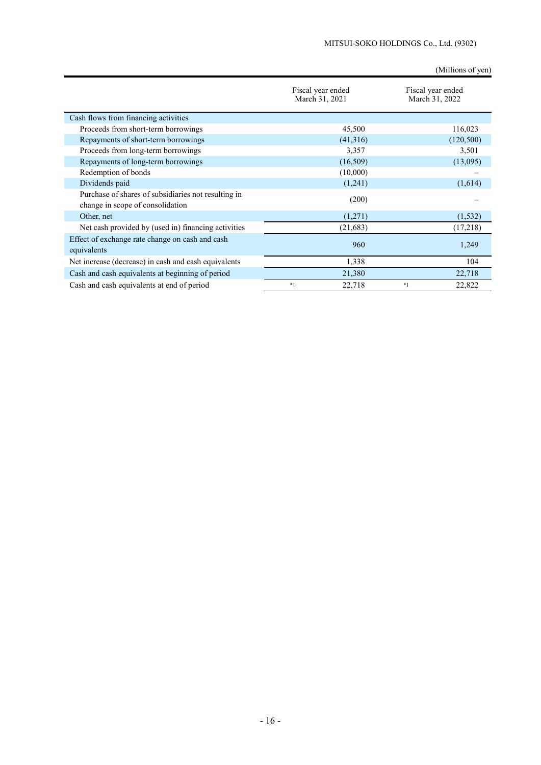(Millions of yen)

| | Fiscal year ended March 31, 2021 | Fiscal year ended March 31, 2022 |
|---|---|---|
| Cash flows from financing activities | | |
| Proceeds from short-term borrowings | 45,500 | 116,023 |
| Repayments of short-term borrowings | (41,316) | (120,500) |
| Proceeds from long-term borrowings | 3,357 | 3,501 |
| Repayments of long-term borrowings | (16,509) | (13,095) |
| Redemption of bonds | (10,000) | – |
| Dividends paid | (1,241) | (1,614) |
| Purchase of shares of subsidiaries not resulting in change in scope of consolidation | (200) | – |
| Other, net | (1,271) | (1,532) |
| Net cash provided by (used in) financing activities | (21,683) | (17,218) |
| Effect of exchange rate change on cash and cash equivalents | 960 | 1,249 |
| Net increase (decrease) in cash and cash equivalents | 1,338 | 104 |
| Cash and cash equivalents at beginning of period | 21,380 | 22,718 |
| Cash and cash equivalents at end of period | *1 22,718 | *1 22,822 |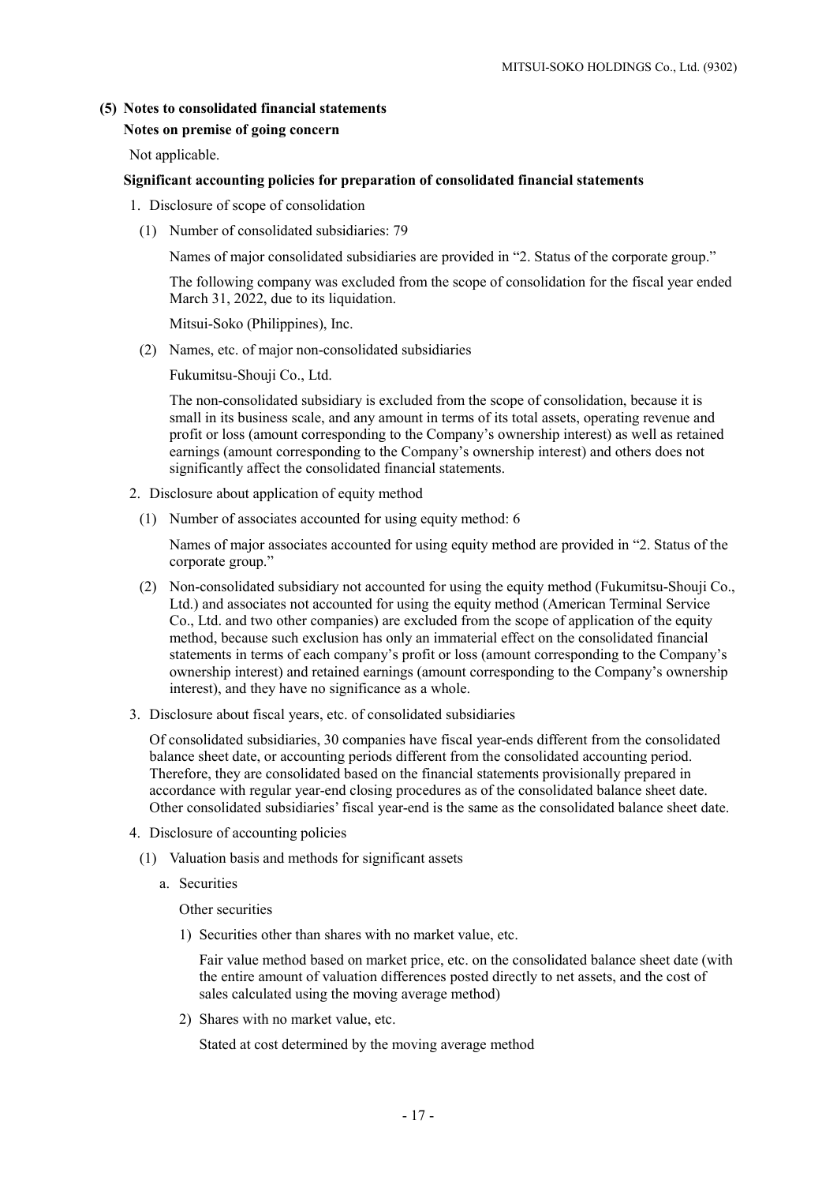## (5) Notes to consolidated financial statements

### Notes on premise of going concern

Not applicable.

### Significant accounting policies for preparation of consolidated financial statements

1. Disclosure of scope of consolidation

   (1) Number of consolidated subsidiaries: 79

   Names of major consolidated subsidiaries are provided in "2. Status of the corporate group."

   The following company was excluded from the scope of consolidation for the fiscal year ended March 31, 2022, due to its liquidation.

   Mitsui-Soko (Philippines), Inc.

   (2) Names, etc. of major non-consolidated subsidiaries

   Fukumitsu-Shouji Co., Ltd.

   The non-consolidated subsidiary is excluded from the scope of consolidation, because it is small in its business scale, and any amount in terms of its total assets, operating revenue and profit or loss (amount corresponding to the Company's ownership interest) as well as retained earnings (amount corresponding to the Company's ownership interest) and others does not significantly affect the consolidated financial statements.

2. Disclosure about application of equity method

   (1) Number of associates accounted for using equity method: 6

   Names of major associates accounted for using equity method are provided in "2. Status of the corporate group."

   (2) Non-consolidated subsidiary not accounted for using the equity method (Fukumitsu-Shouji Co., Ltd.) and associates not accounted for using the equity method (American Terminal Service Co., Ltd. and two other companies) are excluded from the scope of application of the equity method, because such exclusion has only an immaterial effect on the consolidated financial statements in terms of each company's profit or loss (amount corresponding to the Company's ownership interest) and retained earnings (amount corresponding to the Company's ownership interest), and they have no significance as a whole.

3. Disclosure about fiscal years, etc. of consolidated subsidiaries

   Of consolidated subsidiaries, 30 companies have fiscal year-ends different from the consolidated balance sheet date, or accounting periods different from the consolidated accounting period. Therefore, they are consolidated based on the financial statements provisionally prepared in accordance with regular year-end closing procedures as of the consolidated balance sheet date. Other consolidated subsidiaries' fiscal year-end is the same as the consolidated balance sheet date.

4. Disclosure of accounting policies

   (1) Valuation basis and methods for significant assets

   a. Securities

   Other securities

   1) Securities other than shares with no market value, etc.

   Fair value method based on market price, etc. on the consolidated balance sheet date (with the entire amount of valuation differences posted directly to net assets, and the cost of sales calculated using the moving average method)

   2) Shares with no market value, etc.

   Stated at cost determined by the moving average method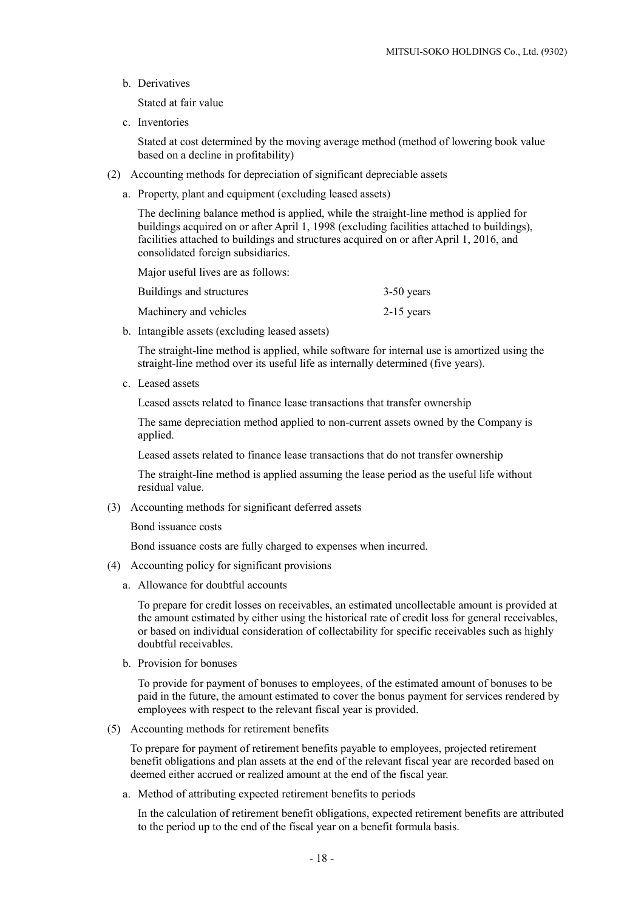b. Derivatives

Stated at fair value

c. Inventories

Stated at cost determined by the moving average method (method of lowering book value based on a decline in profitability)

(2) Accounting methods for depreciation of significant depreciable assets

a. Property, plant and equipment (excluding leased assets)

The declining balance method is applied, while the straight-line method is applied for buildings acquired on or after April 1, 1998 (excluding facilities attached to buildings), facilities attached to buildings and structures acquired on or after April 1, 2016, and consolidated foreign subsidiaries.

Major useful lives are as follows:

| | |
|---|---|
| Buildings and structures | 3-50 years |
| Machinery and vehicles | 2-15 years |

b. Intangible assets (excluding leased assets)

The straight-line method is applied, while software for internal use is amortized using the straight-line method over its useful life as internally determined (five years).

c. Leased assets

Leased assets related to finance lease transactions that transfer ownership

The same depreciation method applied to non-current assets owned by the Company is applied.

Leased assets related to finance lease transactions that do not transfer ownership

The straight-line method is applied assuming the lease period as the useful life without residual value.

(3) Accounting methods for significant deferred assets

Bond issuance costs

Bond issuance costs are fully charged to expenses when incurred.

(4) Accounting policy for significant provisions

a. Allowance for doubtful accounts

To prepare for credit losses on receivables, an estimated uncollectable amount is provided at the amount estimated by either using the historical rate of credit loss for general receivables, or based on individual consideration of collectability for specific receivables such as highly doubtful receivables.

b. Provision for bonuses

To provide for payment of bonuses to employees, of the estimated amount of bonuses to be paid in the future, the amount estimated to cover the bonus payment for services rendered by employees with respect to the relevant fiscal year is provided.

(5) Accounting methods for retirement benefits

To prepare for payment of retirement benefits payable to employees, projected retirement benefit obligations and plan assets at the end of the relevant fiscal year are recorded based on deemed either accrued or realized amount at the end of the fiscal year.

a. Method of attributing expected retirement benefits to periods

In the calculation of retirement benefit obligations, expected retirement benefits are attributed to the period up to the end of the fiscal year on a benefit formula basis.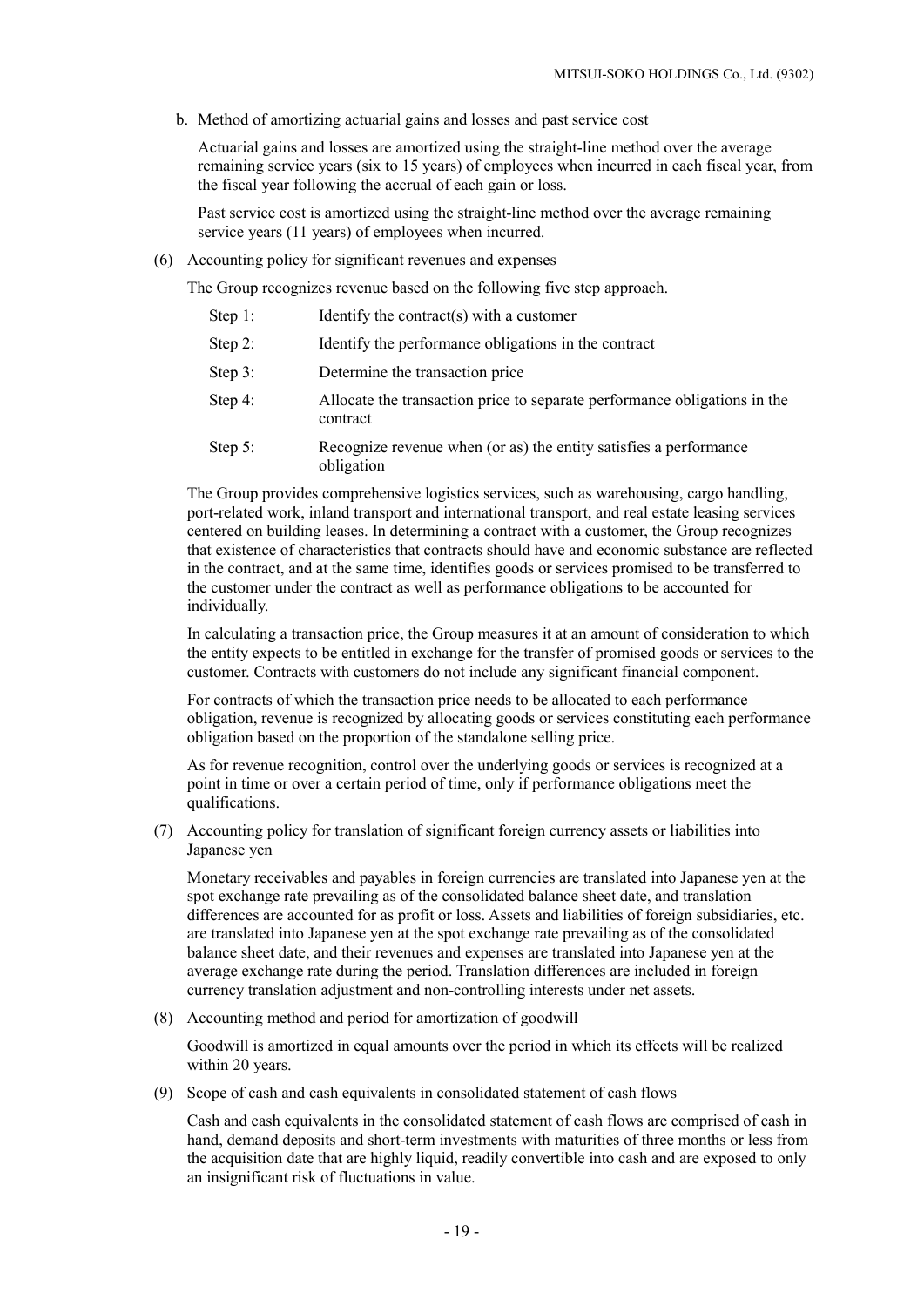b. Method of amortizing actuarial gains and losses and past service cost

Actuarial gains and losses are amortized using the straight-line method over the average remaining service years (six to 15 years) of employees when incurred in each fiscal year, from the fiscal year following the accrual of each gain or loss.

Past service cost is amortized using the straight-line method over the average remaining service years (11 years) of employees when incurred.

(6) Accounting policy for significant revenues and expenses

The Group recognizes revenue based on the following five step approach.

| | |
|---|---|
| Step 1: | Identify the contract(s) with a customer |
| Step 2: | Identify the performance obligations in the contract |
| Step 3: | Determine the transaction price |
| Step 4: | Allocate the transaction price to separate performance obligations in the contract |
| Step 5: | Recognize revenue when (or as) the entity satisfies a performance obligation |

The Group provides comprehensive logistics services, such as warehousing, cargo handling, port-related work, inland transport and international transport, and real estate leasing services centered on building leases. In determining a contract with a customer, the Group recognizes that existence of characteristics that contracts should have and economic substance are reflected in the contract, and at the same time, identifies goods or services promised to be transferred to the customer under the contract as well as performance obligations to be accounted for individually.

In calculating a transaction price, the Group measures it at an amount of consideration to which the entity expects to be entitled in exchange for the transfer of promised goods or services to the customer. Contracts with customers do not include any significant financial component.

For contracts of which the transaction price needs to be allocated to each performance obligation, revenue is recognized by allocating goods or services constituting each performance obligation based on the proportion of the standalone selling price.

As for revenue recognition, control over the underlying goods or services is recognized at a point in time or over a certain period of time, only if performance obligations meet the qualifications.

(7) Accounting policy for translation of significant foreign currency assets or liabilities into Japanese yen

Monetary receivables and payables in foreign currencies are translated into Japanese yen at the spot exchange rate prevailing as of the consolidated balance sheet date, and translation differences are accounted for as profit or loss. Assets and liabilities of foreign subsidiaries, etc. are translated into Japanese yen at the spot exchange rate prevailing as of the consolidated balance sheet date, and their revenues and expenses are translated into Japanese yen at the average exchange rate during the period. Translation differences are included in foreign currency translation adjustment and non-controlling interests under net assets.

(8) Accounting method and period for amortization of goodwill

Goodwill is amortized in equal amounts over the period in which its effects will be realized within 20 years.

(9) Scope of cash and cash equivalents in consolidated statement of cash flows

Cash and cash equivalents in the consolidated statement of cash flows are comprised of cash in hand, demand deposits and short-term investments with maturities of three months or less from the acquisition date that are highly liquid, readily convertible into cash and are exposed to only an insignificant risk of fluctuations in value.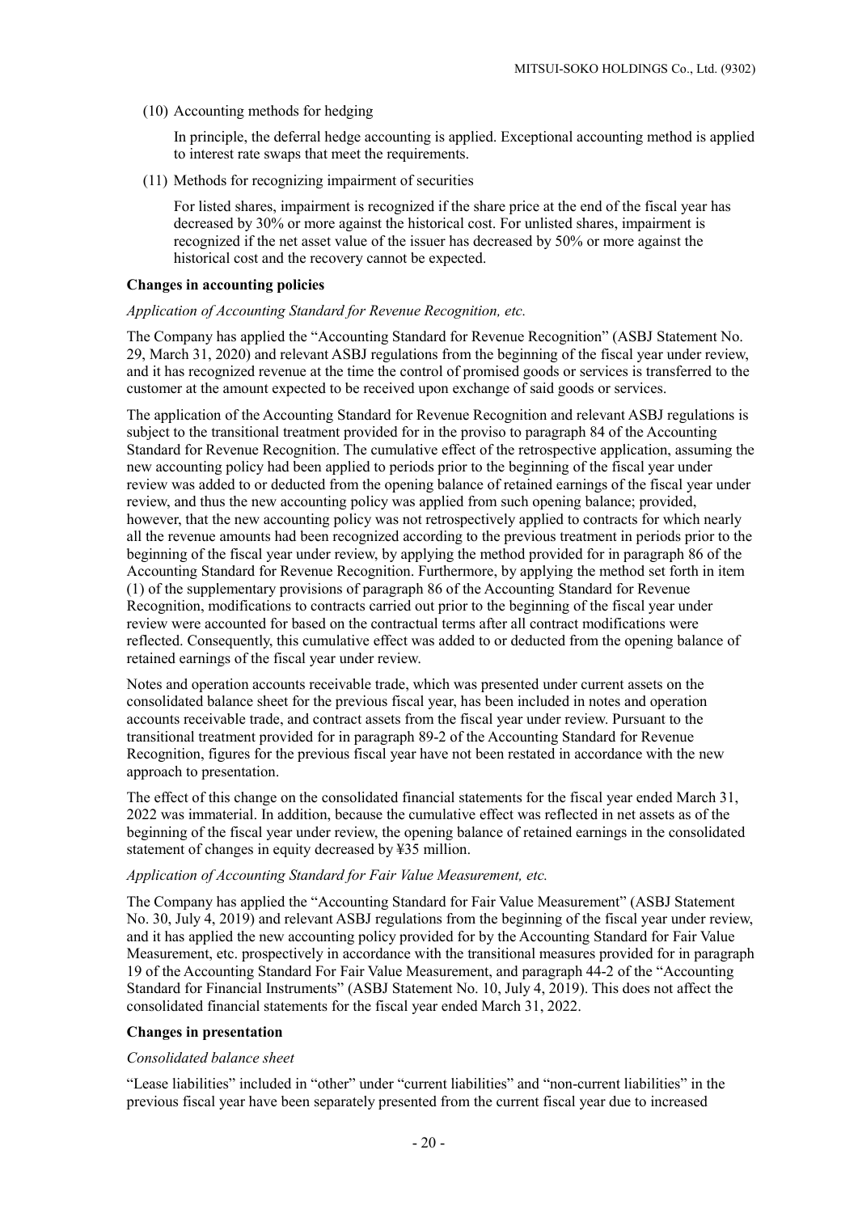(10) Accounting methods for hedging

In principle, the deferral hedge accounting is applied. Exceptional accounting method is applied to interest rate swaps that meet the requirements.

(11) Methods for recognizing impairment of securities

For listed shares, impairment is recognized if the share price at the end of the fiscal year has decreased by 30% or more against the historical cost. For unlisted shares, impairment is recognized if the net asset value of the issuer has decreased by 50% or more against the historical cost and the recovery cannot be expected.

**Changes in accounting policies**

*Application of Accounting Standard for Revenue Recognition, etc.*

The Company has applied the "Accounting Standard for Revenue Recognition" (ASBJ Statement No. 29, March 31, 2020) and relevant ASBJ regulations from the beginning of the fiscal year under review, and it has recognized revenue at the time the control of promised goods or services is transferred to the customer at the amount expected to be received upon exchange of said goods or services.

The application of the Accounting Standard for Revenue Recognition and relevant ASBJ regulations is subject to the transitional treatment provided for in the proviso to paragraph 84 of the Accounting Standard for Revenue Recognition. The cumulative effect of the retrospective application, assuming the new accounting policy had been applied to periods prior to the beginning of the fiscal year under review was added to or deducted from the opening balance of retained earnings of the fiscal year under review, and thus the new accounting policy was applied from such opening balance; provided, however, that the new accounting policy was not retrospectively applied to contracts for which nearly all the revenue amounts had been recognized according to the previous treatment in periods prior to the beginning of the fiscal year under review, by applying the method provided for in paragraph 86 of the Accounting Standard for Revenue Recognition. Furthermore, by applying the method set forth in item (1) of the supplementary provisions of paragraph 86 of the Accounting Standard for Revenue Recognition, modifications to contracts carried out prior to the beginning of the fiscal year under review were accounted for based on the contractual terms after all contract modifications were reflected. Consequently, this cumulative effect was added to or deducted from the opening balance of retained earnings of the fiscal year under review.

Notes and operation accounts receivable trade, which was presented under current assets on the consolidated balance sheet for the previous fiscal year, has been included in notes and operation accounts receivable trade, and contract assets from the fiscal year under review. Pursuant to the transitional treatment provided for in paragraph 89-2 of the Accounting Standard for Revenue Recognition, figures for the previous fiscal year have not been restated in accordance with the new approach to presentation.

The effect of this change on the consolidated financial statements for the fiscal year ended March 31, 2022 was immaterial. In addition, because the cumulative effect was reflected in net assets as of the beginning of the fiscal year under review, the opening balance of retained earnings in the consolidated statement of changes in equity decreased by ¥35 million.

*Application of Accounting Standard for Fair Value Measurement, etc.*

The Company has applied the "Accounting Standard for Fair Value Measurement" (ASBJ Statement No. 30, July 4, 2019) and relevant ASBJ regulations from the beginning of the fiscal year under review, and it has applied the new accounting policy provided for by the Accounting Standard for Fair Value Measurement, etc. prospectively in accordance with the transitional measures provided for in paragraph 19 of the Accounting Standard For Fair Value Measurement, and paragraph 44-2 of the "Accounting Standard for Financial Instruments" (ASBJ Statement No. 10, July 4, 2019). This does not affect the consolidated financial statements for the fiscal year ended March 31, 2022.

**Changes in presentation**

*Consolidated balance sheet*

"Lease liabilities" included in "other" under "current liabilities" and "non-current liabilities" in the previous fiscal year have been separately presented from the current fiscal year due to increased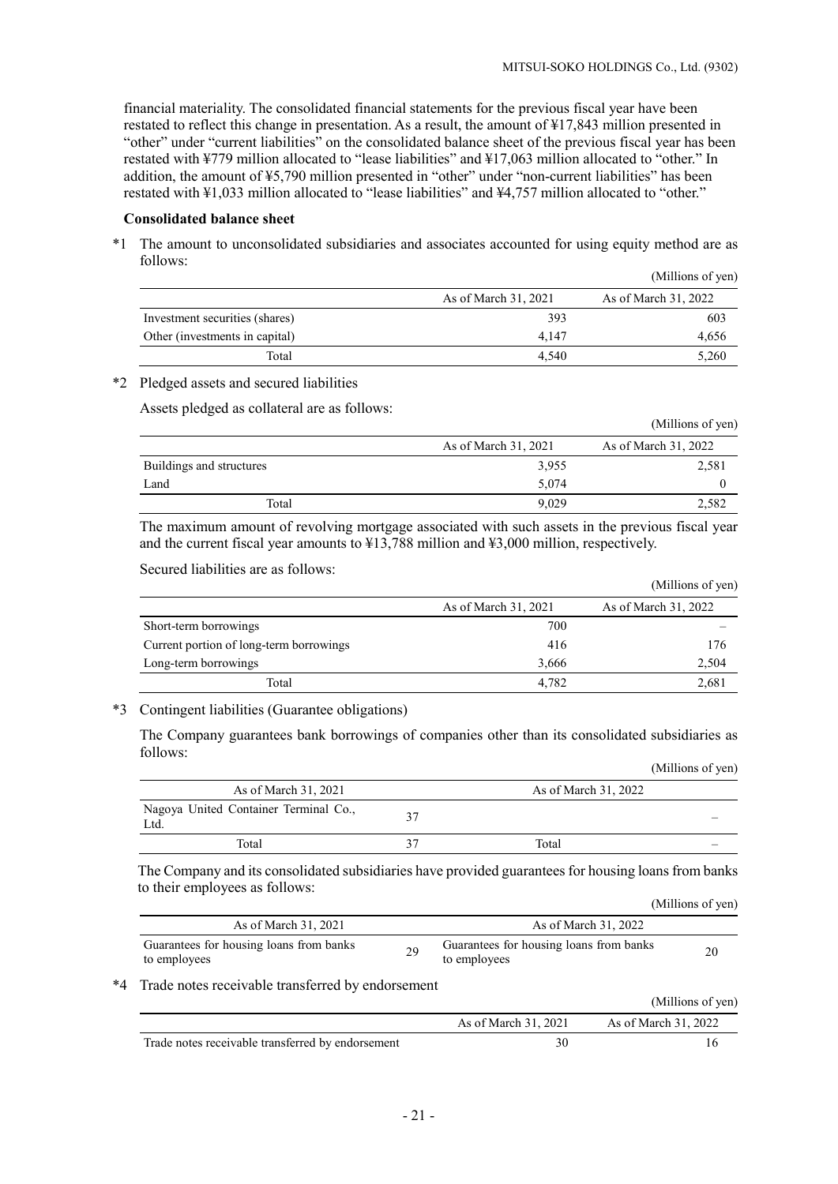financial materiality. The consolidated financial statements for the previous fiscal year have been restated to reflect this change in presentation. As a result, the amount of ¥17,843 million presented in "other" under "current liabilities" on the consolidated balance sheet of the previous fiscal year has been restated with ¥779 million allocated to "lease liabilities" and ¥17,063 million allocated to "other." In addition, the amount of ¥5,790 million presented in "other" under "non-current liabilities" has been restated with ¥1,033 million allocated to "lease liabilities" and ¥4,757 million allocated to "other."

**Consolidated balance sheet**

*1 The amount to unconsolidated subsidiaries and associates accounted for using equity method are as follows:

(Millions of yen)

| | As of March 31, 2021 | As of March 31, 2022 |
|---|---|---|
| Investment securities (shares) | 393 | 603 |
| Other (investments in capital) | 4,147 | 4,656 |
| Total | 4,540 | 5,260 |

*2 Pledged assets and secured liabilities

Assets pledged as collateral are as follows:

(Millions of yen)

| | As of March 31, 2021 | As of March 31, 2022 |
|---|---|---|
| Buildings and structures | 3,955 | 2,581 |
| Land | 5,074 | 0 |
| Total | 9,029 | 2,582 |

The maximum amount of revolving mortgage associated with such assets in the previous fiscal year and the current fiscal year amounts to ¥13,788 million and ¥3,000 million, respectively.

Secured liabilities are as follows:

(Millions of yen)

| | As of March 31, 2021 | As of March 31, 2022 |
|---|---|---|
| Short-term borrowings | 700 | – |
| Current portion of long-term borrowings | 416 | 176 |
| Long-term borrowings | 3,666 | 2,504 |
| Total | 4,782 | 2,681 |

*3 Contingent liabilities (Guarantee obligations)

The Company guarantees bank borrowings of companies other than its consolidated subsidiaries as follows:

(Millions of yen)

| As of March 31, 2021 | | As of March 31, 2022 | |
|---|---|---|---|
| Nagoya United Container Terminal Co., Ltd. | 37 | | – |
| Total | 37 | Total | – |

The Company and its consolidated subsidiaries have provided guarantees for housing loans from banks to their employees as follows:

(Millions of yen)

| As of March 31, 2021 | | As of March 31, 2022 | |
|---|---|---|---|
| Guarantees for housing loans from banks to employees | 29 | Guarantees for housing loans from banks to employees | 20 |

*4 Trade notes receivable transferred by endorsement

(Millions of yen)

| | As of March 31, 2021 | As of March 31, 2022 |
|---|---|---|
| Trade notes receivable transferred by endorsement | 30 | 16 |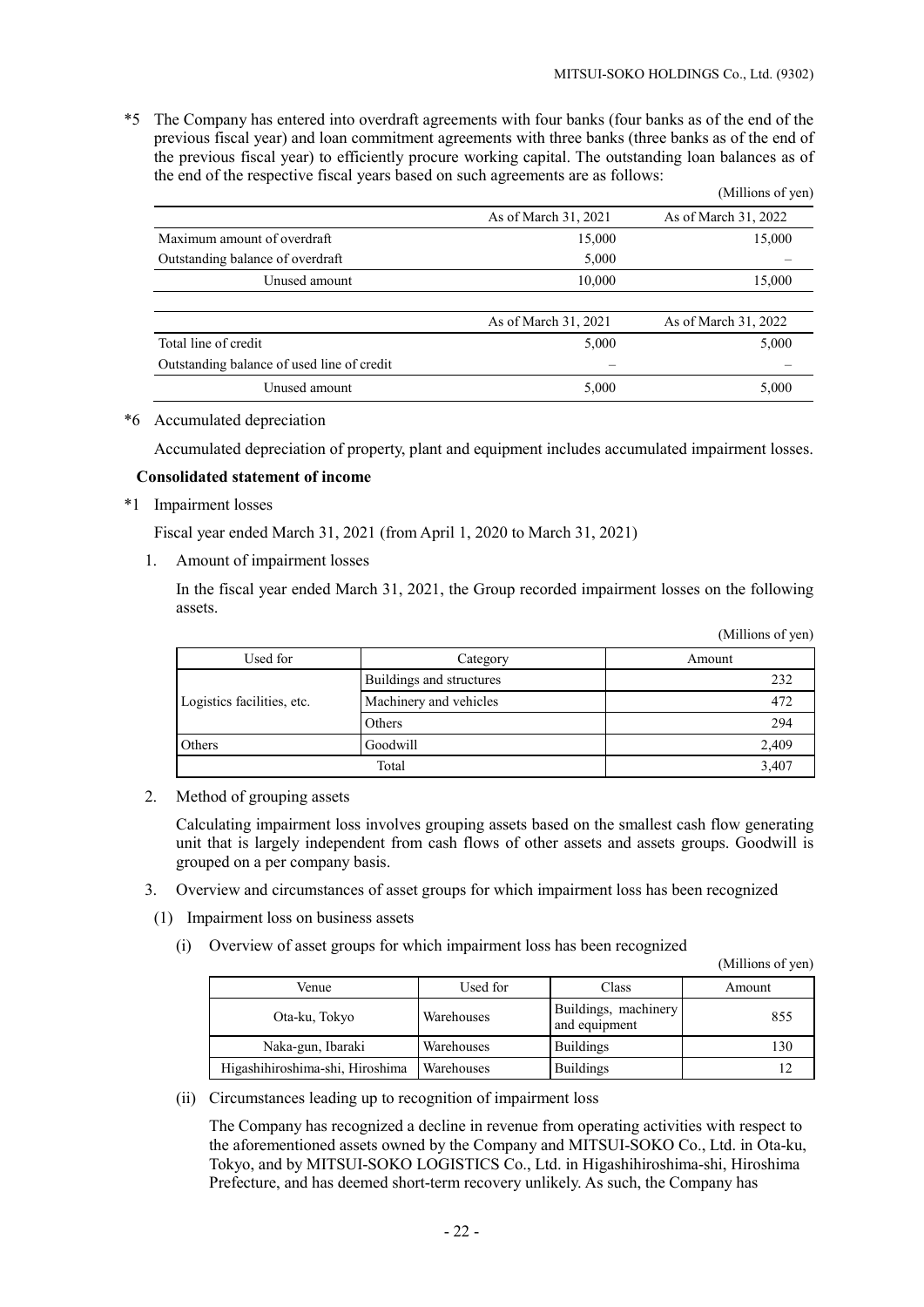\*5 The Company has entered into overdraft agreements with four banks (four banks as of the end of the previous fiscal year) and loan commitment agreements with three banks (three banks as of the end of the previous fiscal year) to efficiently procure working capital. The outstanding loan balances as of the end of the respective fiscal years based on such agreements are as follows:

(Millions of yen)

| | As of March 31, 2021 | As of March 31, 2022 |
|---|---|---|
| Maximum amount of overdraft | 15,000 | 15,000 |
| Outstanding balance of overdraft | 5,000 | – |
| Unused amount | 10,000 | 15,000 |

| | As of March 31, 2021 | As of March 31, 2022 |
|---|---|---|
| Total line of credit | 5,000 | 5,000 |
| Outstanding balance of used line of credit | – | – |
| Unused amount | 5,000 | 5,000 |

\*6 Accumulated depreciation

Accumulated depreciation of property, plant and equipment includes accumulated impairment losses.

**Consolidated statement of income**

\*1 Impairment losses

Fiscal year ended March 31, 2021 (from April 1, 2020 to March 31, 2021)

1. Amount of impairment losses

In the fiscal year ended March 31, 2021, the Group recorded impairment losses on the following assets.

(Millions of yen)

| Used for | Category | Amount |
|---|---|---|
| Logistics facilities, etc. | Buildings and structures | 232 |
| | Machinery and vehicles | 472 |
| | Others | 294 |
| Others | Goodwill | 2,409 |
| Total | | 3,407 |

2. Method of grouping assets

Calculating impairment loss involves grouping assets based on the smallest cash flow generating unit that is largely independent from cash flows of other assets and assets groups. Goodwill is grouped on a per company basis.

3. Overview and circumstances of asset groups for which impairment loss has been recognized

(1) Impairment loss on business assets

(i) Overview of asset groups for which impairment loss has been recognized

(Millions of yen)

| Venue | Used for | Class | Amount |
|---|---|---|---|
| Ota-ku, Tokyo | Warehouses | Buildings, machinery and equipment | 855 |
| Naka-gun, Ibaraki | Warehouses | Buildings | 130 |
| Higashihiroshima-shi, Hiroshima | Warehouses | Buildings | 12 |

(ii) Circumstances leading up to recognition of impairment loss

The Company has recognized a decline in revenue from operating activities with respect to the aforementioned assets owned by the Company and MITSUI-SOKO Co., Ltd. in Ota-ku, Tokyo, and by MITSUI-SOKO LOGISTICS Co., Ltd. in Higashihiroshima-shi, Hiroshima Prefecture, and has deemed short-term recovery unlikely. As such, the Company has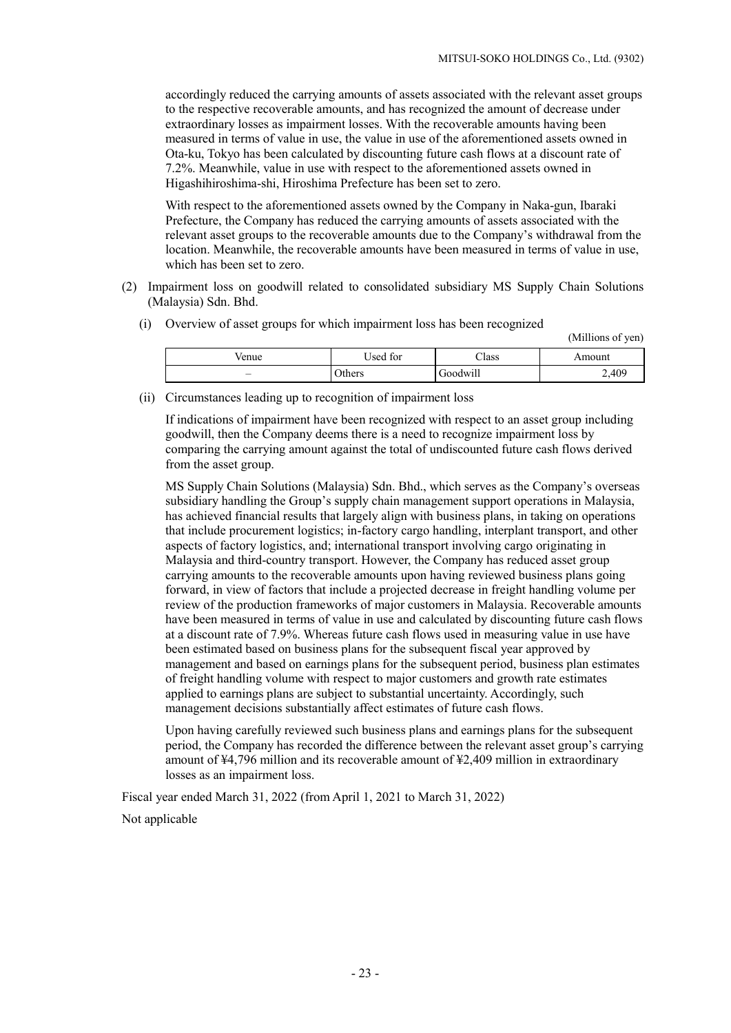accordingly reduced the carrying amounts of assets associated with the relevant asset groups to the respective recoverable amounts, and has recognized the amount of decrease under extraordinary losses as impairment losses. With the recoverable amounts having been measured in terms of value in use, the value in use of the aforementioned assets owned in Ota-ku, Tokyo has been calculated by discounting future cash flows at a discount rate of 7.2%. Meanwhile, value in use with respect to the aforementioned assets owned in Higashihiroshima-shi, Hiroshima Prefecture has been set to zero.

With respect to the aforementioned assets owned by the Company in Naka-gun, Ibaraki Prefecture, the Company has reduced the carrying amounts of assets associated with the relevant asset groups to the recoverable amounts due to the Company's withdrawal from the location. Meanwhile, the recoverable amounts have been measured in terms of value in use, which has been set to zero.

(2) Impairment loss on goodwill related to consolidated subsidiary MS Supply Chain Solutions (Malaysia) Sdn. Bhd.

(i) Overview of asset groups for which impairment loss has been recognized

(Millions of yen)

| Venue | Used for | Class | Amount |
|---|---|---|---|
| – | Others | Goodwill | 2,409 |

(ii) Circumstances leading up to recognition of impairment loss

If indications of impairment have been recognized with respect to an asset group including goodwill, then the Company deems there is a need to recognize impairment loss by comparing the carrying amount against the total of undiscounted future cash flows derived from the asset group.

MS Supply Chain Solutions (Malaysia) Sdn. Bhd., which serves as the Company's overseas subsidiary handling the Group's supply chain management support operations in Malaysia, has achieved financial results that largely align with business plans, in taking on operations that include procurement logistics; in-factory cargo handling, interplant transport, and other aspects of factory logistics, and; international transport involving cargo originating in Malaysia and third-country transport. However, the Company has reduced asset group carrying amounts to the recoverable amounts upon having reviewed business plans going forward, in view of factors that include a projected decrease in freight handling volume per review of the production frameworks of major customers in Malaysia. Recoverable amounts have been measured in terms of value in use and calculated by discounting future cash flows at a discount rate of 7.9%. Whereas future cash flows used in measuring value in use have been estimated based on business plans for the subsequent fiscal year approved by management and based on earnings plans for the subsequent period, business plan estimates of freight handling volume with respect to major customers and growth rate estimates applied to earnings plans are subject to substantial uncertainty. Accordingly, such management decisions substantially affect estimates of future cash flows.

Upon having carefully reviewed such business plans and earnings plans for the subsequent period, the Company has recorded the difference between the relevant asset group's carrying amount of ¥4,796 million and its recoverable amount of ¥2,409 million in extraordinary losses as an impairment loss.

Fiscal year ended March 31, 2022 (from April 1, 2021 to March 31, 2022)

Not applicable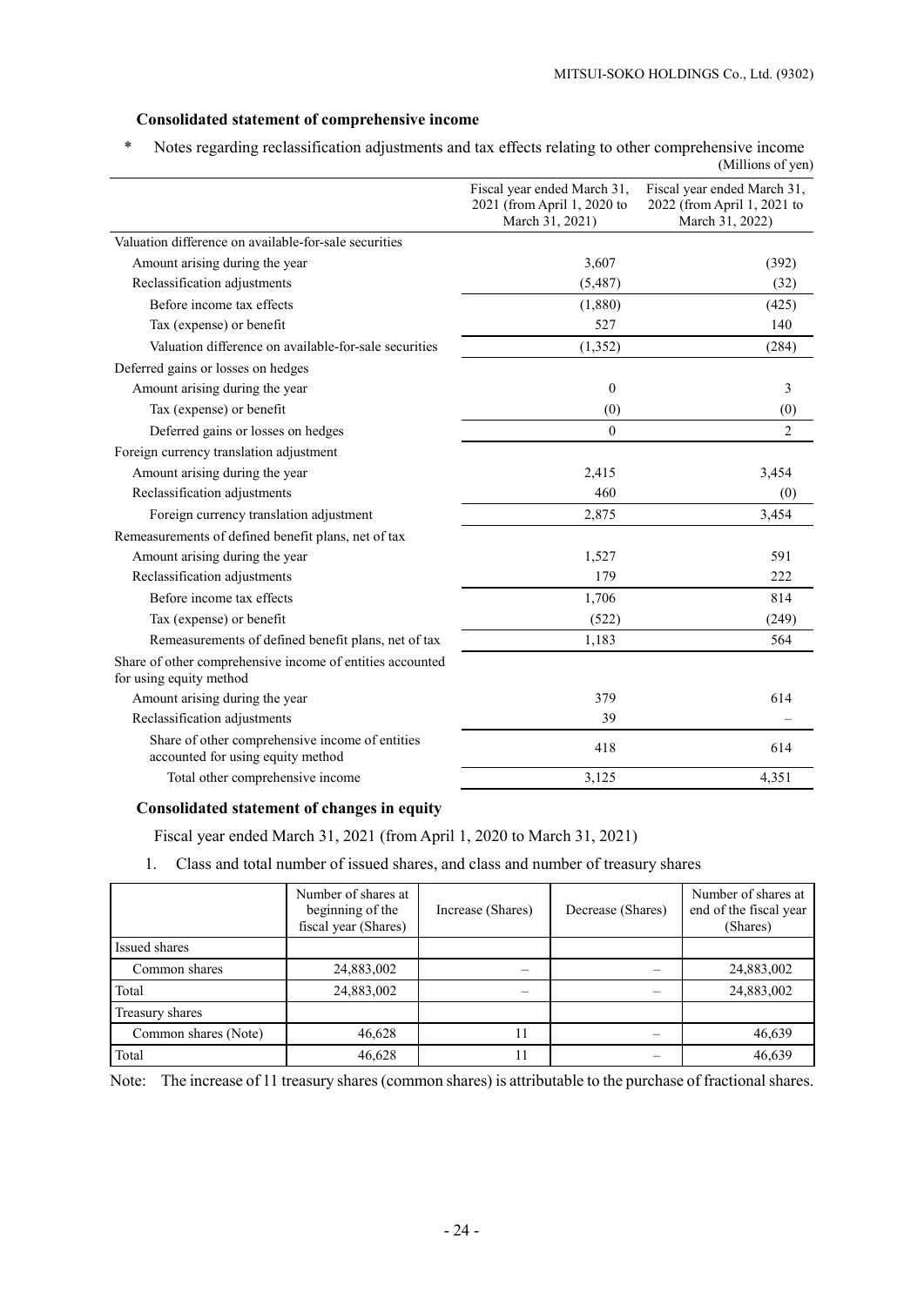### Consolidated statement of comprehensive income

\* Notes regarding reclassification adjustments and tax effects relating to other comprehensive income

(Millions of yen)

| | Fiscal year ended March 31, 2021 (from April 1, 2020 to March 31, 2021) | Fiscal year ended March 31, 2022 (from April 1, 2021 to March 31, 2022) |
|---|---|---|
| Valuation difference on available-for-sale securities | | |
| Amount arising during the year | 3,607 | (392) |
| Reclassification adjustments | (5,487) | (32) |
| Before income tax effects | (1,880) | (425) |
| Tax (expense) or benefit | 527 | 140 |
| Valuation difference on available-for-sale securities | (1,352) | (284) |
| Deferred gains or losses on hedges | | |
| Amount arising during the year | 0 | 3 |
| Tax (expense) or benefit | (0) | (0) |
| Deferred gains or losses on hedges | 0 | 2 |
| Foreign currency translation adjustment | | |
| Amount arising during the year | 2,415 | 3,454 |
| Reclassification adjustments | 460 | (0) |
| Foreign currency translation adjustment | 2,875 | 3,454 |
| Remeasurements of defined benefit plans, net of tax | | |
| Amount arising during the year | 1,527 | 591 |
| Reclassification adjustments | 179 | 222 |
| Before income tax effects | 1,706 | 814 |
| Tax (expense) or benefit | (522) | (249) |
| Remeasurements of defined benefit plans, net of tax | 1,183 | 564 |
| Share of other comprehensive income of entities accounted for using equity method | | |
| Amount arising during the year | 379 | 614 |
| Reclassification adjustments | 39 | – |
| Share of other comprehensive income of entities accounted for using equity method | 418 | 614 |
| Total other comprehensive income | 3,125 | 4,351 |

### Consolidated statement of changes in equity

Fiscal year ended March 31, 2021 (from April 1, 2020 to March 31, 2021)

1. Class and total number of issued shares, and class and number of treasury shares

| | Number of shares at beginning of the fiscal year (Shares) | Increase (Shares) | Decrease (Shares) | Number of shares at end of the fiscal year (Shares) |
|---|---|---|---|---|
| Issued shares | | | | |
| Common shares | 24,883,002 | – | – | 24,883,002 |
| Total | 24,883,002 | – | – | 24,883,002 |
| Treasury shares | | | | |
| Common shares (Note) | 46,628 | 11 | – | 46,639 |
| Total | 46,628 | 11 | – | 46,639 |

Note: The increase of 11 treasury shares (common shares) is attributable to the purchase of fractional shares.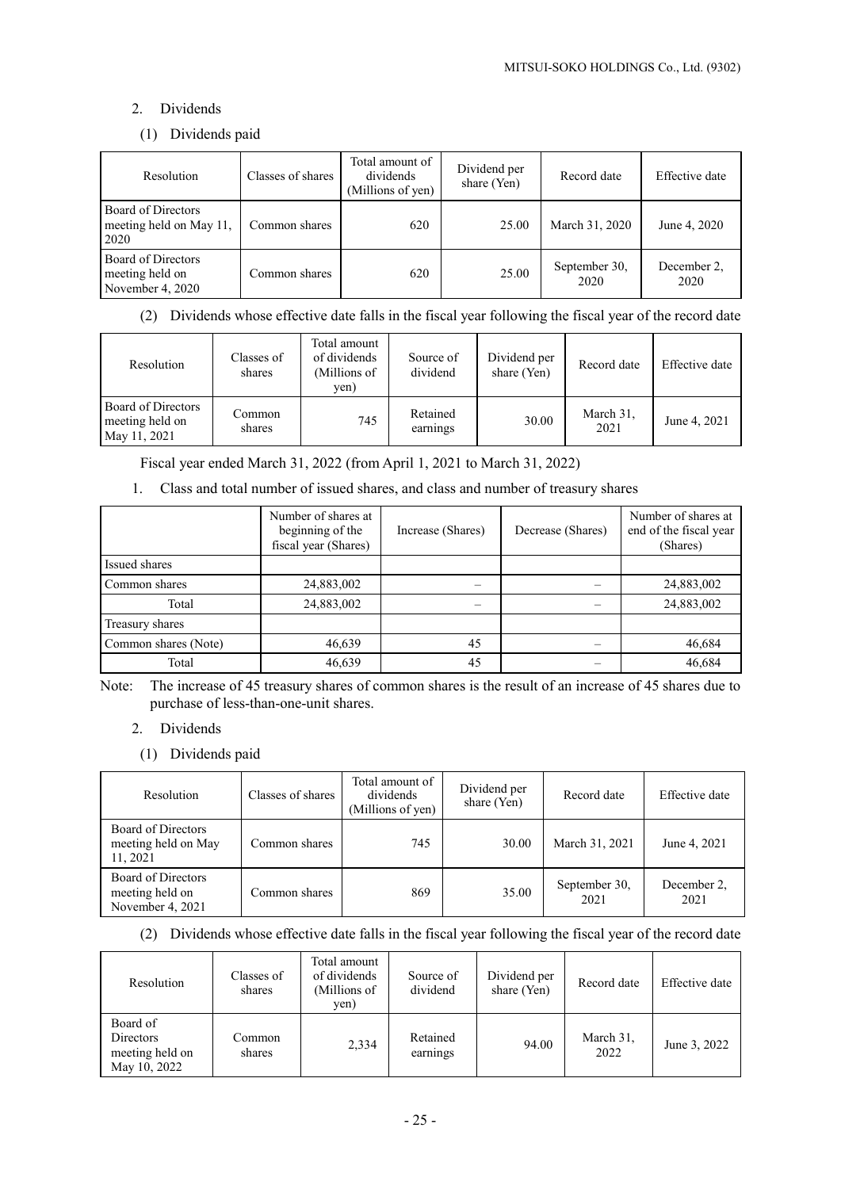2. Dividends

(1) Dividends paid

| Resolution | Classes of shares | Total amount of dividends (Millions of yen) | Dividend per share (Yen) | Record date | Effective date |
|---|---|---|---|---|---|
| Board of Directors meeting held on May 11, 2020 | Common shares | 620 | 25.00 | March 31, 2020 | June 4, 2020 |
| Board of Directors meeting held on November 4, 2020 | Common shares | 620 | 25.00 | September 30, 2020 | December 2, 2020 |

(2) Dividends whose effective date falls in the fiscal year following the fiscal year of the record date

| Resolution | Classes of shares | Total amount of dividends (Millions of yen) | Source of dividend | Dividend per share (Yen) | Record date | Effective date |
|---|---|---|---|---|---|---|
| Board of Directors meeting held on May 11, 2021 | Common shares | 745 | Retained earnings | 30.00 | March 31, 2021 | June 4, 2021 |

Fiscal year ended March 31, 2022 (from April 1, 2021 to March 31, 2022)

1. Class and total number of issued shares, and class and number of treasury shares

| | Number of shares at beginning of the fiscal year (Shares) | Increase (Shares) | Decrease (Shares) | Number of shares at end of the fiscal year (Shares) |
|---|---|---|---|---|
| Issued shares | | | | |
| Common shares | 24,883,002 | – | – | 24,883,002 |
| Total | 24,883,002 | – | – | 24,883,002 |
| Treasury shares | | | | |
| Common shares (Note) | 46,639 | 45 | – | 46,684 |
| Total | 46,639 | 45 | – | 46,684 |

Note: The increase of 45 treasury shares of common shares is the result of an increase of 45 shares due to purchase of less-than-one-unit shares.

2. Dividends

(1) Dividends paid

| Resolution | Classes of shares | Total amount of dividends (Millions of yen) | Dividend per share (Yen) | Record date | Effective date |
|---|---|---|---|---|---|
| Board of Directors meeting held on May 11, 2021 | Common shares | 745 | 30.00 | March 31, 2021 | June 4, 2021 |
| Board of Directors meeting held on November 4, 2021 | Common shares | 869 | 35.00 | September 30, 2021 | December 2, 2021 |

(2) Dividends whose effective date falls in the fiscal year following the fiscal year of the record date

| Resolution | Classes of shares | Total amount of dividends (Millions of yen) | Source of dividend | Dividend per share (Yen) | Record date | Effective date |
|---|---|---|---|---|---|---|
| Board of Directors meeting held on May 10, 2022 | Common shares | 2,334 | Retained earnings | 94.00 | March 31, 2022 | June 3, 2022 |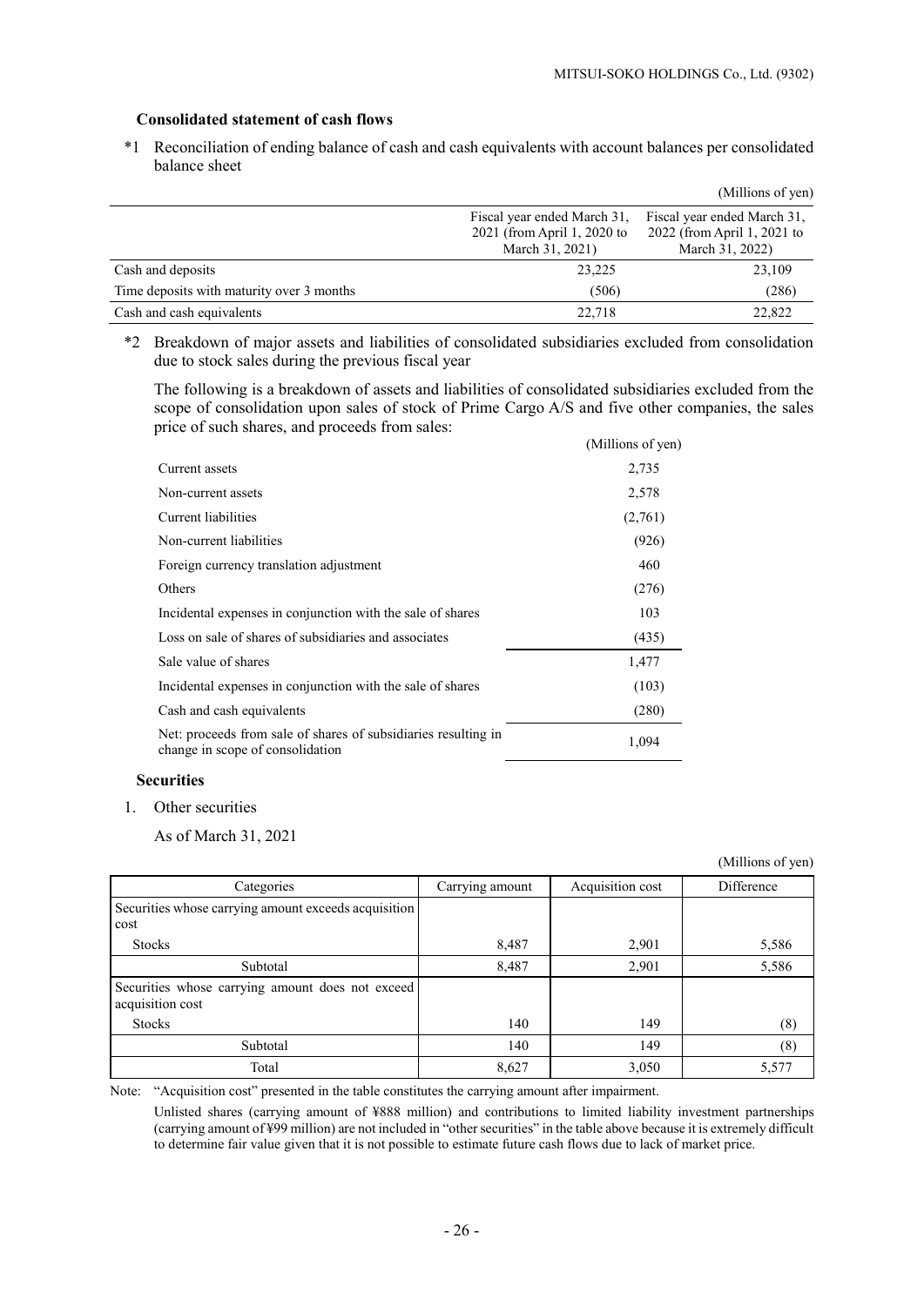### Consolidated statement of cash flows

*1 Reconciliation of ending balance of cash and cash equivalents with account balances per consolidated balance sheet

(Millions of yen)

| | Fiscal year ended March 31, 2021 (from April 1, 2020 to March 31, 2021) | Fiscal year ended March 31, 2022 (from April 1, 2021 to March 31, 2022) |
|---|---|---|
| Cash and deposits | 23,225 | 23,109 |
| Time deposits with maturity over 3 months | (506) | (286) |
| Cash and cash equivalents | 22,718 | 22,822 |

*2 Breakdown of major assets and liabilities of consolidated subsidiaries excluded from consolidation due to stock sales during the previous fiscal year

The following is a breakdown of assets and liabilities of consolidated subsidiaries excluded from the scope of consolidation upon sales of stock of Prime Cargo A/S and five other companies, the sales price of such shares, and proceeds from sales:

| | (Millions of yen) |
|---|---|
| Current assets | 2,735 |
| Non-current assets | 2,578 |
| Current liabilities | (2,761) |
| Non-current liabilities | (926) |
| Foreign currency translation adjustment | 460 |
| Others | (276) |
| Incidental expenses in conjunction with the sale of shares | 103 |
| Loss on sale of shares of subsidiaries and associates | (435) |
| Sale value of shares | 1,477 |
| Incidental expenses in conjunction with the sale of shares | (103) |
| Cash and cash equivalents | (280) |
| Net: proceeds from sale of shares of subsidiaries resulting in change in scope of consolidation | 1,094 |

### Securities

1. Other securities

As of March 31, 2021

(Millions of yen)

| Categories | Carrying amount | Acquisition cost | Difference |
|---|---|---|---|
| Securities whose carrying amount exceeds acquisition cost | | | |
| Stocks | 8,487 | 2,901 | 5,586 |
| Subtotal | 8,487 | 2,901 | 5,586 |
| Securities whose carrying amount does not exceed acquisition cost | | | |
| Stocks | 140 | 149 | (8) |
| Subtotal | 140 | 149 | (8) |
| Total | 8,627 | 3,050 | 5,577 |

Note: "Acquisition cost" presented in the table constitutes the carrying amount after impairment.

Unlisted shares (carrying amount of ¥888 million) and contributions to limited liability investment partnerships (carrying amount of ¥99 million) are not included in "other securities" in the table above because it is extremely difficult to determine fair value given that it is not possible to estimate future cash flows due to lack of market price.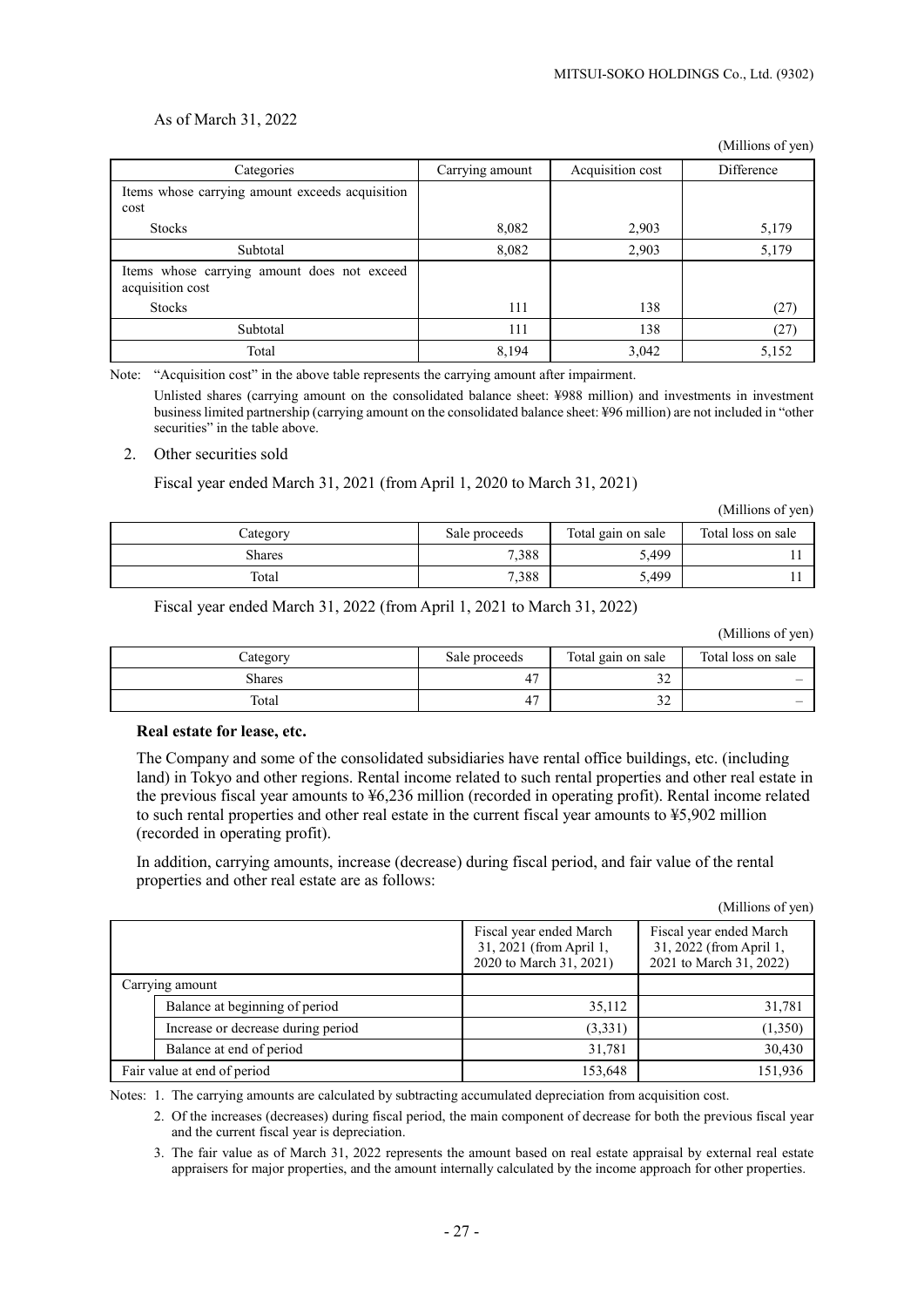As of March 31, 2022

(Millions of yen)

| Categories | Carrying amount | Acquisition cost | Difference |
|---|---|---|---|
| Items whose carrying amount exceeds acquisition cost | | | |
| Stocks | 8,082 | 2,903 | 5,179 |
| Subtotal | 8,082 | 2,903 | 5,179 |
| Items whose carrying amount does not exceed acquisition cost | | | |
| Stocks | 111 | 138 | (27) |
| Subtotal | 111 | 138 | (27) |
| Total | 8,194 | 3,042 | 5,152 |

Note: "Acquisition cost" in the above table represents the carrying amount after impairment.

Unlisted shares (carrying amount on the consolidated balance sheet: ¥988 million) and investments in investment business limited partnership (carrying amount on the consolidated balance sheet: ¥96 million) are not included in "other securities" in the table above.

2. Other securities sold

Fiscal year ended March 31, 2021 (from April 1, 2020 to March 31, 2021)

(Millions of yen)

| Category | Sale proceeds | Total gain on sale | Total loss on sale |
|---|---|---|---|
| Shares | 7,388 | 5,499 | 11 |
| Total | 7,388 | 5,499 | 11 |

Fiscal year ended March 31, 2022 (from April 1, 2021 to March 31, 2022)

(Millions of yen)

| Category | Sale proceeds | Total gain on sale | Total loss on sale |
|---|---|---|---|
| Shares | 47 | 32 | – |
| Total | 47 | 32 | – |

**Real estate for lease, etc.**

The Company and some of the consolidated subsidiaries have rental office buildings, etc. (including land) in Tokyo and other regions. Rental income related to such rental properties and other real estate in the previous fiscal year amounts to ¥6,236 million (recorded in operating profit). Rental income related to such rental properties and other real estate in the current fiscal year amounts to ¥5,902 million (recorded in operating profit).

In addition, carrying amounts, increase (decrease) during fiscal period, and fair value of the rental properties and other real estate are as follows:

(Millions of yen)

| | | Fiscal year ended March 31, 2021 (from April 1, 2020 to March 31, 2021) | Fiscal year ended March 31, 2022 (from April 1, 2021 to March 31, 2022) |
|---|---|---|---|
| Carrying amount | | | |
| | Balance at beginning of period | 35,112 | 31,781 |
| | Increase or decrease during period | (3,331) | (1,350) |
| | Balance at end of period | 31,781 | 30,430 |
| Fair value at end of period | | 153,648 | 151,936 |

Notes: 1. The carrying amounts are calculated by subtracting accumulated depreciation from acquisition cost.

2. Of the increases (decreases) during fiscal period, the main component of decrease for both the previous fiscal year and the current fiscal year is depreciation.

3. The fair value as of March 31, 2022 represents the amount based on real estate appraisal by external real estate appraisers for major properties, and the amount internally calculated by the income approach for other properties.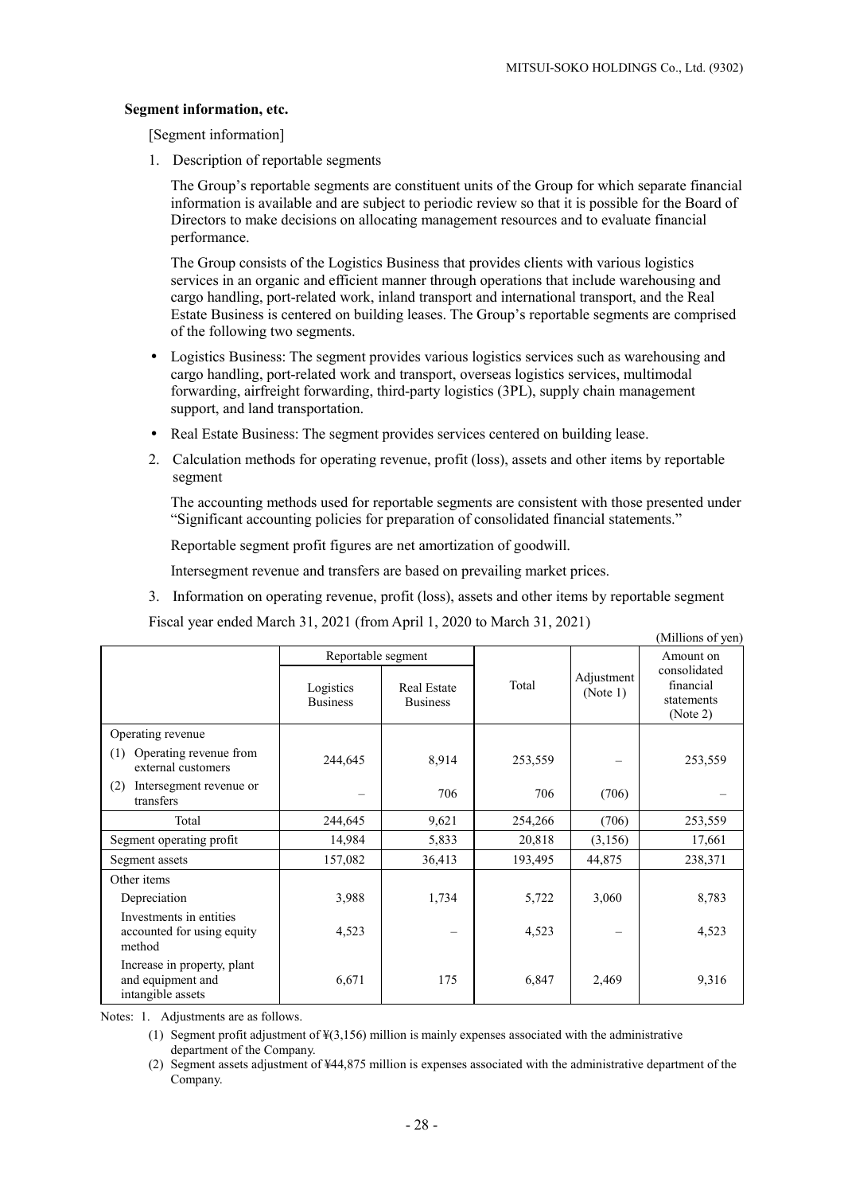**Segment information, etc.**

[Segment information]

1. Description of reportable segments

The Group's reportable segments are constituent units of the Group for which separate financial information is available and are subject to periodic review so that it is possible for the Board of Directors to make decisions on allocating management resources and to evaluate financial performance.

The Group consists of the Logistics Business that provides clients with various logistics services in an organic and efficient manner through operations that include warehousing and cargo handling, port-related work, inland transport and international transport, and the Real Estate Business is centered on building leases. The Group's reportable segments are comprised of the following two segments.

- Logistics Business: The segment provides various logistics services such as warehousing and cargo handling, port-related work and transport, overseas logistics services, multimodal forwarding, airfreight forwarding, third-party logistics (3PL), supply chain management support, and land transportation.
- Real Estate Business: The segment provides services centered on building lease.

2. Calculation methods for operating revenue, profit (loss), assets and other items by reportable segment

The accounting methods used for reportable segments are consistent with those presented under "Significant accounting policies for preparation of consolidated financial statements."

Reportable segment profit figures are net amortization of goodwill.

Intersegment revenue and transfers are based on prevailing market prices.

3. Information on operating revenue, profit (loss), assets and other items by reportable segment

Fiscal year ended March 31, 2021 (from April 1, 2020 to March 31, 2021)

(Millions of yen)

| | Reportable segment | | Total | Adjustment (Note 1) | Amount on consolidated financial statements (Note 2) |
|---|---|---|---|---|---|
| | Logistics Business | Real Estate Business | | | |
| Operating revenue | | | | | |
| (1) Operating revenue from external customers | 244,645 | 8,914 | 253,559 | – | 253,559 |
| (2) Intersegment revenue or transfers | – | 706 | 706 | (706) | – |
| Total | 244,645 | 9,621 | 254,266 | (706) | 253,559 |
| Segment operating profit | 14,984 | 5,833 | 20,818 | (3,156) | 17,661 |
| Segment assets | 157,082 | 36,413 | 193,495 | 44,875 | 238,371 |
| Other items | | | | | |
| Depreciation | 3,988 | 1,734 | 5,722 | 3,060 | 8,783 |
| Investments in entities accounted for using equity method | 4,523 | – | 4,523 | – | 4,523 |
| Increase in property, plant and equipment and intangible assets | 6,671 | 175 | 6,847 | 2,469 | 9,316 |

Notes: 1. Adjustments are as follows.

(1) Segment profit adjustment of ¥(3,156) million is mainly expenses associated with the administrative department of the Company.

(2) Segment assets adjustment of ¥44,875 million is expenses associated with the administrative department of the Company.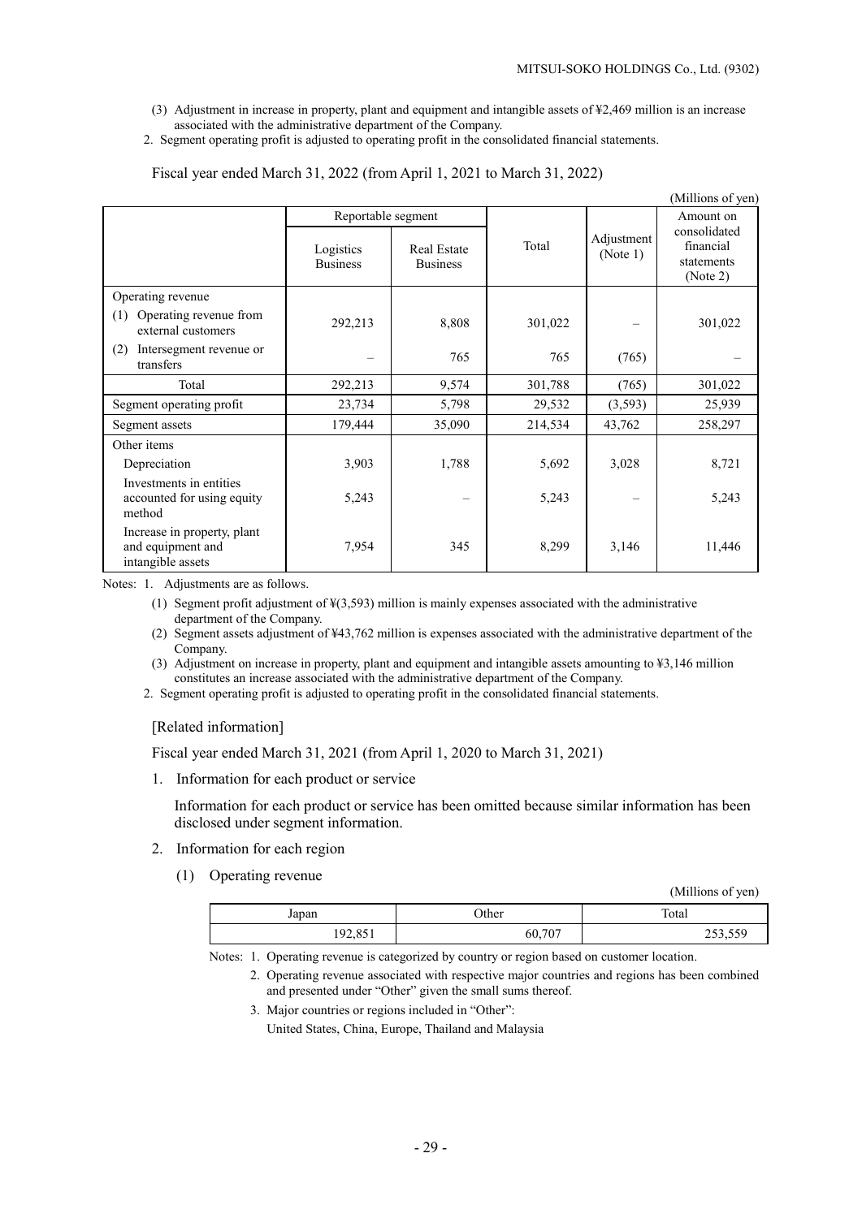(3) Adjustment in increase in property, plant and equipment and intangible assets of ¥2,469 million is an increase associated with the administrative department of the Company.

2. Segment operating profit is adjusted to operating profit in the consolidated financial statements.

Fiscal year ended March 31, 2022 (from April 1, 2021 to March 31, 2022)

(Millions of yen)

| | Reportable segment | | Total | Adjustment (Note 1) | Amount on consolidated financial statements (Note 2) |
|---|---|---|---|---|---|
| | Logistics Business | Real Estate Business | | | |
| Operating revenue | | | | | |
| (1) Operating revenue from external customers | 292,213 | 8,808 | 301,022 | – | 301,022 |
| (2) Intersegment revenue or transfers | – | 765 | 765 | (765) | – |
| Total | 292,213 | 9,574 | 301,788 | (765) | 301,022 |
| Segment operating profit | 23,734 | 5,798 | 29,532 | (3,593) | 25,939 |
| Segment assets | 179,444 | 35,090 | 214,534 | 43,762 | 258,297 |
| Other items | | | | | |
| Depreciation | 3,903 | 1,788 | 5,692 | 3,028 | 8,721 |
| Investments in entities accounted for using equity method | 5,243 | – | 5,243 | – | 5,243 |
| Increase in property, plant and equipment and intangible assets | 7,954 | 345 | 8,299 | 3,146 | 11,446 |

Notes: 1. Adjustments are as follows.

(1) Segment profit adjustment of ¥(3,593) million is mainly expenses associated with the administrative department of the Company.

(2) Segment assets adjustment of ¥43,762 million is expenses associated with the administrative department of the Company.

(3) Adjustment on increase in property, plant and equipment and intangible assets amounting to ¥3,146 million constitutes an increase associated with the administrative department of the Company.

2. Segment operating profit is adjusted to operating profit in the consolidated financial statements.

[Related information]

Fiscal year ended March 31, 2021 (from April 1, 2020 to March 31, 2021)

1. Information for each product or service

Information for each product or service has been omitted because similar information has been disclosed under segment information.

2. Information for each region

(1) Operating revenue

(Millions of yen)

| Japan | Other | Total |
|---|---|---|
| 192,851 | 60,707 | 253,559 |

Notes: 1. Operating revenue is categorized by country or region based on customer location.

2. Operating revenue associated with respective major countries and regions has been combined and presented under "Other" given the small sums thereof.

3. Major countries or regions included in "Other":

United States, China, Europe, Thailand and Malaysia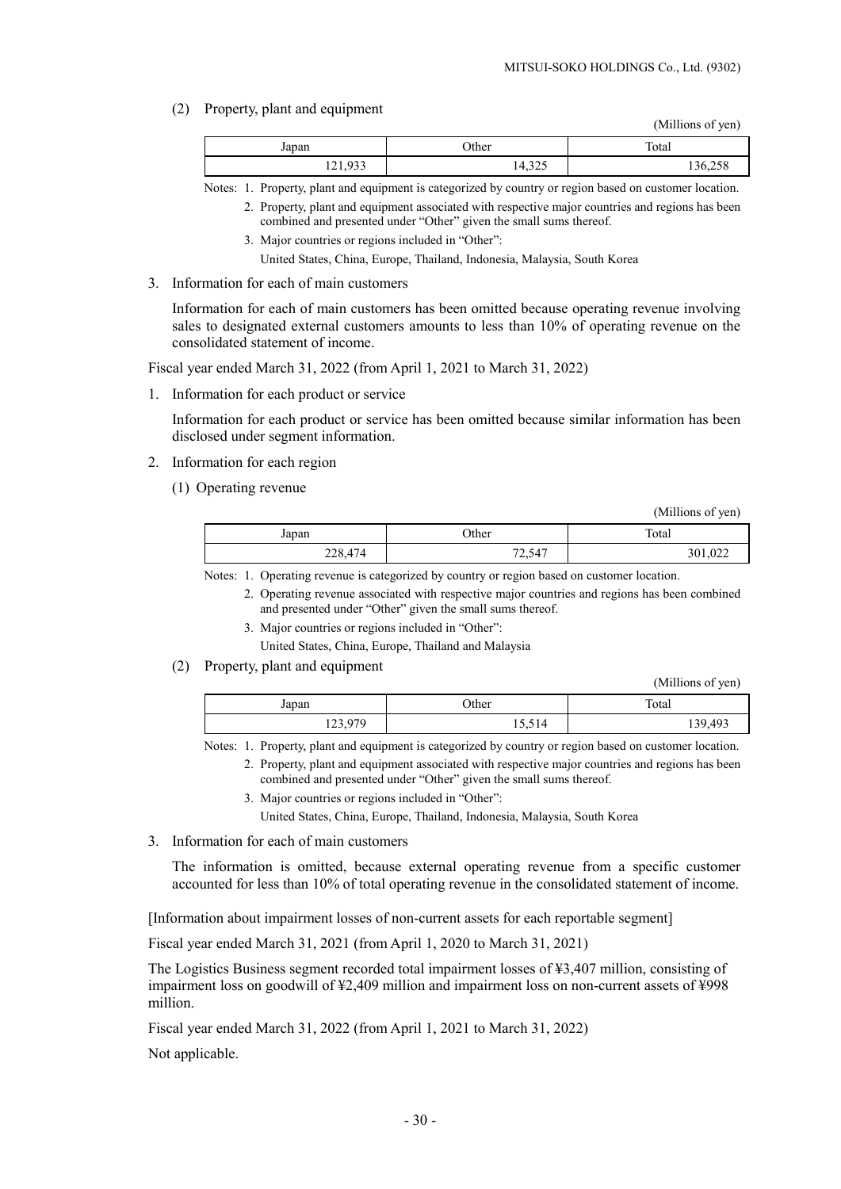(2) Property, plant and equipment

(Millions of yen)

| Japan | Other | Total |
|---|---|---|
| 121,933 | 14,325 | 136,258 |

Notes: 1. Property, plant and equipment is categorized by country or region based on customer location.
2. Property, plant and equipment associated with respective major countries and regions has been combined and presented under "Other" given the small sums thereof.
3. Major countries or regions included in "Other":
United States, China, Europe, Thailand, Indonesia, Malaysia, South Korea

3. Information for each of main customers

Information for each of main customers has been omitted because operating revenue involving sales to designated external customers amounts to less than 10% of operating revenue on the consolidated statement of income.

Fiscal year ended March 31, 2022 (from April 1, 2021 to March 31, 2022)

1. Information for each product or service

Information for each product or service has been omitted because similar information has been disclosed under segment information.

2. Information for each region

(1) Operating revenue

(Millions of yen)

| Japan | Other | Total |
|---|---|---|
| 228,474 | 72,547 | 301,022 |

Notes: 1. Operating revenue is categorized by country or region based on customer location.
2. Operating revenue associated with respective major countries and regions has been combined and presented under "Other" given the small sums thereof.
3. Major countries or regions included in "Other":
United States, China, Europe, Thailand and Malaysia

(2) Property, plant and equipment

(Millions of yen)

| Japan | Other | Total |
|---|---|---|
| 123,979 | 15,514 | 139,493 |

Notes: 1. Property, plant and equipment is categorized by country or region based on customer location.
2. Property, plant and equipment associated with respective major countries and regions has been combined and presented under "Other" given the small sums thereof.
3. Major countries or regions included in "Other":
United States, China, Europe, Thailand, Indonesia, Malaysia, South Korea

3. Information for each of main customers

The information is omitted, because external operating revenue from a specific customer accounted for less than 10% of total operating revenue in the consolidated statement of income.

[Information about impairment losses of non-current assets for each reportable segment]

Fiscal year ended March 31, 2021 (from April 1, 2020 to March 31, 2021)

The Logistics Business segment recorded total impairment losses of ¥3,407 million, consisting of impairment loss on goodwill of ¥2,409 million and impairment loss on non-current assets of ¥998 million.

Fiscal year ended March 31, 2022 (from April 1, 2021 to March 31, 2022)

Not applicable.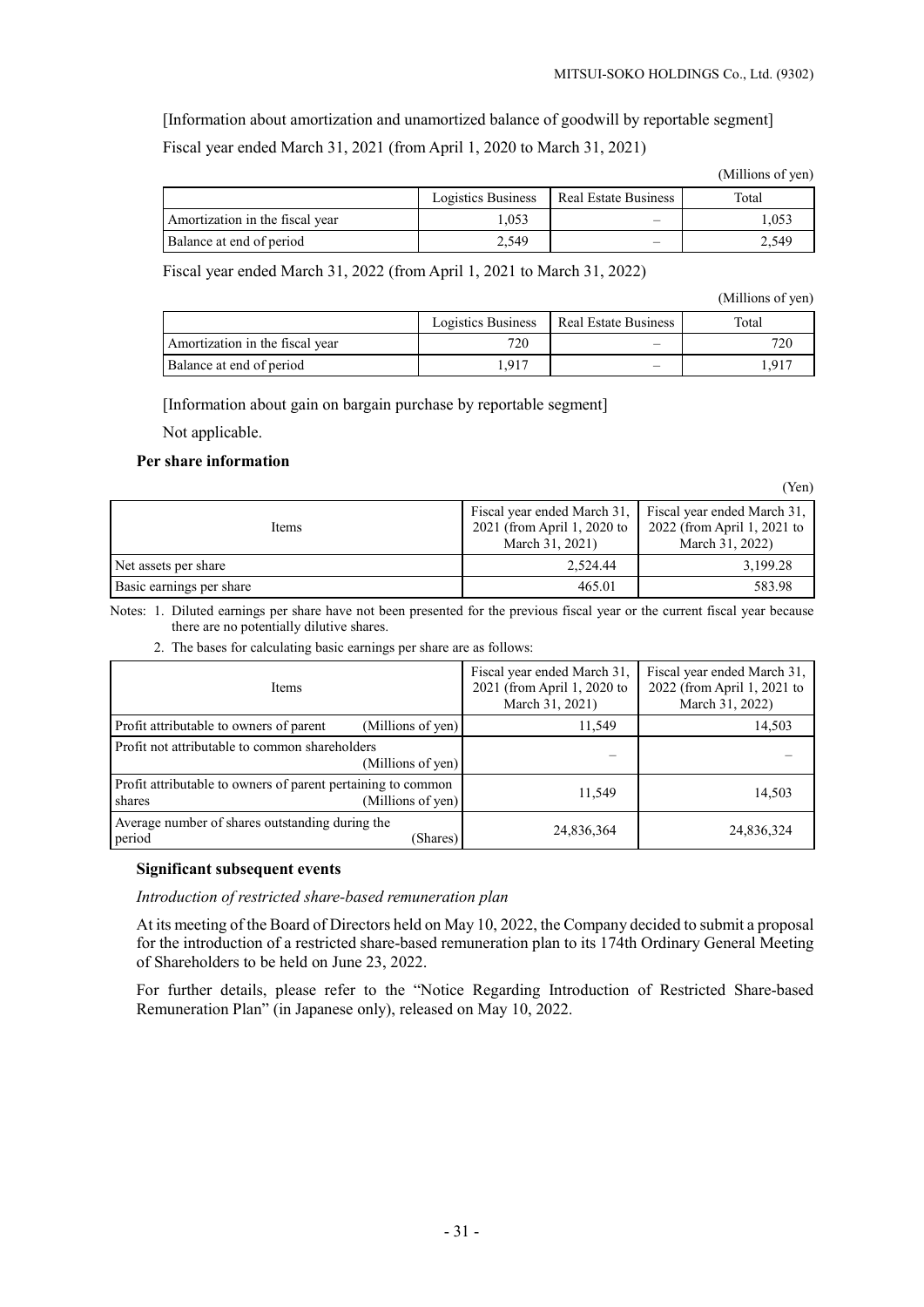[Information about amortization and unamortized balance of goodwill by reportable segment]

Fiscal year ended March 31, 2021 (from April 1, 2020 to March 31, 2021)

(Millions of yen)

| | Logistics Business | Real Estate Business | Total |
|---|---|---|---|
| Amortization in the fiscal year | 1,053 | – | 1,053 |
| Balance at end of period | 2,549 | – | 2,549 |

Fiscal year ended March 31, 2022 (from April 1, 2021 to March 31, 2022)

(Millions of yen)

| | Logistics Business | Real Estate Business | Total |
|---|---|---|---|
| Amortization in the fiscal year | 720 | – | 720 |
| Balance at end of period | 1,917 | – | 1,917 |

[Information about gain on bargain purchase by reportable segment]

Not applicable.

### Per share information

(Yen)

| Items | Fiscal year ended March 31, 2021 (from April 1, 2020 to March 31, 2021) | Fiscal year ended March 31, 2022 (from April 1, 2021 to March 31, 2022) |
|---|---|---|
| Net assets per share | 2,524.44 | 3,199.28 |
| Basic earnings per share | 465.01 | 583.98 |

Notes: 1. Diluted earnings per share have not been presented for the previous fiscal year or the current fiscal year because there are no potentially dilutive shares.

2. The bases for calculating basic earnings per share are as follows:

| Items | Fiscal year ended March 31, 2021 (from April 1, 2020 to March 31, 2021) | Fiscal year ended March 31, 2022 (from April 1, 2021 to March 31, 2022) |
|---|---|---|
| Profit attributable to owners of parent (Millions of yen) | 11,549 | 14,503 |
| Profit not attributable to common shareholders (Millions of yen) | – | – |
| Profit attributable to owners of parent pertaining to common shares (Millions of yen) | 11,549 | 14,503 |
| Average number of shares outstanding during the period (Shares) | 24,836,364 | 24,836,324 |

### Significant subsequent events

*Introduction of restricted share-based remuneration plan*

At its meeting of the Board of Directors held on May 10, 2022, the Company decided to submit a proposal for the introduction of a restricted share-based remuneration plan to its 174th Ordinary General Meeting of Shareholders to be held on June 23, 2022.

For further details, please refer to the "Notice Regarding Introduction of Restricted Share-based Remuneration Plan" (in Japanese only), released on May 10, 2022.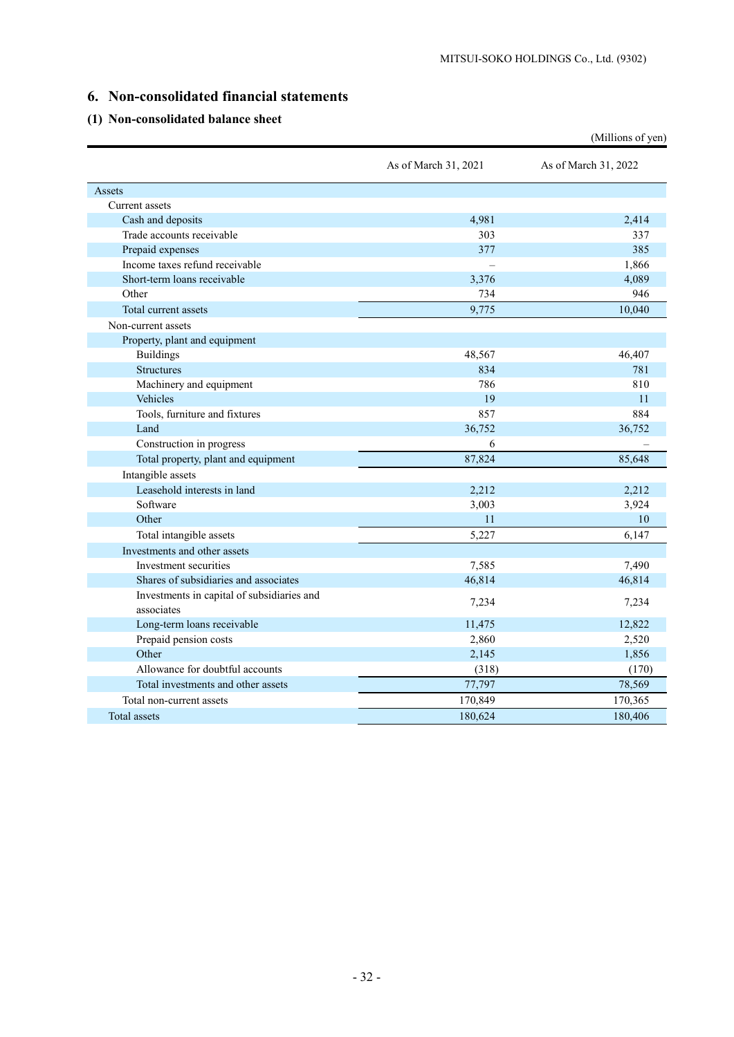## 6. Non-consolidated financial statements

### (1) Non-consolidated balance sheet

(Millions of yen)

| | As of March 31, 2021 | As of March 31, 2022 |
|---|---|---|
| Assets | | |
| Current assets | | |
| Cash and deposits | 4,981 | 2,414 |
| Trade accounts receivable | 303 | 337 |
| Prepaid expenses | 377 | 385 |
| Income taxes refund receivable | – | 1,866 |
| Short-term loans receivable | 3,376 | 4,089 |
| Other | 734 | 946 |
| Total current assets | 9,775 | 10,040 |
| Non-current assets | | |
| Property, plant and equipment | | |
| Buildings | 48,567 | 46,407 |
| Structures | 834 | 781 |
| Machinery and equipment | 786 | 810 |
| Vehicles | 19 | 11 |
| Tools, furniture and fixtures | 857 | 884 |
| Land | 36,752 | 36,752 |
| Construction in progress | 6 | – |
| Total property, plant and equipment | 87,824 | 85,648 |
| Intangible assets | | |
| Leasehold interests in land | 2,212 | 2,212 |
| Software | 3,003 | 3,924 |
| Other | 11 | 10 |
| Total intangible assets | 5,227 | 6,147 |
| Investments and other assets | | |
| Investment securities | 7,585 | 7,490 |
| Shares of subsidiaries and associates | 46,814 | 46,814 |
| Investments in capital of subsidiaries and associates | 7,234 | 7,234 |
| Long-term loans receivable | 11,475 | 12,822 |
| Prepaid pension costs | 2,860 | 2,520 |
| Other | 2,145 | 1,856 |
| Allowance for doubtful accounts | (318) | (170) |
| Total investments and other assets | 77,797 | 78,569 |
| Total non-current assets | 170,849 | 170,365 |
| Total assets | 180,624 | 180,406 |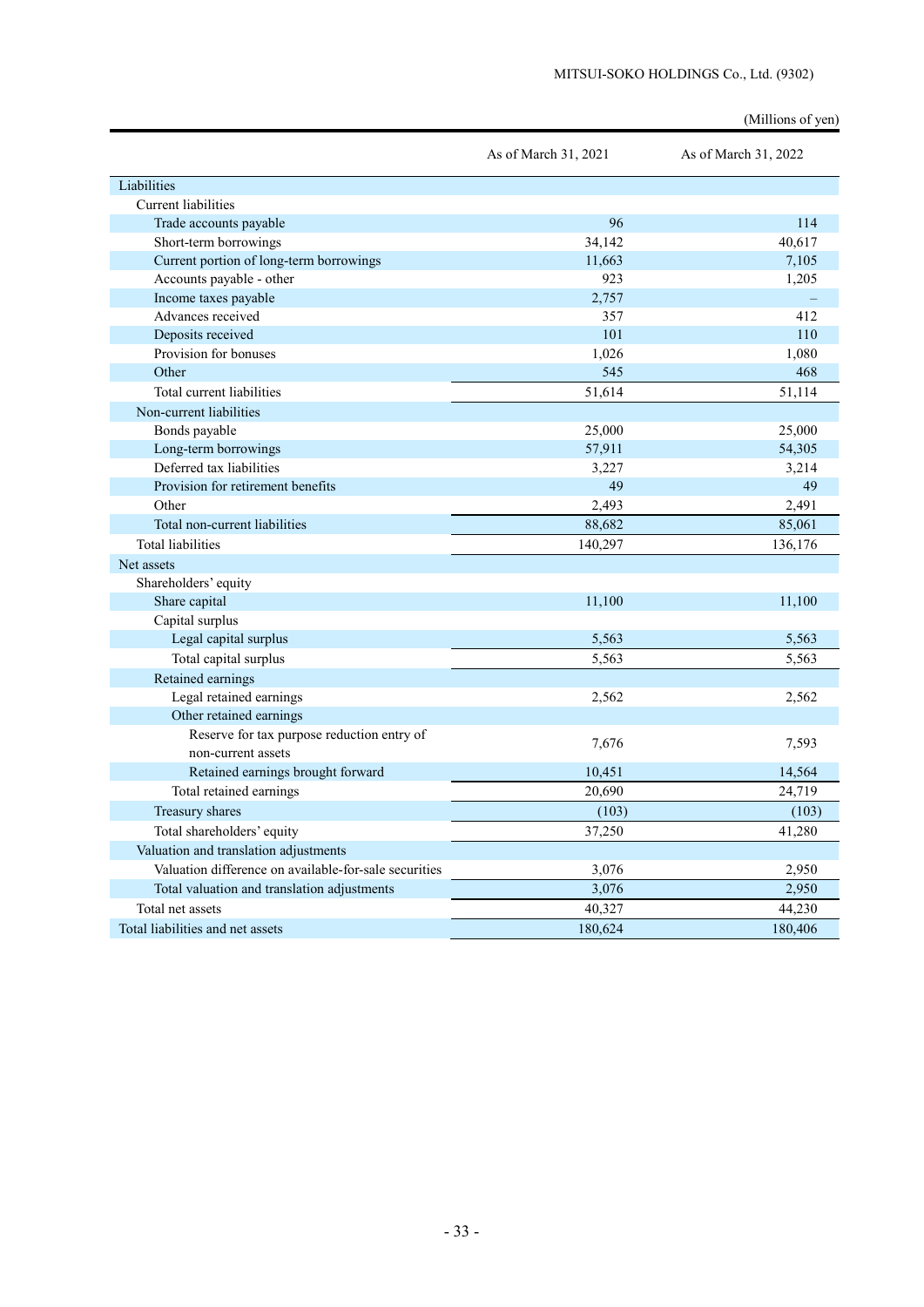(Millions of yen)

| | As of March 31, 2021 | As of March 31, 2022 |
|---|---|---|
| Liabilities | | |
| Current liabilities | | |
| Trade accounts payable | 96 | 114 |
| Short-term borrowings | 34,142 | 40,617 |
| Current portion of long-term borrowings | 11,663 | 7,105 |
| Accounts payable - other | 923 | 1,205 |
| Income taxes payable | 2,757 | – |
| Advances received | 357 | 412 |
| Deposits received | 101 | 110 |
| Provision for bonuses | 1,026 | 1,080 |
| Other | 545 | 468 |
| Total current liabilities | 51,614 | 51,114 |
| Non-current liabilities | | |
| Bonds payable | 25,000 | 25,000 |
| Long-term borrowings | 57,911 | 54,305 |
| Deferred tax liabilities | 3,227 | 3,214 |
| Provision for retirement benefits | 49 | 49 |
| Other | 2,493 | 2,491 |
| Total non-current liabilities | 88,682 | 85,061 |
| Total liabilities | 140,297 | 136,176 |
| Net assets | | |
| Shareholders' equity | | |
| Share capital | 11,100 | 11,100 |
| Capital surplus | | |
| Legal capital surplus | 5,563 | 5,563 |
| Total capital surplus | 5,563 | 5,563 |
| Retained earnings | | |
| Legal retained earnings | 2,562 | 2,562 |
| Other retained earnings | | |
| Reserve for tax purpose reduction entry of non-current assets | 7,676 | 7,593 |
| Retained earnings brought forward | 10,451 | 14,564 |
| Total retained earnings | 20,690 | 24,719 |
| Treasury shares | (103) | (103) |
| Total shareholders' equity | 37,250 | 41,280 |
| Valuation and translation adjustments | | |
| Valuation difference on available-for-sale securities | 3,076 | 2,950 |
| Total valuation and translation adjustments | 3,076 | 2,950 |
| Total net assets | 40,327 | 44,230 |
| Total liabilities and net assets | 180,624 | 180,406 |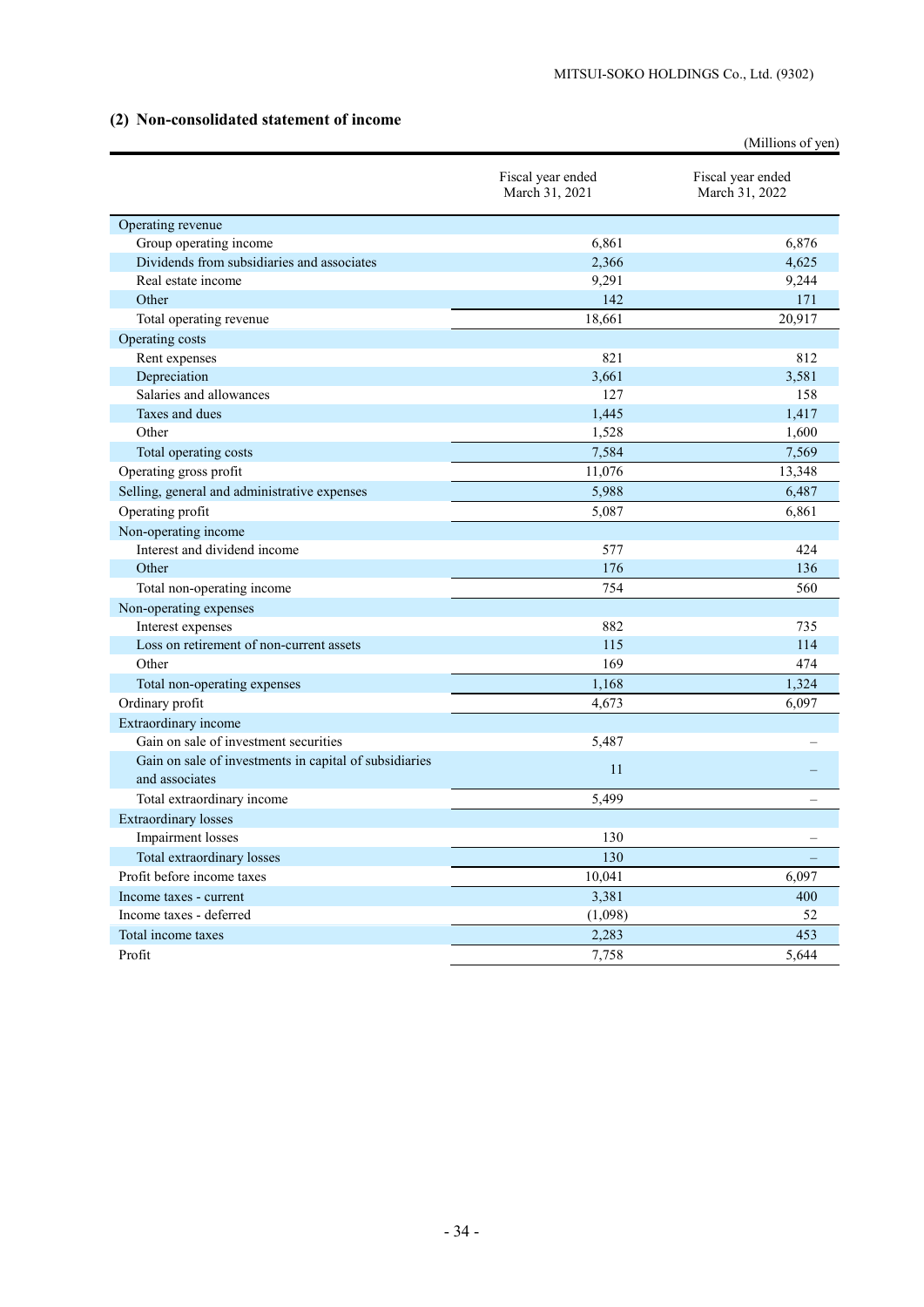### (2) Non-consolidated statement of income

(Millions of yen)

| | Fiscal year ended March 31, 2021 | Fiscal year ended March 31, 2022 |
|---|---|---|
| Operating revenue | | |
| Group operating income | 6,861 | 6,876 |
| Dividends from subsidiaries and associates | 2,366 | 4,625 |
| Real estate income | 9,291 | 9,244 |
| Other | 142 | 171 |
| Total operating revenue | 18,661 | 20,917 |
| Operating costs | | |
| Rent expenses | 821 | 812 |
| Depreciation | 3,661 | 3,581 |
| Salaries and allowances | 127 | 158 |
| Taxes and dues | 1,445 | 1,417 |
| Other | 1,528 | 1,600 |
| Total operating costs | 7,584 | 7,569 |
| Operating gross profit | 11,076 | 13,348 |
| Selling, general and administrative expenses | 5,988 | 6,487 |
| Operating profit | 5,087 | 6,861 |
| Non-operating income | | |
| Interest and dividend income | 577 | 424 |
| Other | 176 | 136 |
| Total non-operating income | 754 | 560 |
| Non-operating expenses | | |
| Interest expenses | 882 | 735 |
| Loss on retirement of non-current assets | 115 | 114 |
| Other | 169 | 474 |
| Total non-operating expenses | 1,168 | 1,324 |
| Ordinary profit | 4,673 | 6,097 |
| Extraordinary income | | |
| Gain on sale of investment securities | 5,487 | – |
| Gain on sale of investments in capital of subsidiaries and associates | 11 | – |
| Total extraordinary income | 5,499 | – |
| Extraordinary losses | | |
| Impairment losses | 130 | – |
| Total extraordinary losses | 130 | – |
| Profit before income taxes | 10,041 | 6,097 |
| Income taxes - current | 3,381 | 400 |
| Income taxes - deferred | (1,098) | 52 |
| Total income taxes | 2,283 | 453 |
| Profit | 7,758 | 5,644 |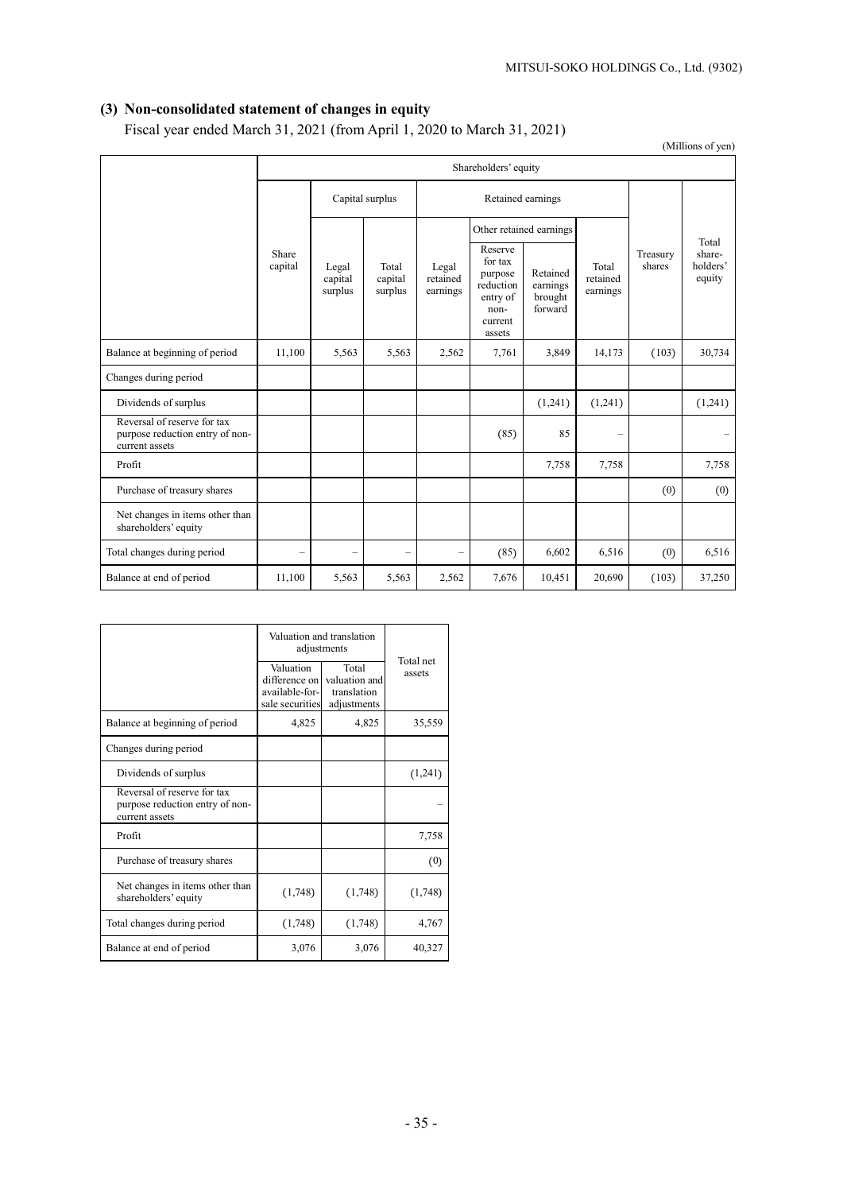## (3) Non-consolidated statement of changes in equity

Fiscal year ended March 31, 2021 (from April 1, 2020 to March 31, 2021)

(Millions of yen)

| | Shareholders' equity | | | | | | | | |
|---|---|---|---|---|---|---|---|---|---|
| | Share capital | Capital surplus | | Retained earnings | | | | Treasury shares | Total shareholders' equity |
| | | Legal capital surplus | Total capital surplus | Legal retained earnings | Other retained earnings | | Total retained earnings | | |
| | | | | | Reserve for tax purpose reduction entry of non-current assets | Retained earnings brought forward | | | |
| Balance at beginning of period | 11,100 | 5,563 | 5,563 | 2,562 | 7,761 | 3,849 | 14,173 | (103) | 30,734 |
| Changes during period | | | | | | | | | |
| Dividends of surplus | | | | | | (1,241) | (1,241) | | (1,241) |
| Reversal of reserve for tax purpose reduction entry of non-current assets | | | | | (85) | 85 | – | | – |
| Profit | | | | | | 7,758 | 7,758 | | 7,758 |
| Purchase of treasury shares | | | | | | | | (0) | (0) |
| Net changes in items other than shareholders' equity | | | | | | | | | |
| Total changes during period | – | – | – | – | (85) | 6,602 | 6,516 | (0) | 6,516 |
| Balance at end of period | 11,100 | 5,563 | 5,563 | 2,562 | 7,676 | 10,451 | 20,690 | (103) | 37,250 |

| | Valuation and translation adjustments | | Total net assets |
|---|---|---|---|
| | Valuation difference on available-for-sale securities | Total valuation and translation adjustments | |
| Balance at beginning of period | 4,825 | 4,825 | 35,559 |
| Changes during period | | | |
| Dividends of surplus | | | (1,241) |
| Reversal of reserve for tax purpose reduction entry of non-current assets | | | – |
| Profit | | | 7,758 |
| Purchase of treasury shares | | | (0) |
| Net changes in items other than shareholders' equity | (1,748) | (1,748) | (1,748) |
| Total changes during period | (1,748) | (1,748) | 4,767 |
| Balance at end of period | 3,076 | 3,076 | 40,327 |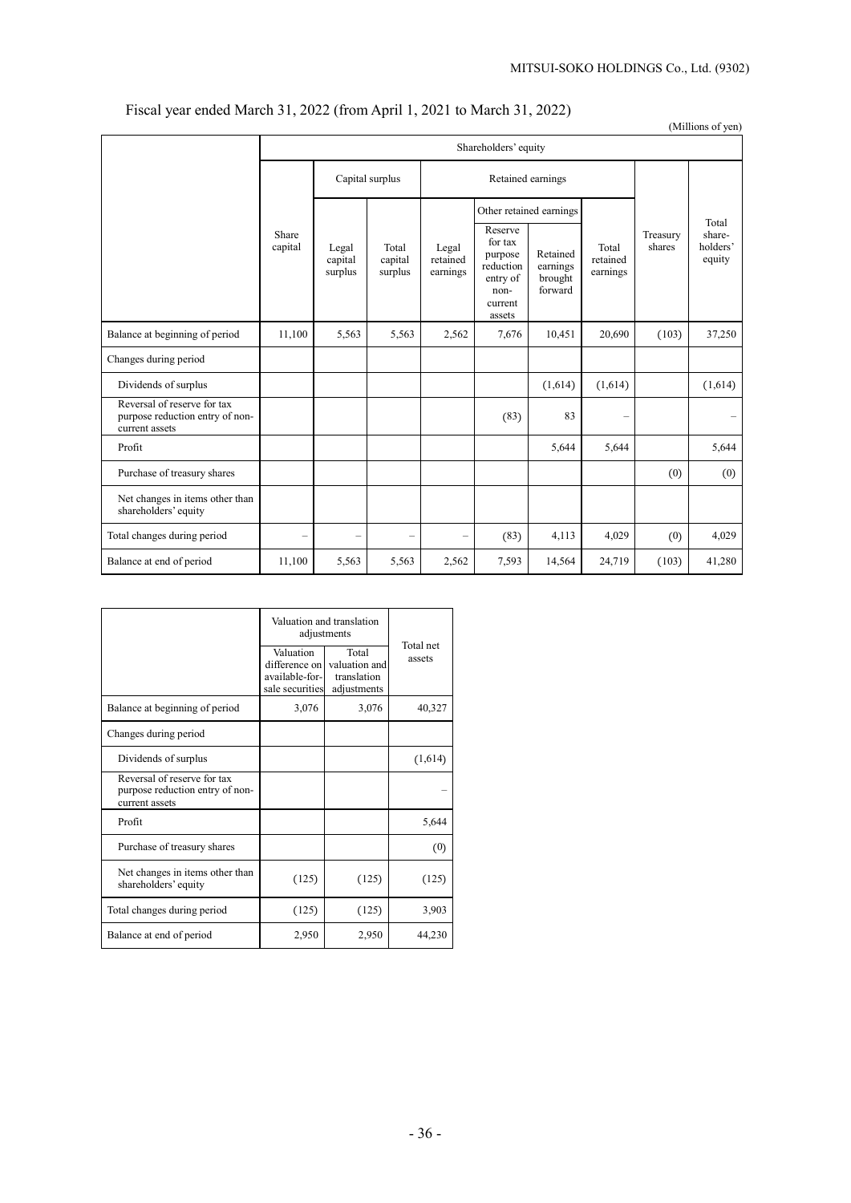Fiscal year ended March 31, 2022 (from April 1, 2021 to March 31, 2022)

(Millions of yen)

| | Shareholders' equity | | | | | | | | |
|---|---|---|---|---|---|---|---|---|---|
| | Share capital | Capital surplus | | Retained earnings | | | | Treasury shares | Total share-holders' equity |
| | | Legal capital surplus | Total capital surplus | Legal retained earnings | Other retained earnings | | Total retained earnings | | |
| | | | | | Reserve for tax purpose reduction entry of non-current assets | Retained earnings brought forward | | | |
| Balance at beginning of period | 11,100 | 5,563 | 5,563 | 2,562 | 7,676 | 10,451 | 20,690 | (103) | 37,250 |
| Changes during period | | | | | | | | | |
| Dividends of surplus | | | | | | (1,614) | (1,614) | | (1,614) |
| Reversal of reserve for tax purpose reduction entry of non-current assets | | | | | (83) | 83 | – | | – |
| Profit | | | | | | 5,644 | 5,644 | | 5,644 |
| Purchase of treasury shares | | | | | | | | (0) | (0) |
| Net changes in items other than shareholders' equity | | | | | | | | | |
| Total changes during period | – | – | – | – | (83) | 4,113 | 4,029 | (0) | 4,029 |
| Balance at end of period | 11,100 | 5,563 | 5,563 | 2,562 | 7,593 | 14,564 | 24,719 | (103) | 41,280 |

| | Valuation and translation adjustments | | Total net assets |
|---|---|---|---|
| | Valuation difference on available-for-sale securities | Total valuation and translation adjustments | |
| Balance at beginning of period | 3,076 | 3,076 | 40,327 |
| Changes during period | | | |
| Dividends of surplus | | | (1,614) |
| Reversal of reserve for tax purpose reduction entry of non-current assets | | | – |
| Profit | | | 5,644 |
| Purchase of treasury shares | | | (0) |
| Net changes in items other than shareholders' equity | (125) | (125) | (125) |
| Total changes during period | (125) | (125) | 3,903 |
| Balance at end of period | 2,950 | 2,950 | 44,230 |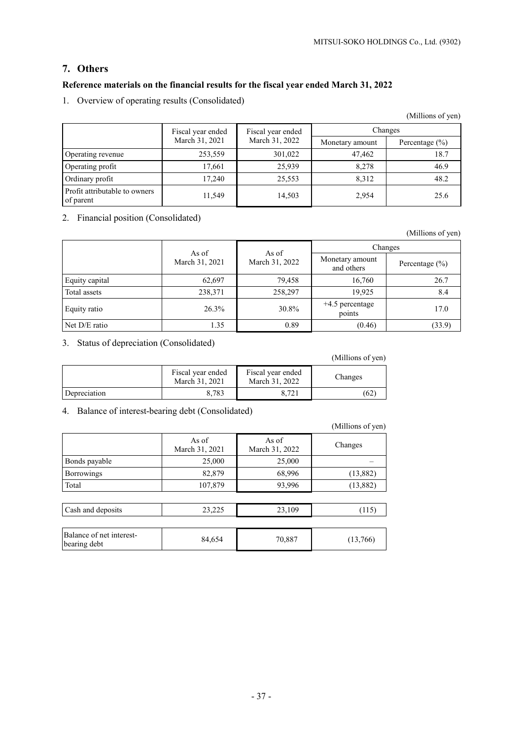## 7. Others

### Reference materials on the financial results for the fiscal year ended March 31, 2022

1. Overview of operating results (Consolidated)

(Millions of yen)

| | Fiscal year ended March 31, 2021 | Fiscal year ended March 31, 2022 | Changes | |
|---|---|---|---|---|
| | | | Monetary amount | Percentage (%) |
| Operating revenue | 253,559 | 301,022 | 47,462 | 18.7 |
| Operating profit | 17,661 | 25,939 | 8,278 | 46.9 |
| Ordinary profit | 17,240 | 25,553 | 8,312 | 48.2 |
| Profit attributable to owners of parent | 11,549 | 14,503 | 2,954 | 25.6 |

2. Financial position (Consolidated)

(Millions of yen)

| | As of March 31, 2021 | As of March 31, 2022 | Changes | |
|---|---|---|---|---|
| | | | Monetary amount and others | Percentage (%) |
| Equity capital | 62,697 | 79,458 | 16,760 | 26.7 |
| Total assets | 238,371 | 258,297 | 19,925 | 8.4 |
| Equity ratio | 26.3% | 30.8% | +4.5 percentage points | 17.0 |
| Net D/E ratio | 1.35 | 0.89 | (0.46) | (33.9) |

3. Status of depreciation (Consolidated)

(Millions of yen)

| | Fiscal year ended March 31, 2021 | Fiscal year ended March 31, 2022 | Changes |
|---|---|---|---|
| Depreciation | 8,783 | 8,721 | (62) |

4. Balance of interest-bearing debt (Consolidated)

(Millions of yen)

| | As of March 31, 2021 | As of March 31, 2022 | Changes |
|---|---|---|---|
| Bonds payable | 25,000 | 25,000 | – |
| Borrowings | 82,879 | 68,996 | (13,882) |
| Total | 107,879 | 93,996 | (13,882) |
| | | | |
| Cash and deposits | 23,225 | 23,109 | (115) |
| | | | |
| Balance of net interest-bearing debt | 84,654 | 70,887 | (13,766) |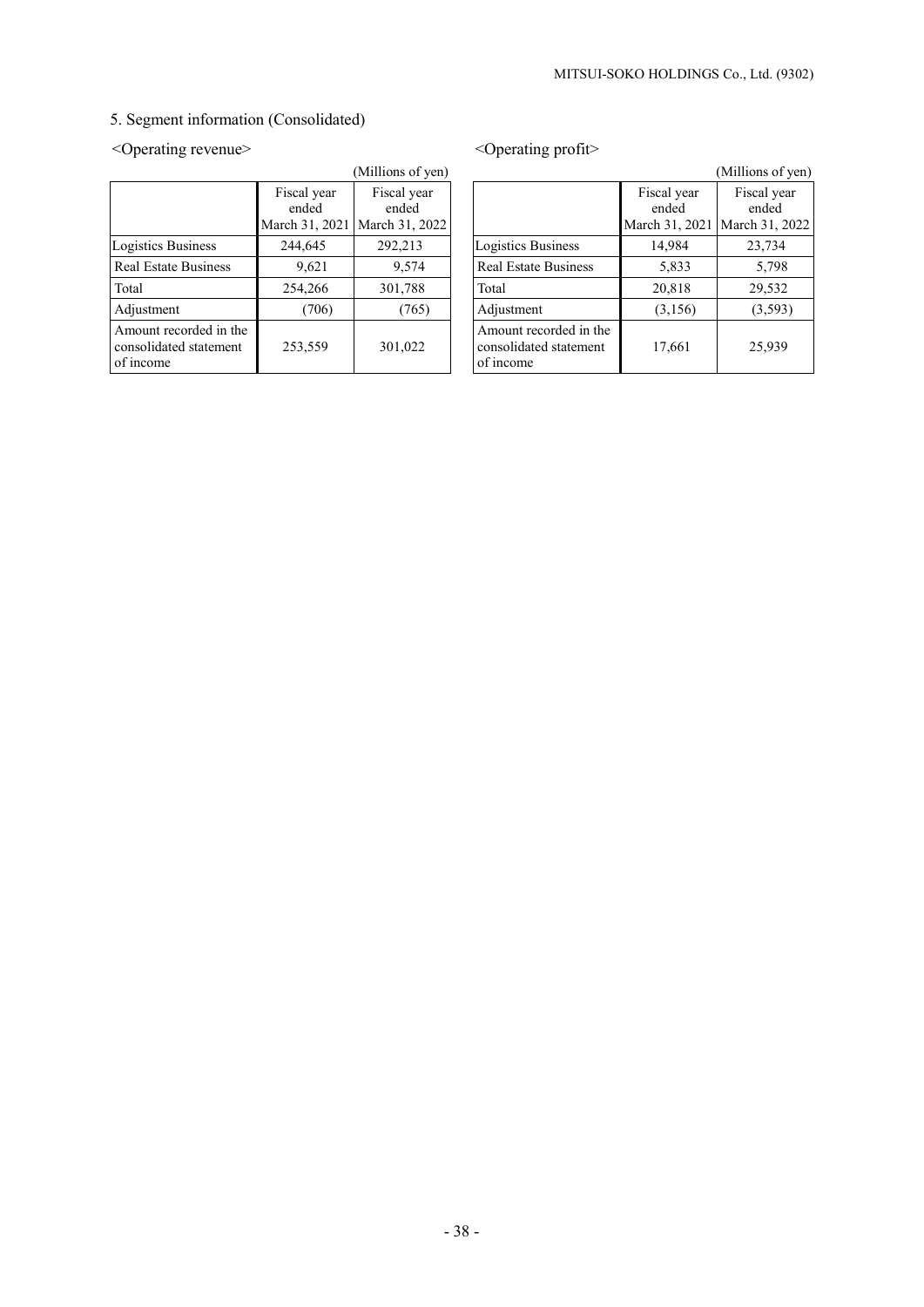## 5. Segment information (Consolidated)

<Operating revenue>

(Millions of yen)

| | Fiscal year ended March 31, 2021 | Fiscal year ended March 31, 2022 |
|---|---|---|
| Logistics Business | 244,645 | 292,213 |
| Real Estate Business | 9,621 | 9,574 |
| Total | 254,266 | 301,788 |
| Adjustment | (706) | (765) |
| Amount recorded in the consolidated statement of income | 253,559 | 301,022 |

<Operating profit>

(Millions of yen)

| | Fiscal year ended March 31, 2021 | Fiscal year ended March 31, 2022 |
|---|---|---|
| Logistics Business | 14,984 | 23,734 |
| Real Estate Business | 5,833 | 5,798 |
| Total | 20,818 | 29,532 |
| Adjustment | (3,156) | (3,593) |
| Amount recorded in the consolidated statement of income | 17,661 | 25,939 |